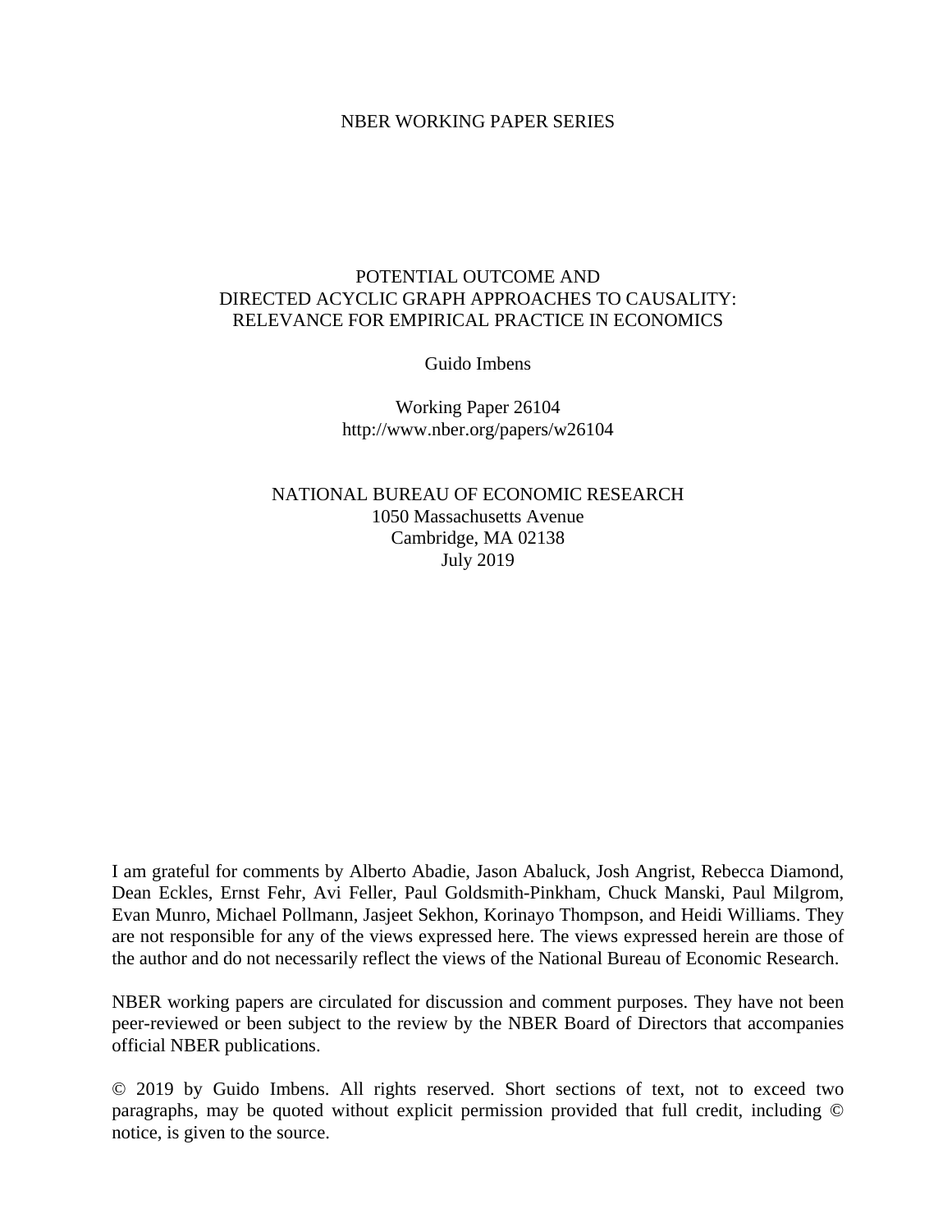NBER WORKING PAPER SERIES

# POTENTIAL OUTCOME AND DIRECTED ACYCLIC GRAPH APPROACHES TO CAUSALITY: RELEVANCE FOR EMPIRICAL PRACTICE IN ECONOMICS

Guido Imbens

Working Paper 26104
http://www.nber.org/papers/w26104

NATIONAL BUREAU OF ECONOMIC RESEARCH
1050 Massachusetts Avenue
Cambridge, MA 02138
July 2019

I am grateful for comments by Alberto Abadie, Jason Abaluck, Josh Angrist, Rebecca Diamond, Dean Eckles, Ernst Fehr, Avi Feller, Paul Goldsmith-Pinkham, Chuck Manski, Paul Milgrom, Evan Munro, Michael Pollmann, Jasjeet Sekhon, Korinayo Thompson, and Heidi Williams. They are not responsible for any of the views expressed here. The views expressed herein are those of the author and do not necessarily reflect the views of the National Bureau of Economic Research.

NBER working papers are circulated for discussion and comment purposes. They have not been peer-reviewed or been subject to the review by the NBER Board of Directors that accompanies official NBER publications.

© 2019 by Guido Imbens. All rights reserved. Short sections of text, not to exceed two paragraphs, may be quoted without explicit permission provided that full credit, including © notice, is given to the source.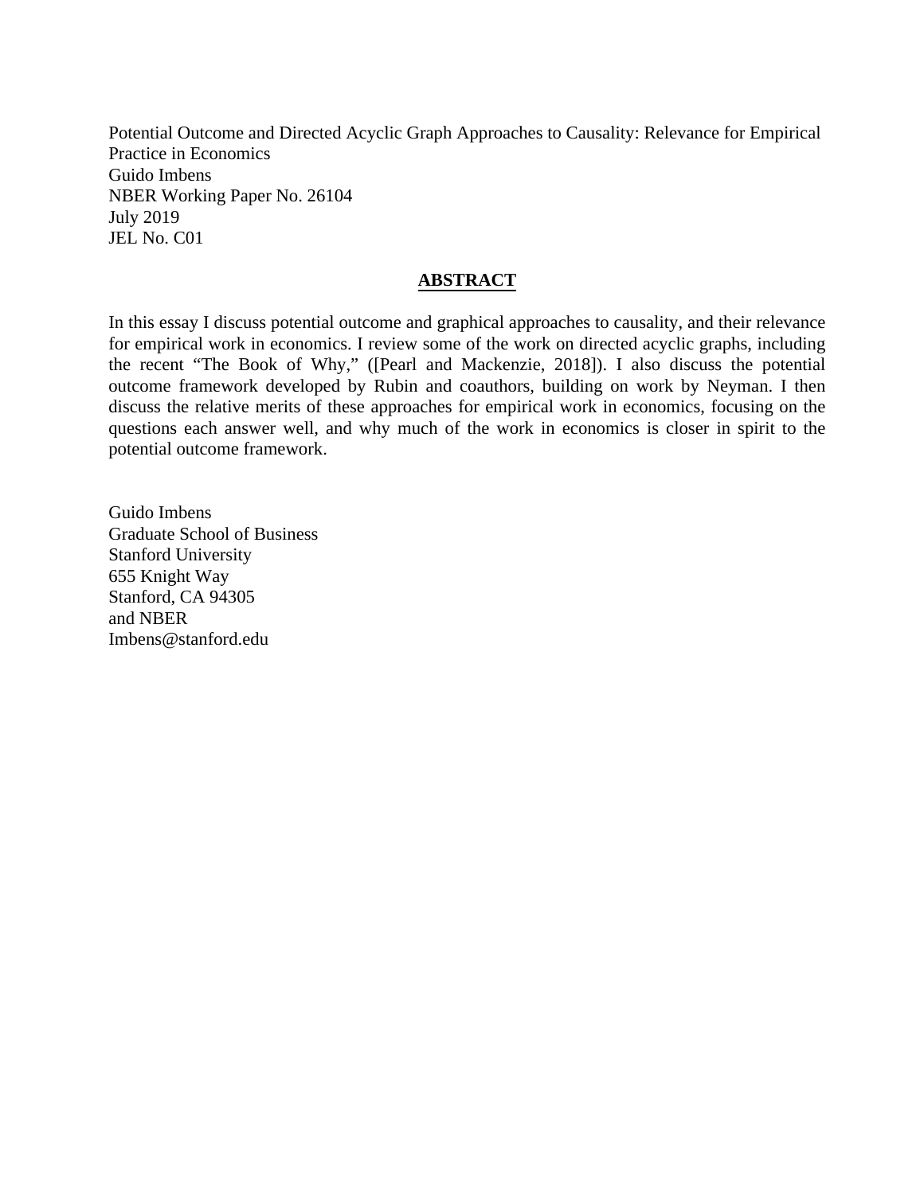Potential Outcome and Directed Acyclic Graph Approaches to Causality: Relevance for Empirical Practice in Economics
Guido Imbens
NBER Working Paper No. 26104
July 2019
JEL No. C01

## ABSTRACT

In this essay I discuss potential outcome and graphical approaches to causality, and their relevance for empirical work in economics. I review some of the work on directed acyclic graphs, including the recent "The Book of Why," ([Pearl and Mackenzie, 2018]). I also discuss the potential outcome framework developed by Rubin and coauthors, building on work by Neyman. I then discuss the relative merits of these approaches for empirical work in economics, focusing on the questions each answer well, and why much of the work in economics is closer in spirit to the potential outcome framework.

Guido Imbens
Graduate School of Business
Stanford University
655 Knight Way
Stanford, CA 94305
and NBER
Imbens@stanford.edu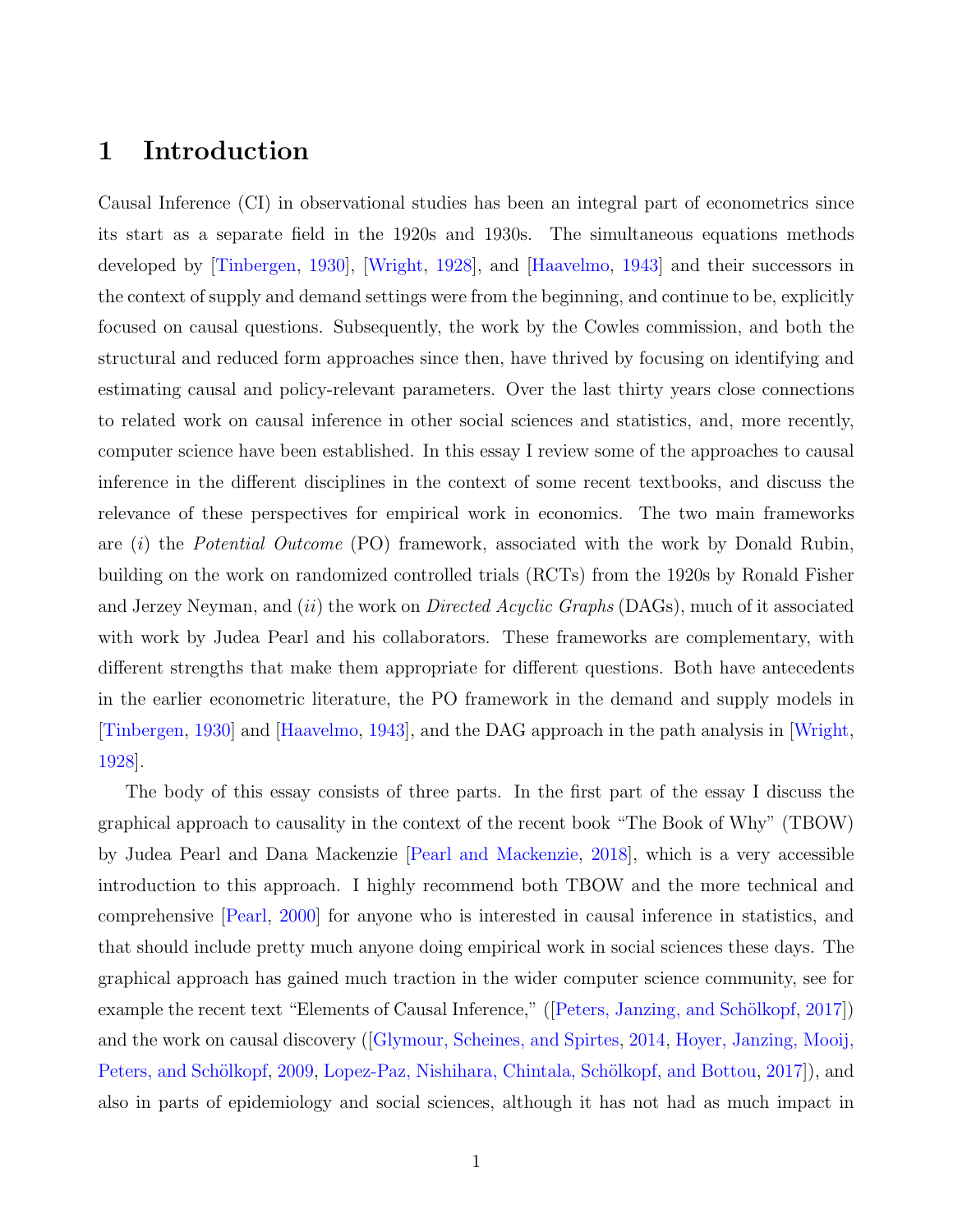# 1 Introduction

Causal Inference (CI) in observational studies has been an integral part of econometrics since its start as a separate field in the 1920s and 1930s. The simultaneous equations methods developed by [Tinbergen, 1930], [Wright, 1928], and [Haavelmo, 1943] and their successors in the context of supply and demand settings were from the beginning, and continue to be, explicitly focused on causal questions. Subsequently, the work by the Cowles commission, and both the structural and reduced form approaches since then, have thrived by focusing on identifying and estimating causal and policy-relevant parameters. Over the last thirty years close connections to related work on causal inference in other social sciences and statistics, and, more recently, computer science have been established. In this essay I review some of the approaches to causal inference in the different disciplines in the context of some recent textbooks, and discuss the relevance of these perspectives for empirical work in economics. The two main frameworks are (*i*) the *Potential Outcome* (PO) framework, associated with the work by Donald Rubin, building on the work on randomized controlled trials (RCTs) from the 1920s by Ronald Fisher and Jerzey Neyman, and (*ii*) the work on *Directed Acyclic Graphs* (DAGs), much of it associated with work by Judea Pearl and his collaborators. These frameworks are complementary, with different strengths that make them appropriate for different questions. Both have antecedents in the earlier econometric literature, the PO framework in the demand and supply models in [Tinbergen, 1930] and [Haavelmo, 1943], and the DAG approach in the path analysis in [Wright, 1928].

The body of this essay consists of three parts. In the first part of the essay I discuss the graphical approach to causality in the context of the recent book "The Book of Why" (TBOW) by Judea Pearl and Dana Mackenzie [Pearl and Mackenzie, 2018], which is a very accessible introduction to this approach. I highly recommend both TBOW and the more technical and comprehensive [Pearl, 2000] for anyone who is interested in causal inference in statistics, and that should include pretty much anyone doing empirical work in social sciences these days. The graphical approach has gained much traction in the wider computer science community, see for example the recent text "Elements of Causal Inference," ([Peters, Janzing, and Schölkopf, 2017]) and the work on causal discovery ([Glymour, Scheines, and Spirtes, 2014, Hoyer, Janzing, Mooij, Peters, and Schölkopf, 2009, Lopez-Paz, Nishihara, Chintala, Schölkopf, and Bottou, 2017]), and also in parts of epidemiology and social sciences, although it has not had as much impact in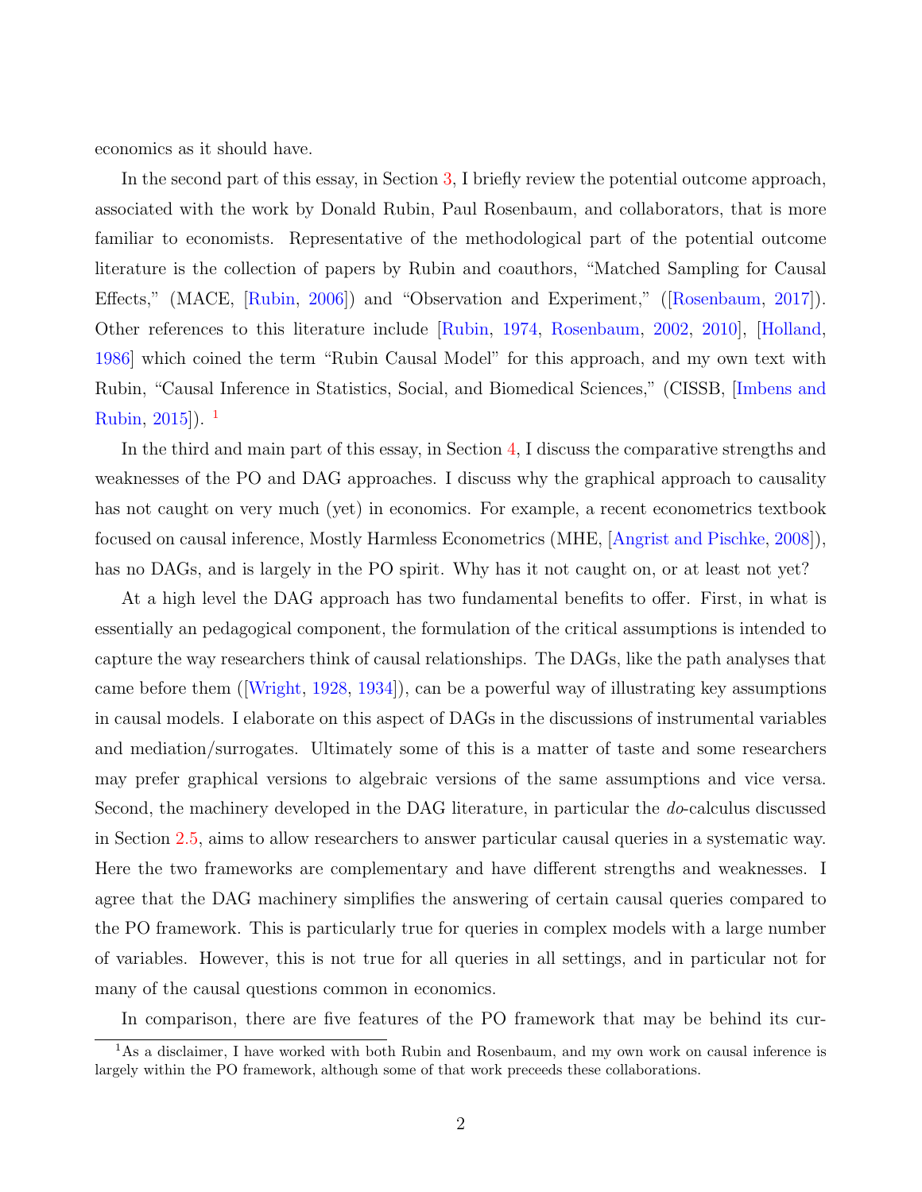economics as it should have.

In the second part of this essay, in Section 3, I briefly review the potential outcome approach, associated with the work by Donald Rubin, Paul Rosenbaum, and collaborators, that is more familiar to economists. Representative of the methodological part of the potential outcome literature is the collection of papers by Rubin and coauthors, "Matched Sampling for Causal Effects," (MACE, [Rubin, 2006]) and "Observation and Experiment," ([Rosenbaum, 2017]). Other references to this literature include [Rubin, 1974, Rosenbaum, 2002, 2010], [Holland, 1986] which coined the term "Rubin Causal Model" for this approach, and my own text with Rubin, "Causal Inference in Statistics, Social, and Biomedical Sciences," (CISSB, [Imbens and Rubin, 2015]). [1]

In the third and main part of this essay, in Section 4, I discuss the comparative strengths and weaknesses of the PO and DAG approaches. I discuss why the graphical approach to causality has not caught on very much (yet) in economics. For example, a recent econometrics textbook focused on causal inference, Mostly Harmless Econometrics (MHE, [Angrist and Pischke, 2008]), has no DAGs, and is largely in the PO spirit. Why has it not caught on, or at least not yet?

At a high level the DAG approach has two fundamental benefits to offer. First, in what is essentially an pedagogical component, the formulation of the critical assumptions is intended to capture the way researchers think of causal relationships. The DAGs, like the path analyses that came before them ([Wright, 1928, 1934]), can be a powerful way of illustrating key assumptions in causal models. I elaborate on this aspect of DAGs in the discussions of instrumental variables and mediation/surrogates. Ultimately some of this is a matter of taste and some researchers may prefer graphical versions to algebraic versions of the same assumptions and vice versa. Second, the machinery developed in the DAG literature, in particular the *do*-calculus discussed in Section 2.5, aims to allow researchers to answer particular causal queries in a systematic way. Here the two frameworks are complementary and have different strengths and weaknesses. I agree that the DAG machinery simplifies the answering of certain causal queries compared to the PO framework. This is particularly true for queries in complex models with a large number of variables. However, this is not true for all queries in all settings, and in particular not for many of the causal questions common in economics.

In comparison, there are five features of the PO framework that may be behind its cur-

[1] As a disclaimer, I have worked with both Rubin and Rosenbaum, and my own work on causal inference is largely within the PO framework, although some of that work preceeds these collaborations.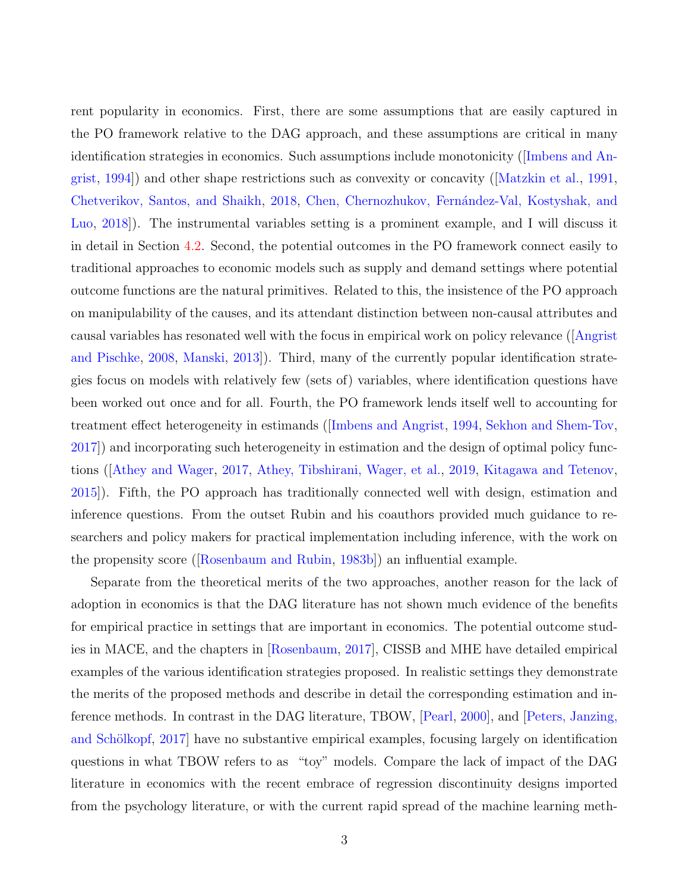rent popularity in economics. First, there are some assumptions that are easily captured in the PO framework relative to the DAG approach, and these assumptions are critical in many identification strategies in economics. Such assumptions include monotonicity ([Imbens and Angrist, 1994]) and other shape restrictions such as convexity or concavity ([Matzkin et al., 1991, Chetverikov, Santos, and Shaikh, 2018, Chen, Chernozhukov, Fernández-Val, Kostyshak, and Luo, 2018]). The instrumental variables setting is a prominent example, and I will discuss it in detail in Section 4.2. Second, the potential outcomes in the PO framework connect easily to traditional approaches to economic models such as supply and demand settings where potential outcome functions are the natural primitives. Related to this, the insistence of the PO approach on manipulability of the causes, and its attendant distinction between non-causal attributes and causal variables has resonated well with the focus in empirical work on policy relevance ([Angrist and Pischke, 2008, Manski, 2013]). Third, many of the currently popular identification strategies focus on models with relatively few (sets of) variables, where identification questions have been worked out once and for all. Fourth, the PO framework lends itself well to accounting for treatment effect heterogeneity in estimands ([Imbens and Angrist, 1994, Sekhon and Shem-Tov, 2017]) and incorporating such heterogeneity in estimation and the design of optimal policy functions ([Athey and Wager, 2017, Athey, Tibshirani, Wager, et al., 2019, Kitagawa and Tetenov, 2015]). Fifth, the PO approach has traditionally connected well with design, estimation and inference questions. From the outset Rubin and his coauthors provided much guidance to researchers and policy makers for practical implementation including inference, with the work on the propensity score ([Rosenbaum and Rubin, 1983b]) an influential example.

Separate from the theoretical merits of the two approaches, another reason for the lack of adoption in economics is that the DAG literature has not shown much evidence of the benefits for empirical practice in settings that are important in economics. The potential outcome studies in MACE, and the chapters in [Rosenbaum, 2017], CISSB and MHE have detailed empirical examples of the various identification strategies proposed. In realistic settings they demonstrate the merits of the proposed methods and describe in detail the corresponding estimation and inference methods. In contrast in the DAG literature, TBOW, [Pearl, 2000], and [Peters, Janzing, and Schölkopf, 2017] have no substantive empirical examples, focusing largely on identification questions in what TBOW refers to as "toy" models. Compare the lack of impact of the DAG literature in economics with the recent embrace of regression discontinuity designs imported from the psychology literature, or with the current rapid spread of the machine learning meth-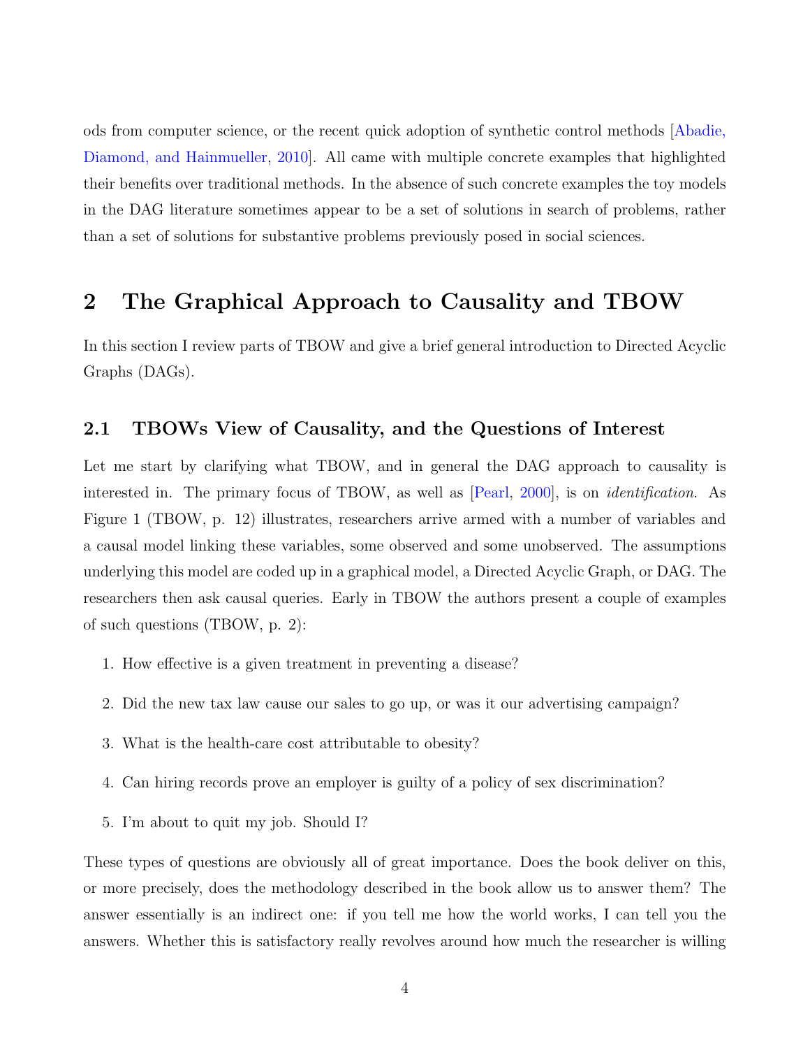ods from computer science, or the recent quick adoption of synthetic control methods [Abadie, Diamond, and Hainmueller, 2010]. All came with multiple concrete examples that highlighted their benefits over traditional methods. In the absence of such concrete examples the toy models in the DAG literature sometimes appear to be a set of solutions in search of problems, rather than a set of solutions for substantive problems previously posed in social sciences.

## 2 The Graphical Approach to Causality and TBOW

In this section I review parts of TBOW and give a brief general introduction to Directed Acyclic Graphs (DAGs).

### 2.1 TBOWs View of Causality, and the Questions of Interest

Let me start by clarifying what TBOW, and in general the DAG approach to causality is interested in. The primary focus of TBOW, as well as [Pearl, 2000], is on *identification*. As Figure 1 (TBOW, p. 12) illustrates, researchers arrive armed with a number of variables and a causal model linking these variables, some observed and some unobserved. The assumptions underlying this model are coded up in a graphical model, a Directed Acyclic Graph, or DAG. The researchers then ask causal queries. Early in TBOW the authors present a couple of examples of such questions (TBOW, p. 2):

1. How effective is a given treatment in preventing a disease?
2. Did the new tax law cause our sales to go up, or was it our advertising campaign?
3. What is the health-care cost attributable to obesity?
4. Can hiring records prove an employer is guilty of a policy of sex discrimination?
5. I'm about to quit my job. Should I?

These types of questions are obviously all of great importance. Does the book deliver on this, or more precisely, does the methodology described in the book allow us to answer them? The answer essentially is an indirect one: if you tell me how the world works, I can tell you the answers. Whether this is satisfactory really revolves around how much the researcher is willing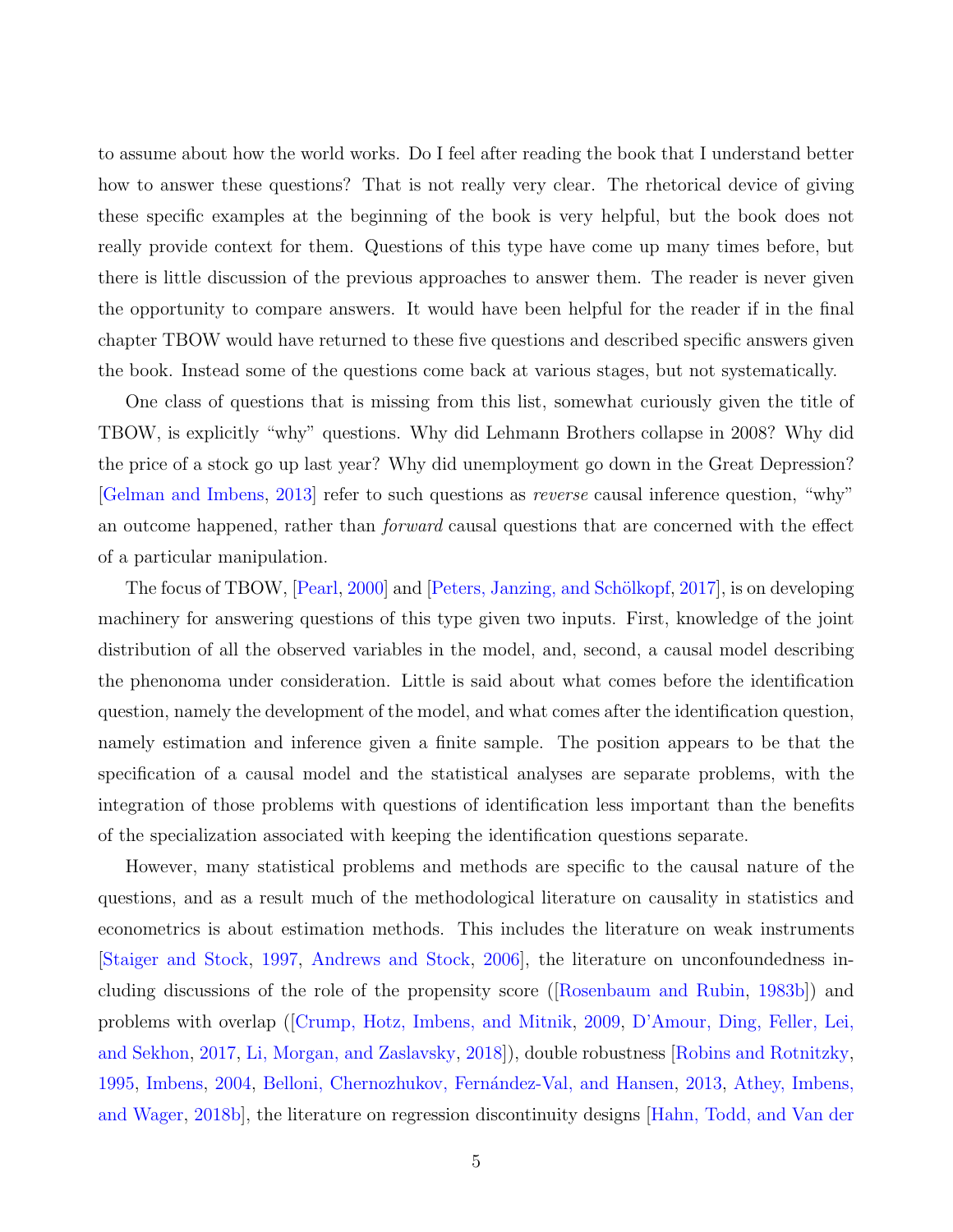to assume about how the world works. Do I feel after reading the book that I understand better how to answer these questions? That is not really very clear. The rhetorical device of giving these specific examples at the beginning of the book is very helpful, but the book does not really provide context for them. Questions of this type have come up many times before, but there is little discussion of the previous approaches to answer them. The reader is never given the opportunity to compare answers. It would have been helpful for the reader if in the final chapter TBOW would have returned to these five questions and described specific answers given the book. Instead some of the questions come back at various stages, but not systematically.

One class of questions that is missing from this list, somewhat curiously given the title of TBOW, is explicitly "why" questions. Why did Lehmann Brothers collapse in 2008? Why did the price of a stock go up last year? Why did unemployment go down in the Great Depression? [Gelman and Imbens, 2013] refer to such questions as *reverse* causal inference question, "why" an outcome happened, rather than *forward* causal questions that are concerned with the effect of a particular manipulation.

The focus of TBOW, [Pearl, 2000] and [Peters, Janzing, and Schölkopf, 2017], is on developing machinery for answering questions of this type given two inputs. First, knowledge of the joint distribution of all the observed variables in the model, and, second, a causal model describing the phenonoma under consideration. Little is said about what comes before the identification question, namely the development of the model, and what comes after the identification question, namely estimation and inference given a finite sample. The position appears to be that the specification of a causal model and the statistical analyses are separate problems, with the integration of those problems with questions of identification less important than the benefits of the specialization associated with keeping the identification questions separate.

However, many statistical problems and methods are specific to the causal nature of the questions, and as a result much of the methodological literature on causality in statistics and econometrics is about estimation methods. This includes the literature on weak instruments [Staiger and Stock, 1997, Andrews and Stock, 2006], the literature on unconfoundedness including discussions of the role of the propensity score ([Rosenbaum and Rubin, 1983b]) and problems with overlap ([Crump, Hotz, Imbens, and Mitnik, 2009, D'Amour, Ding, Feller, Lei, and Sekhon, 2017, Li, Morgan, and Zaslavsky, 2018]), double robustness [Robins and Rotnitzky, 1995, Imbens, 2004, Belloni, Chernozhukov, Fernández-Val, and Hansen, 2013, Athey, Imbens, and Wager, 2018b], the literature on regression discontinuity designs [Hahn, Todd, and Van der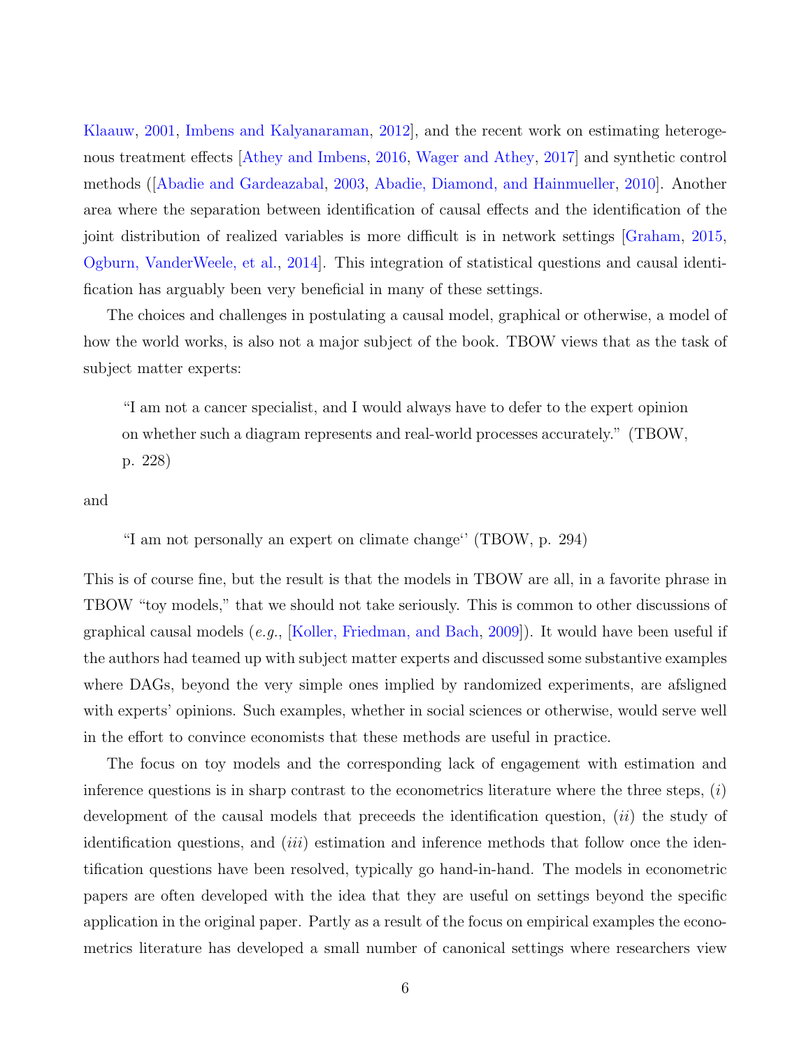Klaauw, 2001, Imbens and Kalyanaraman, 2012], and the recent work on estimating heterogenous treatment effects [Athey and Imbens, 2016, Wager and Athey, 2017] and synthetic control methods ([Abadie and Gardeazabal, 2003, Abadie, Diamond, and Hainmueller, 2010]. Another area where the separation between identification of causal effects and the identification of the joint distribution of realized variables is more difficult is in network settings [Graham, 2015, Ogburn, VanderWeele, et al., 2014]. This integration of statistical questions and causal identification has arguably been very beneficial in many of these settings.

The choices and challenges in postulating a causal model, graphical or otherwise, a model of how the world works, is also not a major subject of the book. TBOW views that as the task of subject matter experts:

> "I am not a cancer specialist, and I would always have to defer to the expert opinion on whether such a diagram represents and real-world processes accurately." (TBOW, p. 228)

and

> "I am not personally an expert on climate change'' (TBOW, p. 294)

This is of course fine, but the result is that the models in TBOW are all, in a favorite phrase in TBOW "toy models," that we should not take seriously. This is common to other discussions of graphical causal models (*e.g.*, [Koller, Friedman, and Bach, 2009]). It would have been useful if the authors had teamed up with subject matter experts and discussed some substantive examples where DAGs, beyond the very simple ones implied by randomized experiments, are afsligned with experts' opinions. Such examples, whether in social sciences or otherwise, would serve well in the effort to convince economists that these methods are useful in practice.

The focus on toy models and the corresponding lack of engagement with estimation and inference questions is in sharp contrast to the econometrics literature where the three steps, (*i*) development of the causal models that preceeds the identification question, (*ii*) the study of identification questions, and (*iii*) estimation and inference methods that follow once the identification questions have been resolved, typically go hand-in-hand. The models in econometric papers are often developed with the idea that they are useful on settings beyond the specific application in the original paper. Partly as a result of the focus on empirical examples the econometrics literature has developed a small number of canonical settings where researchers view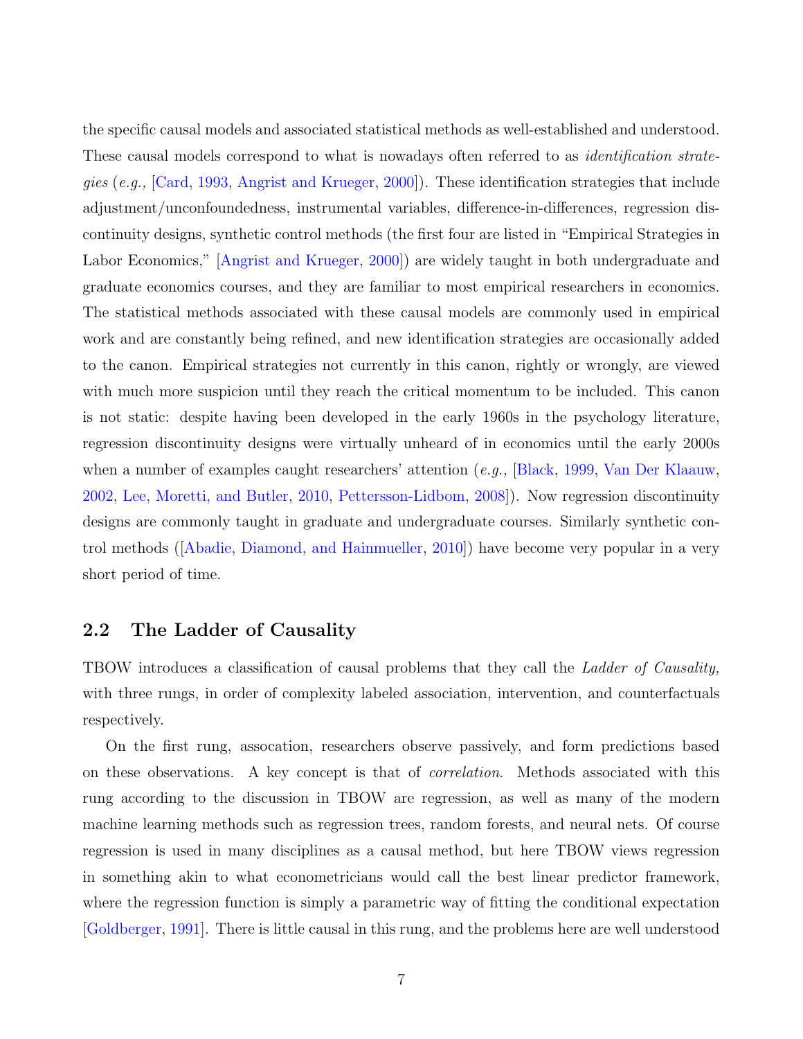the specific causal models and associated statistical methods as well-established and understood. These causal models correspond to what is nowadays often referred to as *identification strategies* (*e.g.,* [Card, 1993, Angrist and Krueger, 2000]). These identification strategies that include adjustment/unconfoundedness, instrumental variables, difference-in-differences, regression discontinuity designs, synthetic control methods (the first four are listed in "Empirical Strategies in Labor Economics," [Angrist and Krueger, 2000]) are widely taught in both undergraduate and graduate economics courses, and they are familiar to most empirical researchers in economics. The statistical methods associated with these causal models are commonly used in empirical work and are constantly being refined, and new identification strategies are occasionally added to the canon. Empirical strategies not currently in this canon, rightly or wrongly, are viewed with much more suspicion until they reach the critical momentum to be included. This canon is not static: despite having been developed in the early 1960s in the psychology literature, regression discontinuity designs were virtually unheard of in economics until the early 2000s when a number of examples caught researchers' attention (*e.g.,* [Black, 1999, Van Der Klaauw, 2002, Lee, Moretti, and Butler, 2010, Pettersson-Lidbom, 2008]). Now regression discontinuity designs are commonly taught in graduate and undergraduate courses. Similarly synthetic control methods ([Abadie, Diamond, and Hainmueller, 2010]) have become very popular in a very short period of time.

## 2.2 The Ladder of Causality

TBOW introduces a classification of causal problems that they call the *Ladder of Causality,* with three rungs, in order of complexity labeled association, intervention, and counterfactuals respectively.

On the first rung, assocation, researchers observe passively, and form predictions based on these observations. A key concept is that of *correlation.* Methods associated with this rung according to the discussion in TBOW are regression, as well as many of the modern machine learning methods such as regression trees, random forests, and neural nets. Of course regression is used in many disciplines as a causal method, but here TBOW views regression in something akin to what econometricians would call the best linear predictor framework, where the regression function is simply a parametric way of fitting the conditional expectation [Goldberger, 1991]. There is little causal in this rung, and the problems here are well understood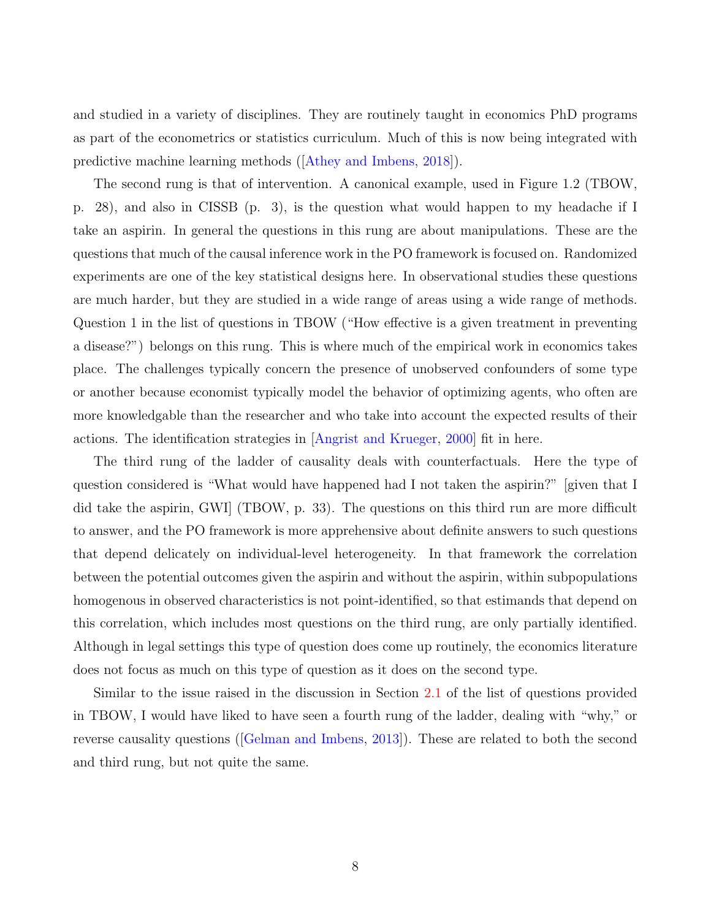and studied in a variety of disciplines. They are routinely taught in economics PhD programs as part of the econometrics or statistics curriculum. Much of this is now being integrated with predictive machine learning methods ([Athey and Imbens, 2018]).

The second rung is that of intervention. A canonical example, used in Figure 1.2 (TBOW, p. 28), and also in CISSB (p. 3), is the question what would happen to my headache if I take an aspirin. In general the questions in this rung are about manipulations. These are the questions that much of the causal inference work in the PO framework is focused on. Randomized experiments are one of the key statistical designs here. In observational studies these questions are much harder, but they are studied in a wide range of areas using a wide range of methods. Question 1 in the list of questions in TBOW ("How effective is a given treatment in preventing a disease?") belongs on this rung. This is where much of the empirical work in economics takes place. The challenges typically concern the presence of unobserved confounders of some type or another because economist typically model the behavior of optimizing agents, who often are more knowledgable than the researcher and who take into account the expected results of their actions. The identification strategies in [Angrist and Krueger, 2000] fit in here.

The third rung of the ladder of causality deals with counterfactuals. Here the type of question considered is "What would have happened had I not taken the aspirin?" [given that I did take the aspirin, GWI] (TBOW, p. 33). The questions on this third run are more difficult to answer, and the PO framework is more apprehensive about definite answers to such questions that depend delicately on individual-level heterogeneity. In that framework the correlation between the potential outcomes given the aspirin and without the aspirin, within subpopulations homogenous in observed characteristics is not point-identified, so that estimands that depend on this correlation, which includes most questions on the third rung, are only partially identified. Although in legal settings this type of question does come up routinely, the economics literature does not focus as much on this type of question as it does on the second type.

Similar to the issue raised in the discussion in Section 2.1 of the list of questions provided in TBOW, I would have liked to have seen a fourth rung of the ladder, dealing with "why," or reverse causality questions ([Gelman and Imbens, 2013]). These are related to both the second and third rung, but not quite the same.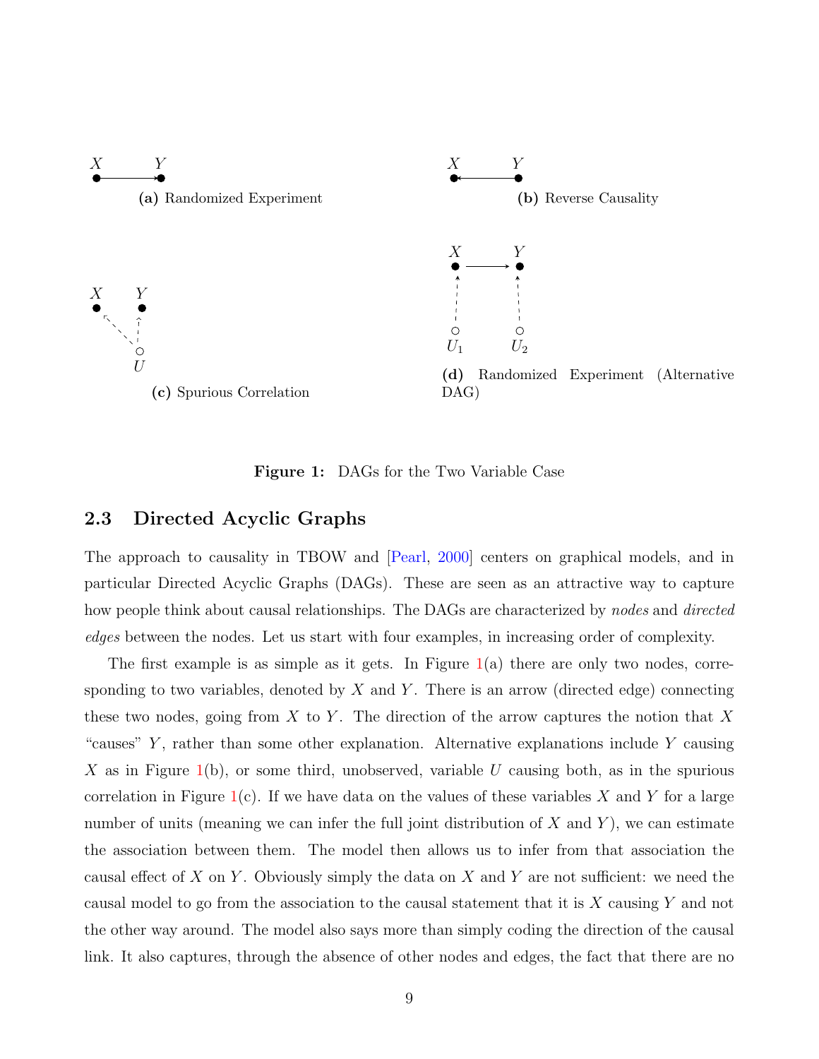(a) Randomized Experiment

(b) Reverse Causality

(c) Spurious Correlation

(d) Randomized Experiment (Alternative DAG)

**Figure 1:** DAGs for the Two Variable Case

## 2.3 Directed Acyclic Graphs

The approach to causality in TBOW and [Pearl, 2000] centers on graphical models, and in particular Directed Acyclic Graphs (DAGs). These are seen as an attractive way to capture how people think about causal relationships. The DAGs are characterized by *nodes* and *directed edges* between the nodes. Let us start with four examples, in increasing order of complexity.

The first example is as simple as it gets. In Figure 1(a) there are only two nodes, corresponding to two variables, denoted by $X$ and $Y$. There is an arrow (directed edge) connecting these two nodes, going from $X$ to $Y$. The direction of the arrow captures the notion that $X$ "causes" $Y$, rather than some other explanation. Alternative explanations include $Y$ causing $X$ as in Figure 1(b), or some third, unobserved, variable $U$ causing both, as in the spurious correlation in Figure 1(c). If we have data on the values of these variables $X$ and $Y$ for a large number of units (meaning we can infer the full joint distribution of $X$ and $Y$), we can estimate the association between them. The model then allows us to infer from that association the causal effect of $X$ on $Y$. Obviously simply the data on $X$ and $Y$ are not sufficient: we need the causal model to go from the association to the causal statement that it is $X$ causing $Y$ and not the other way around. The model also says more than simply coding the direction of the causal link. It also captures, through the absence of other nodes and edges, the fact that there are no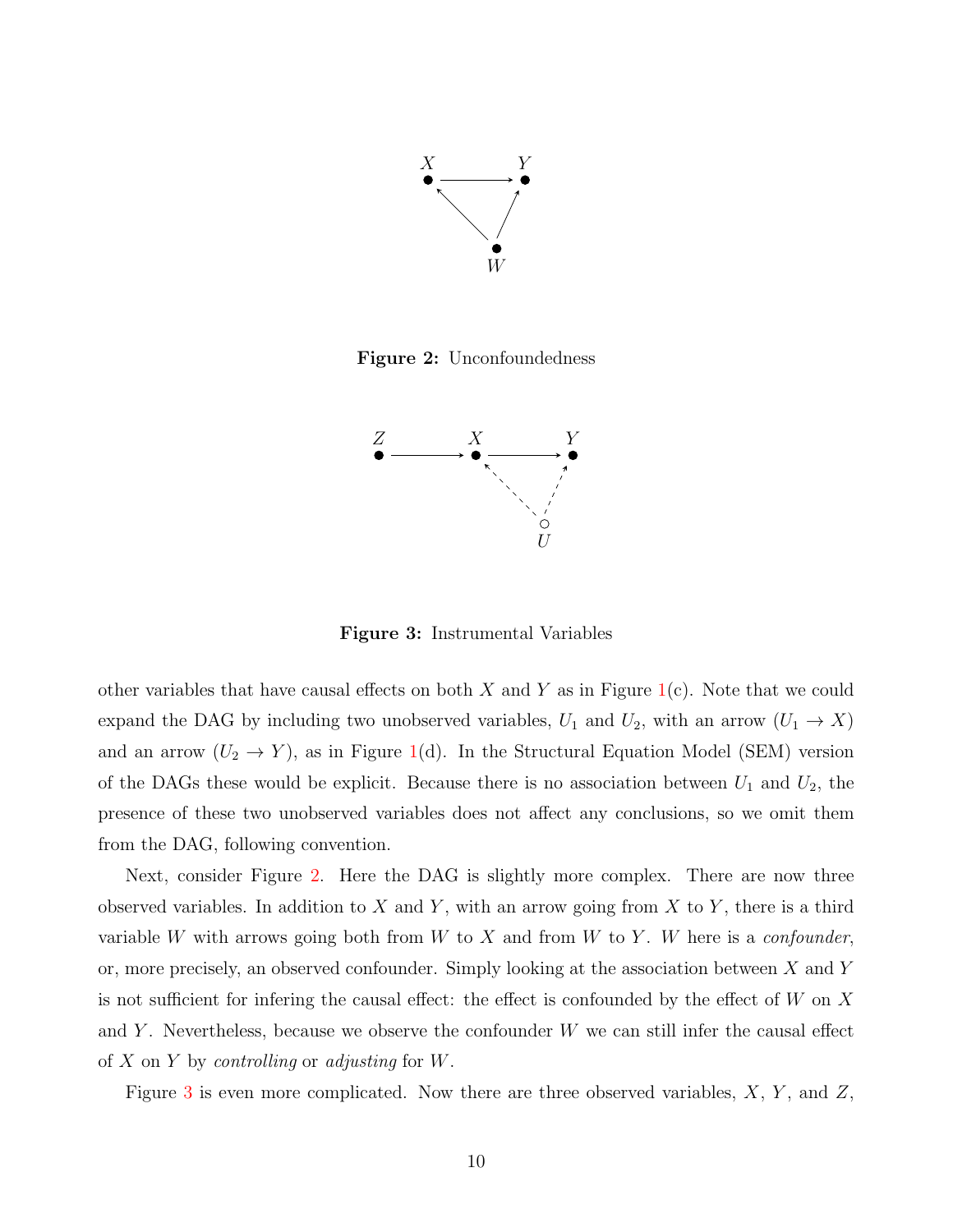**Figure 2:** Unconfoundedness

**Figure 3:** Instrumental Variables

other variables that have causal effects on both $X$ and $Y$ as in Figure 1(c). Note that we could expand the DAG by including two unobserved variables, $U_1$ and $U_2$, with an arrow ($U_1 \rightarrow X$) and an arrow ($U_2 \rightarrow Y$), as in Figure 1(d). In the Structural Equation Model (SEM) version of the DAGs these would be explicit. Because there is no association between $U_1$ and $U_2$, the presence of these two unobserved variables does not affect any conclusions, so we omit them from the DAG, following convention.

Next, consider Figure 2. Here the DAG is slightly more complex. There are now three observed variables. In addition to $X$ and $Y$, with an arrow going from $X$ to $Y$, there is a third variable $W$ with arrows going both from $W$ to $X$ and from $W$ to $Y$. $W$ here is a *confounder*, or, more precisely, an observed confounder. Simply looking at the association between $X$ and $Y$ is not sufficient for infering the causal effect: the effect is confounded by the effect of $W$ on $X$ and $Y$. Nevertheless, because we observe the confounder $W$ we can still infer the causal effect of $X$ on $Y$ by *controlling* or *adjusting* for $W$.

Figure 3 is even more complicated. Now there are three observed variables, $X$, $Y$, and $Z$,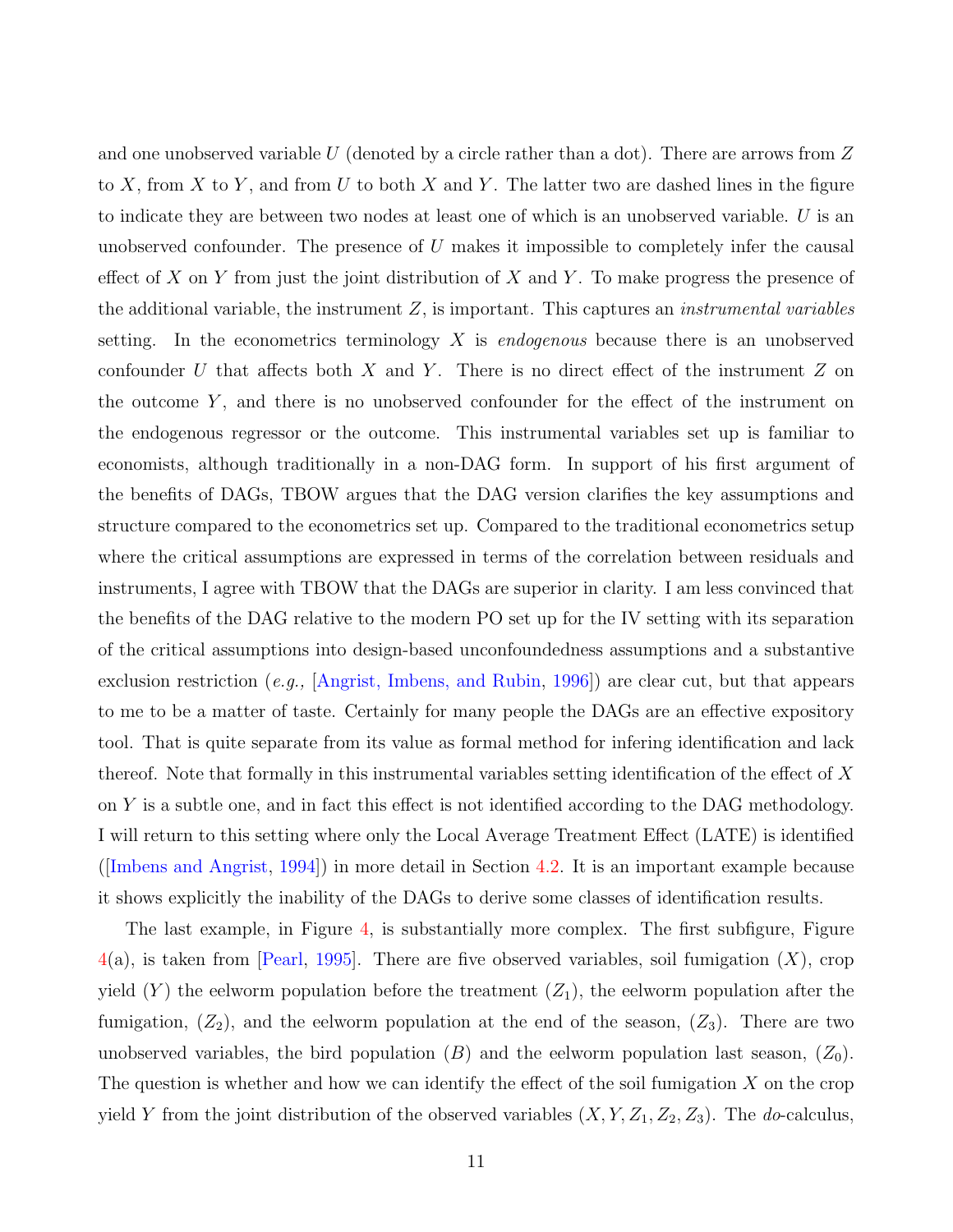and one unobserved variable $U$ (denoted by a circle rather than a dot). There are arrows from $Z$ to $X$, from $X$ to $Y$, and from $U$ to both $X$ and $Y$. The latter two are dashed lines in the figure to indicate they are between two nodes at least one of which is an unobserved variable. $U$ is an unobserved confounder. The presence of $U$ makes it impossible to completely infer the causal effect of $X$ on $Y$ from just the joint distribution of $X$ and $Y$. To make progress the presence of the additional variable, the instrument $Z$, is important. This captures an *instrumental variables* setting. In the econometrics terminology $X$ is *endogenous* because there is an unobserved confounder $U$ that affects both $X$ and $Y$. There is no direct effect of the instrument $Z$ on the outcome $Y$, and there is no unobserved confounder for the effect of the instrument on the endogenous regressor or the outcome. This instrumental variables set up is familiar to economists, although traditionally in a non-DAG form. In support of his first argument of the benefits of DAGs, TBOW argues that the DAG version clarifies the key assumptions and structure compared to the econometrics set up. Compared to the traditional econometrics setup where the critical assumptions are expressed in terms of the correlation between residuals and instruments, I agree with TBOW that the DAGs are superior in clarity. I am less convinced that the benefits of the DAG relative to the modern PO set up for the IV setting with its separation of the critical assumptions into design-based unconfoundedness assumptions and a substantive exclusion restriction (*e.g.,* [Angrist, Imbens, and Rubin, 1996]) are clear cut, but that appears to me to be a matter of taste. Certainly for many people the DAGs are an effective expository tool. That is quite separate from its value as formal method for infering identification and lack thereof. Note that formally in this instrumental variables setting identification of the effect of $X$ on $Y$ is a subtle one, and in fact this effect is not identified according to the DAG methodology. I will return to this setting where only the Local Average Treatment Effect (LATE) is identified ([Imbens and Angrist, 1994]) in more detail in Section 4.2. It is an important example because it shows explicitly the inability of the DAGs to derive some classes of identification results.

The last example, in Figure 4, is substantially more complex. The first subfigure, Figure 4(a), is taken from [Pearl, 1995]. There are five observed variables, soil fumigation ($X$), crop yield ($Y$) the eelworm population before the treatment ($Z_1$), the eelworm population after the fumigation, ($Z_2$), and the eelworm population at the end of the season, ($Z_3$). There are two unobserved variables, the bird population ($B$) and the eelworm population last season, ($Z_0$). The question is whether and how we can identify the effect of the soil fumigation $X$ on the crop yield $Y$ from the joint distribution of the observed variables $(X, Y, Z_1, Z_2, Z_3)$. The *do*-calculus,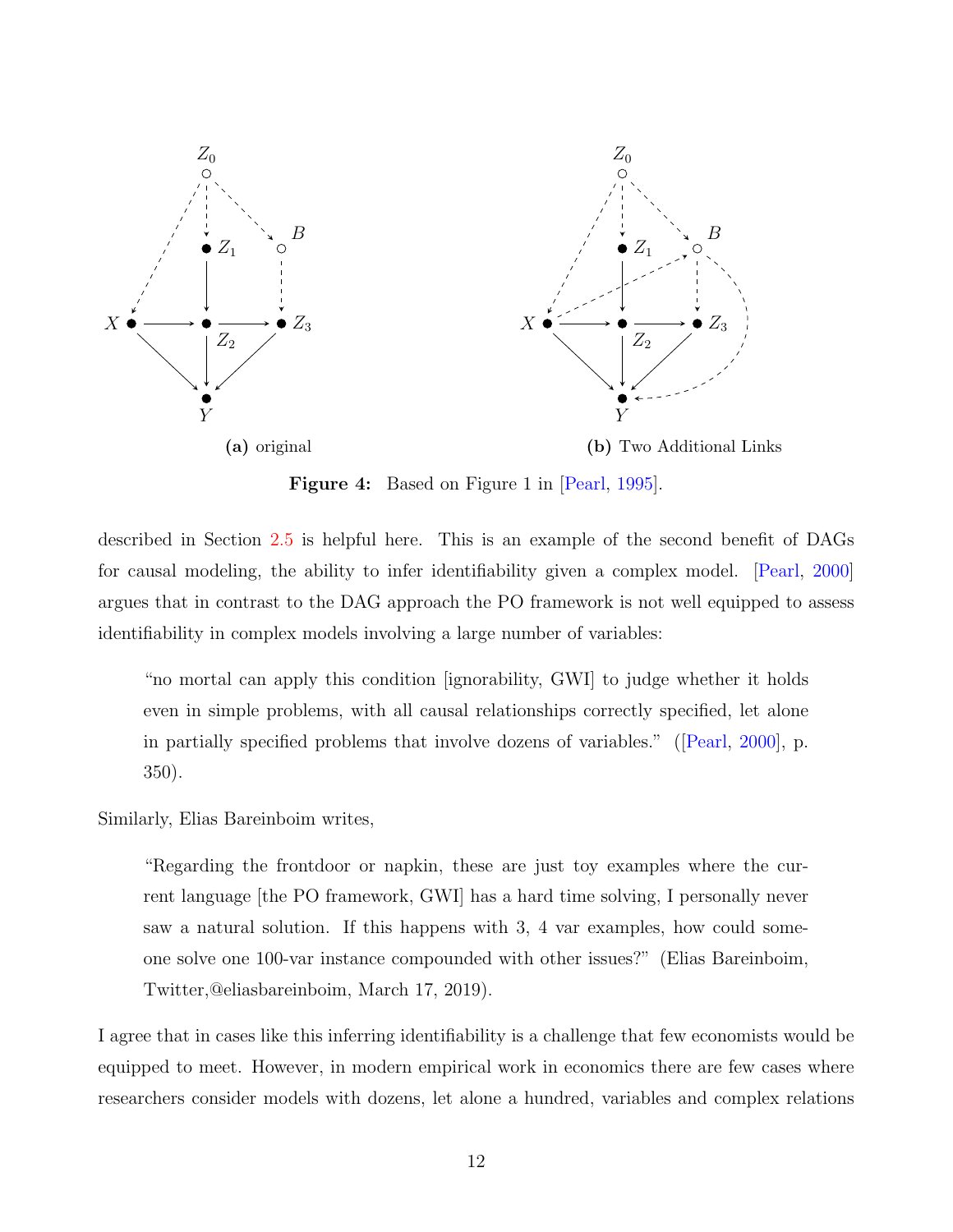(a) original

(b) Two Additional Links

**Figure 4:** Based on Figure 1 in [Pearl, 1995].

described in Section 2.5 is helpful here. This is an example of the second benefit of DAGs for causal modeling, the ability to infer identifiability given a complex model. [Pearl, 2000] argues that in contrast to the DAG approach the PO framework is not well equipped to assess identifiability in complex models involving a large number of variables:

> "no mortal can apply this condition [ignorability, GWI] to judge whether it holds even in simple problems, with all causal relationships correctly specified, let alone in partially specified problems that involve dozens of variables." ([Pearl, 2000], p. 350).

Similarly, Elias Bareinboim writes,

> "Regarding the frontdoor or napkin, these are just toy examples where the current language [the PO framework, GWI] has a hard time solving, I personally never saw a natural solution. If this happens with 3, 4 var examples, how could someone solve one 100-var instance compounded with other issues?" (Elias Bareinboim, Twitter,@eliasbareinboim, March 17, 2019).

I agree that in cases like this inferring identifiability is a challenge that few economists would be equipped to meet. However, in modern empirical work in economics there are few cases where researchers consider models with dozens, let alone a hundred, variables and complex relations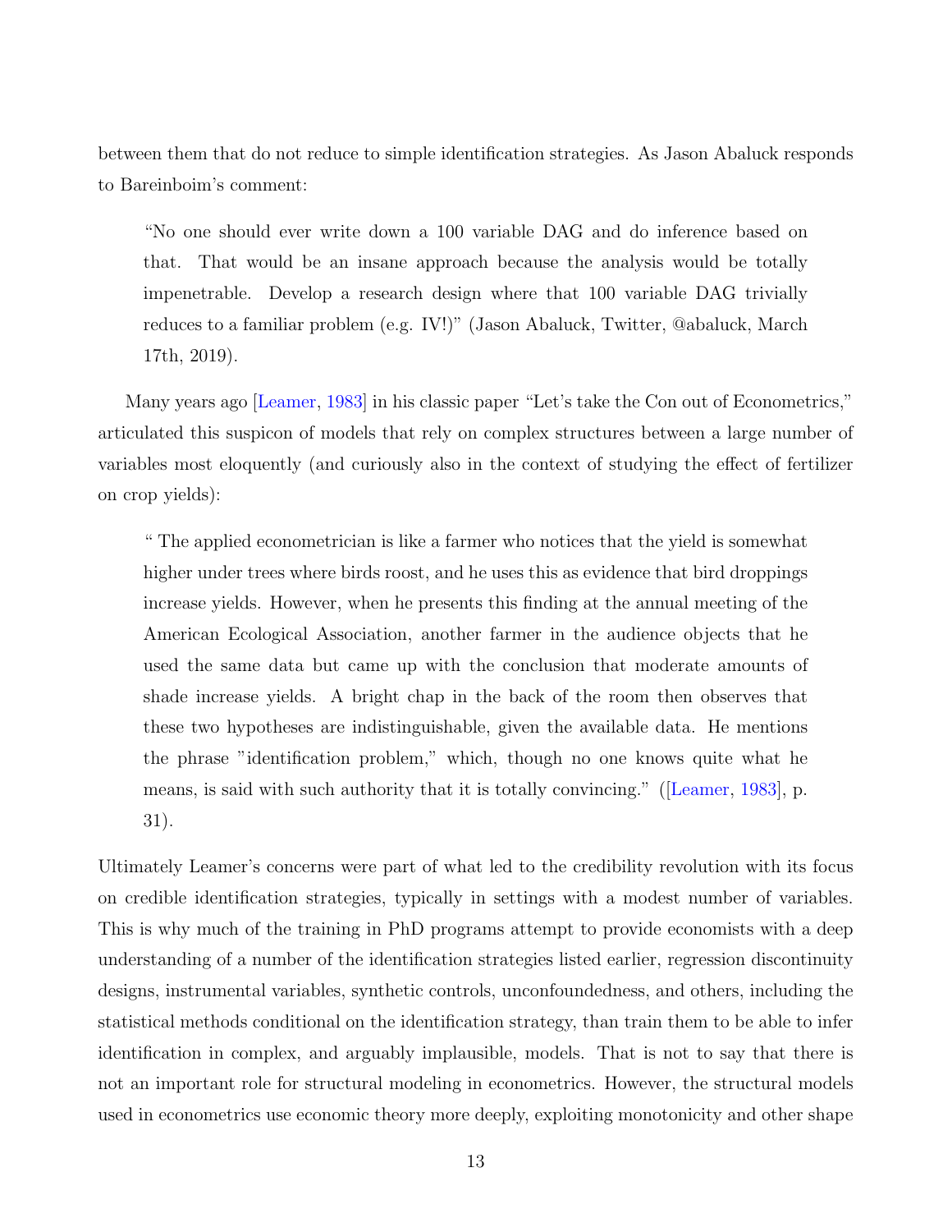between them that do not reduce to simple identification strategies. As Jason Abaluck responds to Bareinboim's comment:

> "No one should ever write down a 100 variable DAG and do inference based on that. That would be an insane approach because the analysis would be totally impenetrable. Develop a research design where that 100 variable DAG trivially reduces to a familiar problem (e.g. IV!)" (Jason Abaluck, Twitter, @abaluck, March 17th, 2019).

Many years ago [Leamer, 1983] in his classic paper "Let's take the Con out of Econometrics," articulated this suspicon of models that rely on complex structures between a large number of variables most eloquently (and curiously also in the context of studying the effect of fertilizer on crop yields):

> " The applied econometrician is like a farmer who notices that the yield is somewhat higher under trees where birds roost, and he uses this as evidence that bird droppings increase yields. However, when he presents this finding at the annual meeting of the American Ecological Association, another farmer in the audience objects that he used the same data but came up with the conclusion that moderate amounts of shade increase yields. A bright chap in the back of the room then observes that these two hypotheses are indistinguishable, given the available data. He mentions the phrase "identification problem," which, though no one knows quite what he means, is said with such authority that it is totally convincing." ([Leamer, 1983], p. 31).

Ultimately Leamer's concerns were part of what led to the credibility revolution with its focus on credible identification strategies, typically in settings with a modest number of variables. This is why much of the training in PhD programs attempt to provide economists with a deep understanding of a number of the identification strategies listed earlier, regression discontinuity designs, instrumental variables, synthetic controls, unconfoundedness, and others, including the statistical methods conditional on the identification strategy, than train them to be able to infer identification in complex, and arguably implausible, models. That is not to say that there is not an important role for structural modeling in econometrics. However, the structural models used in econometrics use economic theory more deeply, exploiting monotonicity and other shape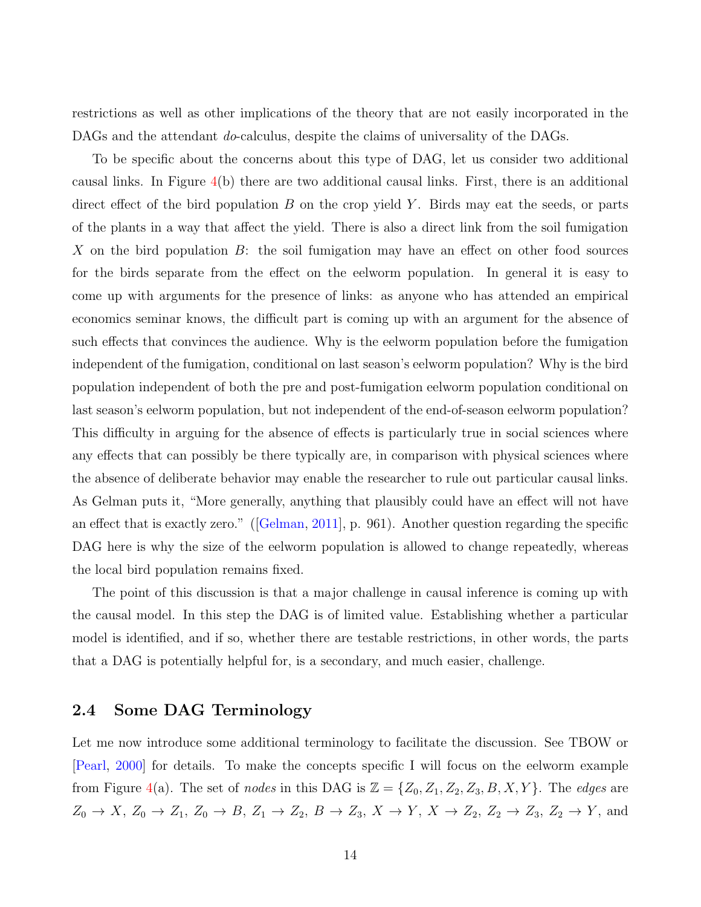restrictions as well as other implications of the theory that are not easily incorporated in the DAGs and the attendant *do*-calculus, despite the claims of universality of the DAGs.

To be specific about the concerns about this type of DAG, let us consider two additional causal links. In Figure 4(b) there are two additional causal links. First, there is an additional direct effect of the bird population $B$ on the crop yield $Y$. Birds may eat the seeds, or parts of the plants in a way that affect the yield. There is also a direct link from the soil fumigation $X$ on the bird population $B$: the soil fumigation may have an effect on other food sources for the birds separate from the effect on the eelworm population. In general it is easy to come up with arguments for the presence of links: as anyone who has attended an empirical economics seminar knows, the difficult part is coming up with an argument for the absence of such effects that convinces the audience. Why is the eelworm population before the fumigation independent of the fumigation, conditional on last season's eelworm population? Why is the bird population independent of both the pre and post-fumigation eelworm population conditional on last season's eelworm population, but not independent of the end-of-season eelworm population? This difficulty in arguing for the absence of effects is particularly true in social sciences where any effects that can possibly be there typically are, in comparison with physical sciences where the absence of deliberate behavior may enable the researcher to rule out particular causal links. As Gelman puts it, "More generally, anything that plausibly could have an effect will not have an effect that is exactly zero." ([Gelman, 2011], p. 961). Another question regarding the specific DAG here is why the size of the eelworm population is allowed to change repeatedly, whereas the local bird population remains fixed.

The point of this discussion is that a major challenge in causal inference is coming up with the causal model. In this step the DAG is of limited value. Establishing whether a particular model is identified, and if so, whether there are testable restrictions, in other words, the parts that a DAG is potentially helpful for, is a secondary, and much easier, challenge.

## 2.4 Some DAG Terminology

Let me now introduce some additional terminology to facilitate the discussion. See TBOW or [Pearl, 2000] for details. To make the concepts specific I will focus on the eelworm example from Figure 4(a). The set of *nodes* in this DAG is $\mathbb{Z} = \{Z_0, Z_1, Z_2, Z_3, B, X, Y\}$. The *edges* are $Z_0 \rightarrow X$, $Z_0 \rightarrow Z_1$, $Z_0 \rightarrow B$, $Z_1 \rightarrow Z_2$, $B \rightarrow Z_3$, $X \rightarrow Y$, $X \rightarrow Z_2$, $Z_2 \rightarrow Z_3$, $Z_2 \rightarrow Y$, and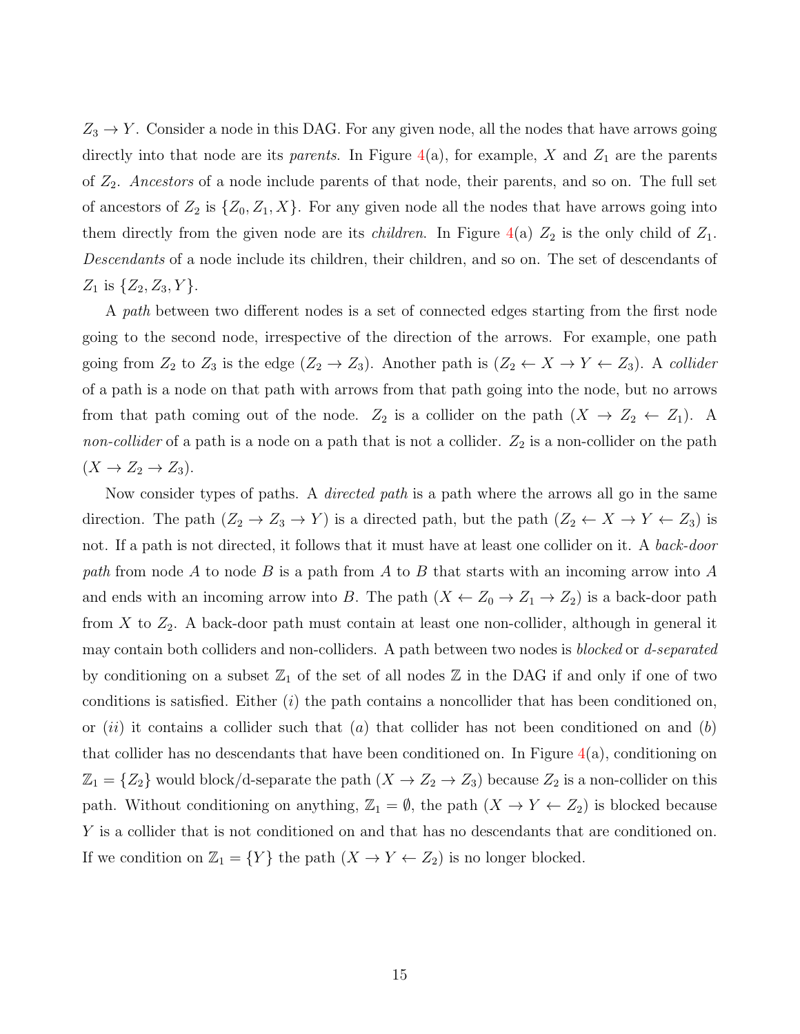$Z_3 \rightarrow Y$. Consider a node in this DAG. For any given node, all the nodes that have arrows going directly into that node are its *parents*. In Figure 4(a), for example, $X$ and $Z_1$ are the parents of $Z_2$. *Ancestors* of a node include parents of that node, their parents, and so on. The full set of ancestors of $Z_2$ is $\{Z_0, Z_1, X\}$. For any given node all the nodes that have arrows going into them directly from the given node are its *children*. In Figure 4(a) $Z_2$ is the only child of $Z_1$. *Descendants* of a node include its children, their children, and so on. The set of descendants of $Z_1$ is $\{Z_2, Z_3, Y\}$.

A *path* between two different nodes is a set of connected edges starting from the first node going to the second node, irrespective of the direction of the arrows. For example, one path going from $Z_2$ to $Z_3$ is the edge $(Z_2 \rightarrow Z_3)$. Another path is $(Z_2 \leftarrow X \rightarrow Y \leftarrow Z_3)$. A *collider* of a path is a node on that path with arrows from that path going into the node, but no arrows from that path coming out of the node. $Z_2$ is a collider on the path $(X \rightarrow Z_2 \leftarrow Z_1)$. A *non-collider* of a path is a node on a path that is not a collider. $Z_2$ is a non-collider on the path $(X \rightarrow Z_2 \rightarrow Z_3)$.

Now consider types of paths. A *directed path* is a path where the arrows all go in the same direction. The path $(Z_2 \rightarrow Z_3 \rightarrow Y)$ is a directed path, but the path $(Z_2 \leftarrow X \rightarrow Y \leftarrow Z_3)$ is not. If a path is not directed, it follows that it must have at least one collider on it. A *back-door path* from node $A$ to node $B$ is a path from $A$ to $B$ that starts with an incoming arrow into $A$ and ends with an incoming arrow into $B$. The path $(X \leftarrow Z_0 \rightarrow Z_1 \rightarrow Z_2)$ is a back-door path from $X$ to $Z_2$. A back-door path must contain at least one non-collider, although in general it may contain both colliders and non-colliders. A path between two nodes is *blocked* or *d-separated* by conditioning on a subset $\mathbb{Z}_1$ of the set of all nodes $\mathbb{Z}$ in the DAG if and only if one of two conditions is satisfied. Either $(i)$ the path contains a noncollider that has been conditioned on, or $(ii)$ it contains a collider such that $(a)$ that collider has not been conditioned on and $(b)$ that collider has no descendants that have been conditioned on. In Figure 4(a), conditioning on $\mathbb{Z}_1 = \{Z_2\}$ would block/d-separate the path $(X \rightarrow Z_2 \rightarrow Z_3)$ because $Z_2$ is a non-collider on this path. Without conditioning on anything, $\mathbb{Z}_1 = \emptyset$, the path $(X \rightarrow Y \leftarrow Z_2)$ is blocked because $Y$ is a collider that is not conditioned on and that has no descendants that are conditioned on. If we condition on $\mathbb{Z}_1 = \{Y\}$ the path $(X \rightarrow Y \leftarrow Z_2)$ is no longer blocked.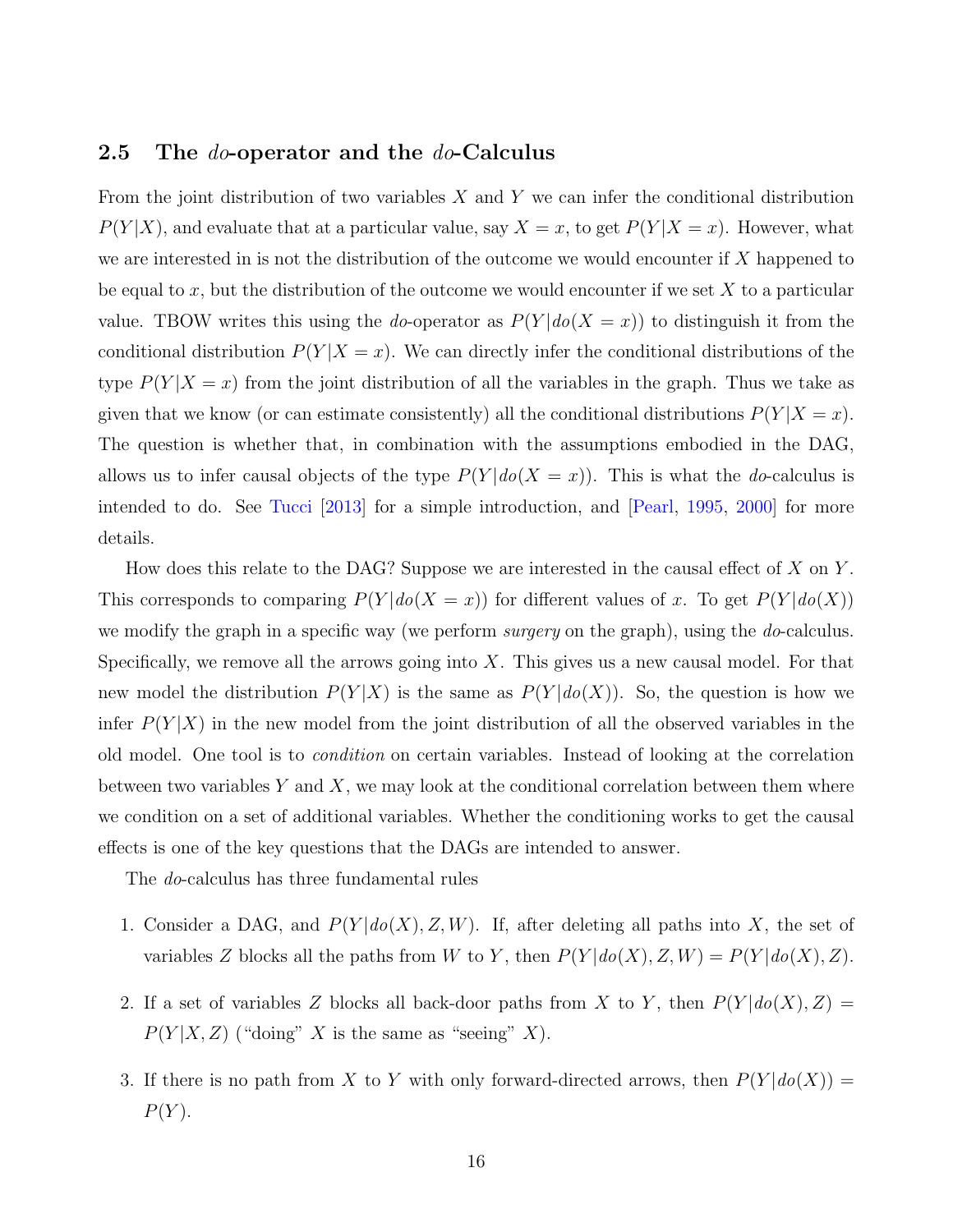## 2.5 The *do*-operator and the *do*-Calculus

From the joint distribution of two variables $X$ and $Y$ we can infer the conditional distribution $P(Y|X)$, and evaluate that at a particular value, say $X = x$, to get $P(Y|X = x)$. However, what we are interested in is not the distribution of the outcome we would encounter if $X$ happened to be equal to $x$, but the distribution of the outcome we would encounter if we set $X$ to a particular value. TBOW writes this using the *do*-operator as $P(Y|do(X = x))$ to distinguish it from the conditional distribution $P(Y|X = x)$. We can directly infer the conditional distributions of the type $P(Y|X = x)$ from the joint distribution of all the variables in the graph. Thus we take as given that we know (or can estimate consistently) all the conditional distributions $P(Y|X = x)$. The question is whether that, in combination with the assumptions embodied in the DAG, allows us to infer causal objects of the type $P(Y|do(X = x))$. This is what the *do*-calculus is intended to do. See Tucci [2013] for a simple introduction, and [Pearl, 1995, 2000] for more details.

How does this relate to the DAG? Suppose we are interested in the causal effect of $X$ on $Y$. This corresponds to comparing $P(Y|do(X = x))$ for different values of $x$. To get $P(Y|do(X))$ we modify the graph in a specific way (we perform *surgery* on the graph), using the *do*-calculus. Specifically, we remove all the arrows going into $X$. This gives us a new causal model. For that new model the distribution $P(Y|X)$ is the same as $P(Y|do(X))$. So, the question is how we infer $P(Y|X)$ in the new model from the joint distribution of all the observed variables in the old model. One tool is to *condition* on certain variables. Instead of looking at the correlation between two variables $Y$ and $X$, we may look at the conditional correlation between them where we condition on a set of additional variables. Whether the conditioning works to get the causal effects is one of the key questions that the DAGs are intended to answer.

The *do*-calculus has three fundamental rules

1. Consider a DAG, and $P(Y|do(X), Z, W)$. If, after deleting all paths into $X$, the set of variables $Z$ blocks all the paths from $W$ to $Y$, then $P(Y|do(X), Z, W) = P(Y|do(X), Z)$.

2. If a set of variables $Z$ blocks all back-door paths from $X$ to $Y$, then $P(Y|do(X), Z) = P(Y|X, Z)$ ("doing" $X$ is the same as "seeing" $X$).

3. If there is no path from $X$ to $Y$ with only forward-directed arrows, then $P(Y|do(X)) = P(Y)$.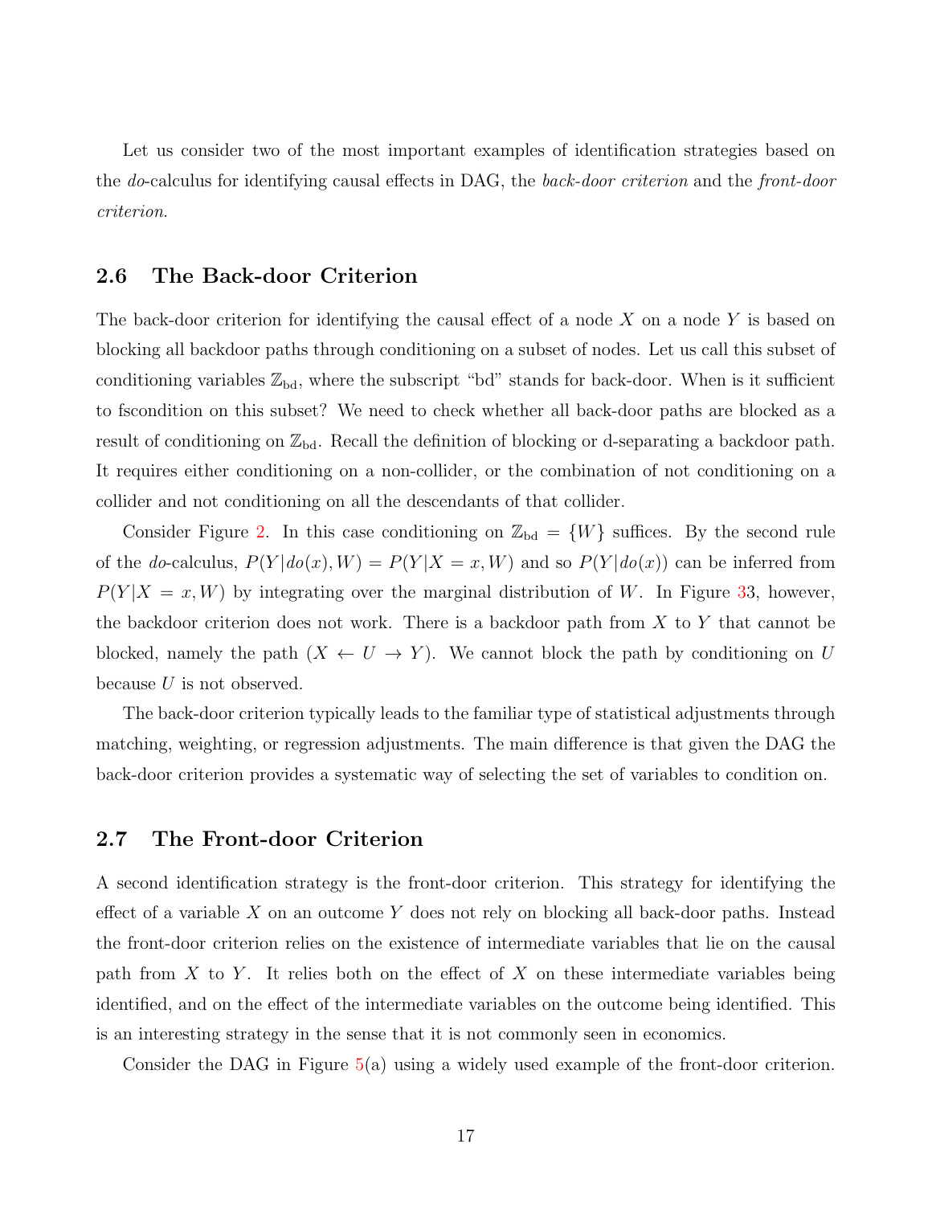Let us consider two of the most important examples of identification strategies based on the *do*-calculus for identifying causal effects in DAG, the *back-door criterion* and the *front-door criterion*.

## 2.6 The Back-door Criterion

The back-door criterion for identifying the causal effect of a node $X$ on a node $Y$ is based on blocking all backdoor paths through conditioning on a subset of nodes. Let us call this subset of conditioning variables $\mathbb{Z}_{\mathrm{bd}}$, where the subscript "bd" stands for back-door. When is it sufficient to fscondition on this subset? We need to check whether all back-door paths are blocked as a result of conditioning on $\mathbb{Z}_{\mathrm{bd}}$. Recall the definition of blocking or d-separating a backdoor path. It requires either conditioning on a non-collider, or the combination of not conditioning on a collider and not conditioning on all the descendants of that collider.

Consider Figure 2. In this case conditioning on $\mathbb{Z}_{\mathrm{bd}} = \{W\}$ suffices. By the second rule of the *do*-calculus, $P(Y|do(x), W) = P(Y|X = x, W)$ and so $P(Y|do(x))$ can be inferred from $P(Y|X = x, W)$ by integrating over the marginal distribution of $W$. In Figure 33, however, the backdoor criterion does not work. There is a backdoor path from $X$ to $Y$ that cannot be blocked, namely the path $(X \leftarrow U \rightarrow Y)$. We cannot block the path by conditioning on $U$ because $U$ is not observed.

The back-door criterion typically leads to the familiar type of statistical adjustments through matching, weighting, or regression adjustments. The main difference is that given the DAG the back-door criterion provides a systematic way of selecting the set of variables to condition on.

## 2.7 The Front-door Criterion

A second identification strategy is the front-door criterion. This strategy for identifying the effect of a variable $X$ on an outcome $Y$ does not rely on blocking all back-door paths. Instead the front-door criterion relies on the existence of intermediate variables that lie on the causal path from $X$ to $Y$. It relies both on the effect of $X$ on these intermediate variables being identified, and on the effect of the intermediate variables on the outcome being identified. This is an interesting strategy in the sense that it is not commonly seen in economics.

Consider the DAG in Figure 5(a) using a widely used example of the front-door criterion.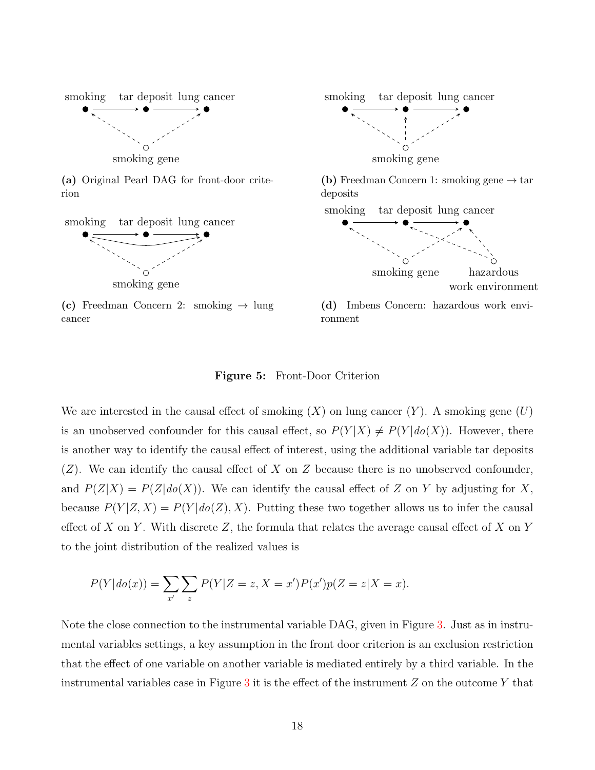smoking tar deposit lung cancer

smoking gene

**(a)** Original Pearl DAG for front-door criterion

smoking tar deposit lung cancer

smoking gene

**(b)** Freedman Concern 1: smoking gene → tar deposits

smoking tar deposit lung cancer

smoking gene

**(c)** Freedman Concern 2: smoking → lung cancer

smoking tar deposit lung cancer

smoking gene hazardous work environment

**(d)** Imbens Concern: hazardous work environment

**Figure 5:** Front-Door Criterion

We are interested in the causal effect of smoking ($X$) on lung cancer ($Y$). A smoking gene ($U$) is an unobserved confounder for this causal effect, so $P(Y|X) \neq P(Y|do(X))$. However, there is another way to identify the causal effect of interest, using the additional variable tar deposits ($Z$). We can identify the causal effect of $X$ on $Z$ because there is no unobserved confounder, and $P(Z|X) = P(Z|do(X))$. We can identify the causal effect of $Z$ on $Y$ by adjusting for $X$, because $P(Y|Z, X) = P(Y|do(Z), X)$. Putting these two together allows us to infer the causal effect of $X$ on $Y$. With discrete $Z$, the formula that relates the average causal effect of $X$ on $Y$ to the joint distribution of the realized values is

$$P(Y|do(x)) = \sum_{x'} \sum_{z} P(Y|Z = z, X = x')P(x')p(Z = z|X = x).$$

Note the close connection to the instrumental variable DAG, given in Figure 3. Just as in instrumental variables settings, a key assumption in the front door criterion is an exclusion restriction that the effect of one variable on another variable is mediated entirely by a third variable. In the instrumental variables case in Figure 3 it is the effect of the instrument $Z$ on the outcome $Y$ that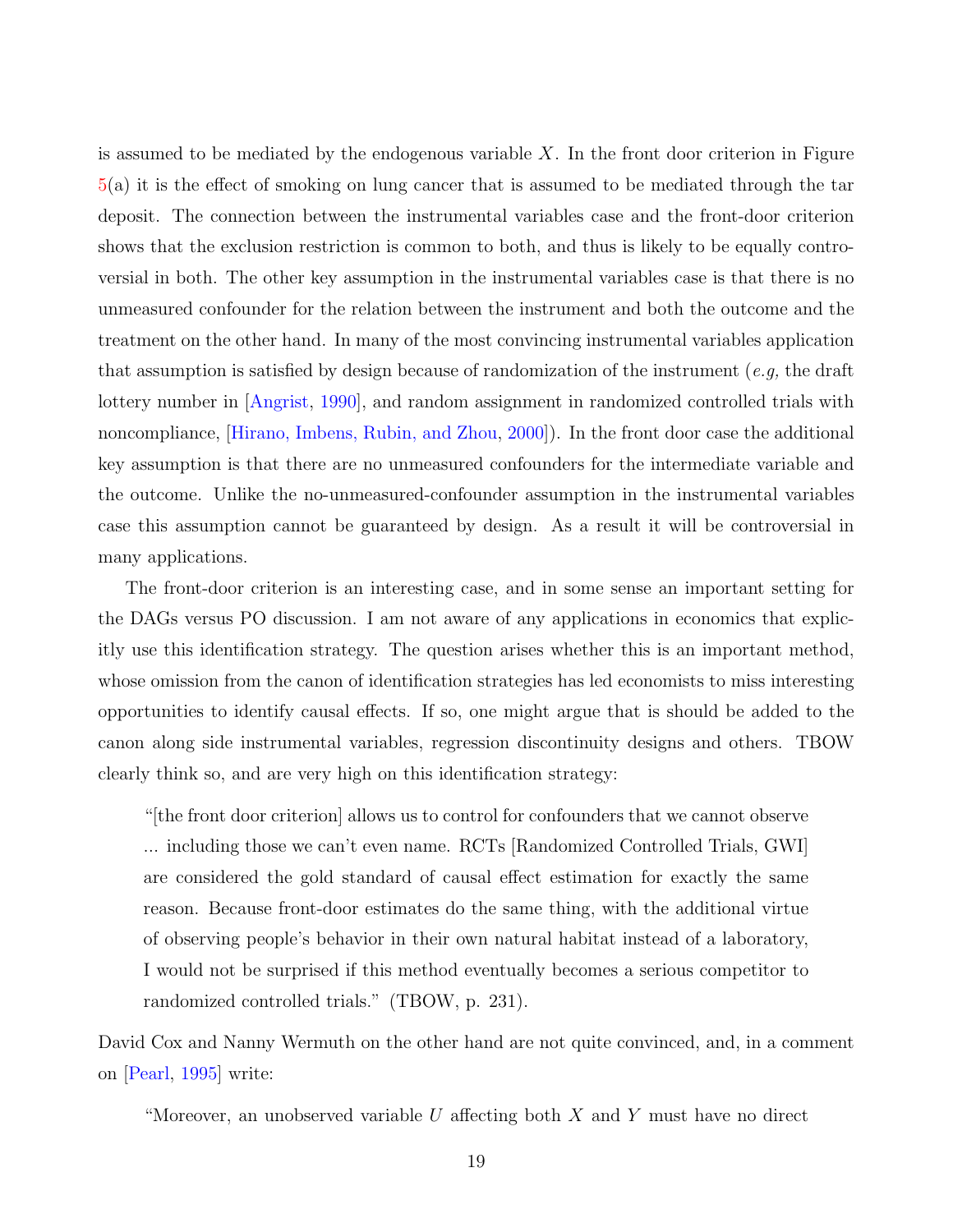is assumed to be mediated by the endogenous variable $X$. In the front door criterion in Figure 5(a) it is the effect of smoking on lung cancer that is assumed to be mediated through the tar deposit. The connection between the instrumental variables case and the front-door criterion shows that the exclusion restriction is common to both, and thus is likely to be equally controversial in both. The other key assumption in the instrumental variables case is that there is no unmeasured confounder for the relation between the instrument and both the outcome and the treatment on the other hand. In many of the most convincing instrumental variables application that assumption is satisfied by design because of randomization of the instrument (*e.g,* the draft lottery number in [Angrist, 1990], and random assignment in randomized controlled trials with noncompliance, [Hirano, Imbens, Rubin, and Zhou, 2000]). In the front door case the additional key assumption is that there are no unmeasured confounders for the intermediate variable and the outcome. Unlike the no-unmeasured-confounder assumption in the instrumental variables case this assumption cannot be guaranteed by design. As a result it will be controversial in many applications.

The front-door criterion is an interesting case, and in some sense an important setting for the DAGs versus PO discussion. I am not aware of any applications in economics that explicitly use this identification strategy. The question arises whether this is an important method, whose omission from the canon of identification strategies has led economists to miss interesting opportunities to identify causal effects. If so, one might argue that is should be added to the canon along side instrumental variables, regression discontinuity designs and others. TBOW clearly think so, and are very high on this identification strategy:

> "[the front door criterion] allows us to control for confounders that we cannot observe ... including those we can't even name. RCTs [Randomized Controlled Trials, GWI] are considered the gold standard of causal effect estimation for exactly the same reason. Because front-door estimates do the same thing, with the additional virtue of observing people's behavior in their own natural habitat instead of a laboratory, I would not be surprised if this method eventually becomes a serious competitor to randomized controlled trials." (TBOW, p. 231).

David Cox and Nanny Wermuth on the other hand are not quite convinced, and, in a comment on [Pearl, 1995] write:

> "Moreover, an unobserved variable $U$ affecting both $X$ and $Y$ must have no direct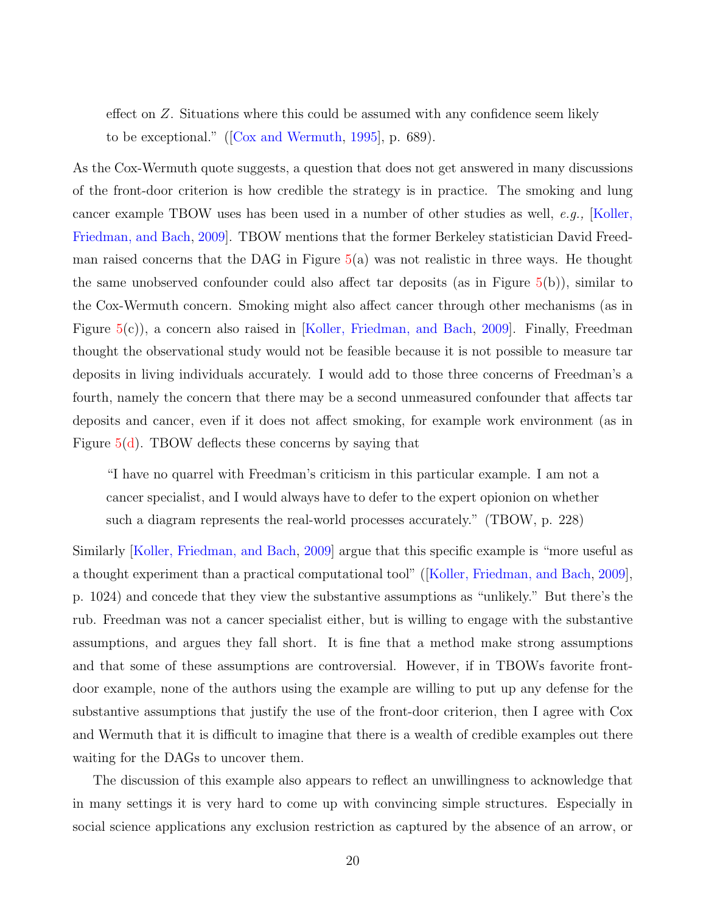effect on $Z$. Situations where this could be assumed with any confidence seem likely to be exceptional." ([Cox and Wermuth, 1995], p. 689).

As the Cox-Wermuth quote suggests, a question that does not get answered in many discussions of the front-door criterion is how credible the strategy is in practice. The smoking and lung cancer example TBOW uses has been used in a number of other studies as well, *e.g.,* [Koller, Friedman, and Bach, 2009]. TBOW mentions that the former Berkeley statistician David Freedman raised concerns that the DAG in Figure 5(a) was not realistic in three ways. He thought the same unobserved confounder could also affect tar deposits (as in Figure 5(b)), similar to the Cox-Wermuth concern. Smoking might also affect cancer through other mechanisms (as in Figure 5(c)), a concern also raised in [Koller, Friedman, and Bach, 2009]. Finally, Freedman thought the observational study would not be feasible because it is not possible to measure tar deposits in living individuals accurately. I would add to those three concerns of Freedman's a fourth, namely the concern that there may be a second unmeasured confounder that affects tar deposits and cancer, even if it does not affect smoking, for example work environment (as in Figure 5(d). TBOW deflects these concerns by saying that

> "I have no quarrel with Freedman's criticism in this particular example. I am not a cancer specialist, and I would always have to defer to the expert opionion on whether such a diagram represents the real-world processes accurately." (TBOW, p. 228)

Similarly [Koller, Friedman, and Bach, 2009] argue that this specific example is "more useful as a thought experiment than a practical computational tool" ([Koller, Friedman, and Bach, 2009], p. 1024) and concede that they view the substantive assumptions as "unlikely." But there's the rub. Freedman was not a cancer specialist either, but is willing to engage with the substantive assumptions, and argues they fall short. It is fine that a method make strong assumptions and that some of these assumptions are controversial. However, if in TBOWs favorite front-door example, none of the authors using the example are willing to put up any defense for the substantive assumptions that justify the use of the front-door criterion, then I agree with Cox and Wermuth that it is difficult to imagine that there is a wealth of credible examples out there waiting for the DAGs to uncover them.

The discussion of this example also appears to reflect an unwillingness to acknowledge that in many settings it is very hard to come up with convincing simple structures. Especially in social science applications any exclusion restriction as captured by the absence of an arrow, or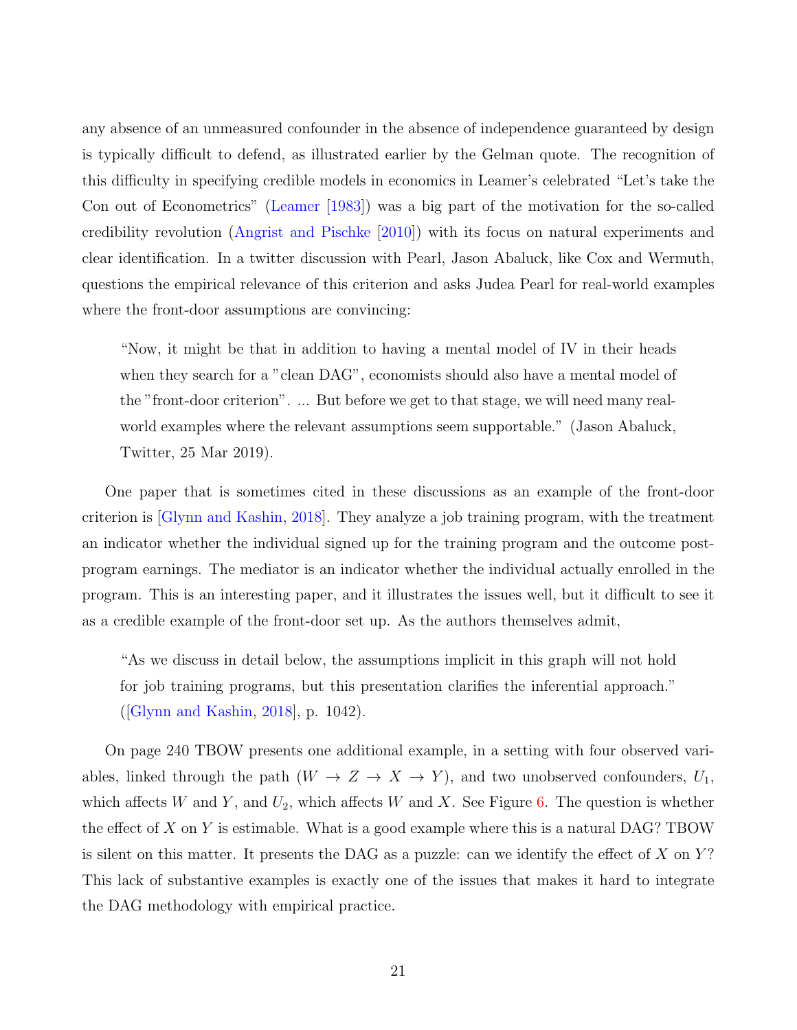any absence of an unmeasured confounder in the absence of independence guaranteed by design is typically difficult to defend, as illustrated earlier by the Gelman quote. The recognition of this difficulty in specifying credible models in economics in Leamer's celebrated "Let's take the Con out of Econometrics" (Leamer [1983]) was a big part of the motivation for the so-called credibility revolution (Angrist and Pischke [2010]) with its focus on natural experiments and clear identification. In a twitter discussion with Pearl, Jason Abaluck, like Cox and Wermuth, questions the empirical relevance of this criterion and asks Judea Pearl for real-world examples where the front-door assumptions are convincing:

> "Now, it might be that in addition to having a mental model of IV in their heads when they search for a "clean DAG", economists should also have a mental model of the "front-door criterion". ... But before we get to that stage, we will need many real-world examples where the relevant assumptions seem supportable." (Jason Abaluck, Twitter, 25 Mar 2019).

One paper that is sometimes cited in these discussions as an example of the front-door criterion is [Glynn and Kashin, 2018]. They analyze a job training program, with the treatment an indicator whether the individual signed up for the training program and the outcome post-program earnings. The mediator is an indicator whether the individual actually enrolled in the program. This is an interesting paper, and it illustrates the issues well, but it difficult to see it as a credible example of the front-door set up. As the authors themselves admit,

> "As we discuss in detail below, the assumptions implicit in this graph will not hold for job training programs, but this presentation clarifies the inferential approach." ([Glynn and Kashin, 2018], p. 1042).

On page 240 TBOW presents one additional example, in a setting with four observed variables, linked through the path ($W \rightarrow Z \rightarrow X \rightarrow Y$), and two unobserved confounders, $U_1$, which affects $W$ and $Y$, and $U_2$, which affects $W$ and $X$. See Figure 6. The question is whether the effect of $X$ on $Y$ is estimable. What is a good example where this is a natural DAG? TBOW is silent on this matter. It presents the DAG as a puzzle: can we identify the effect of $X$ on $Y$? This lack of substantive examples is exactly one of the issues that makes it hard to integrate the DAG methodology with empirical practice.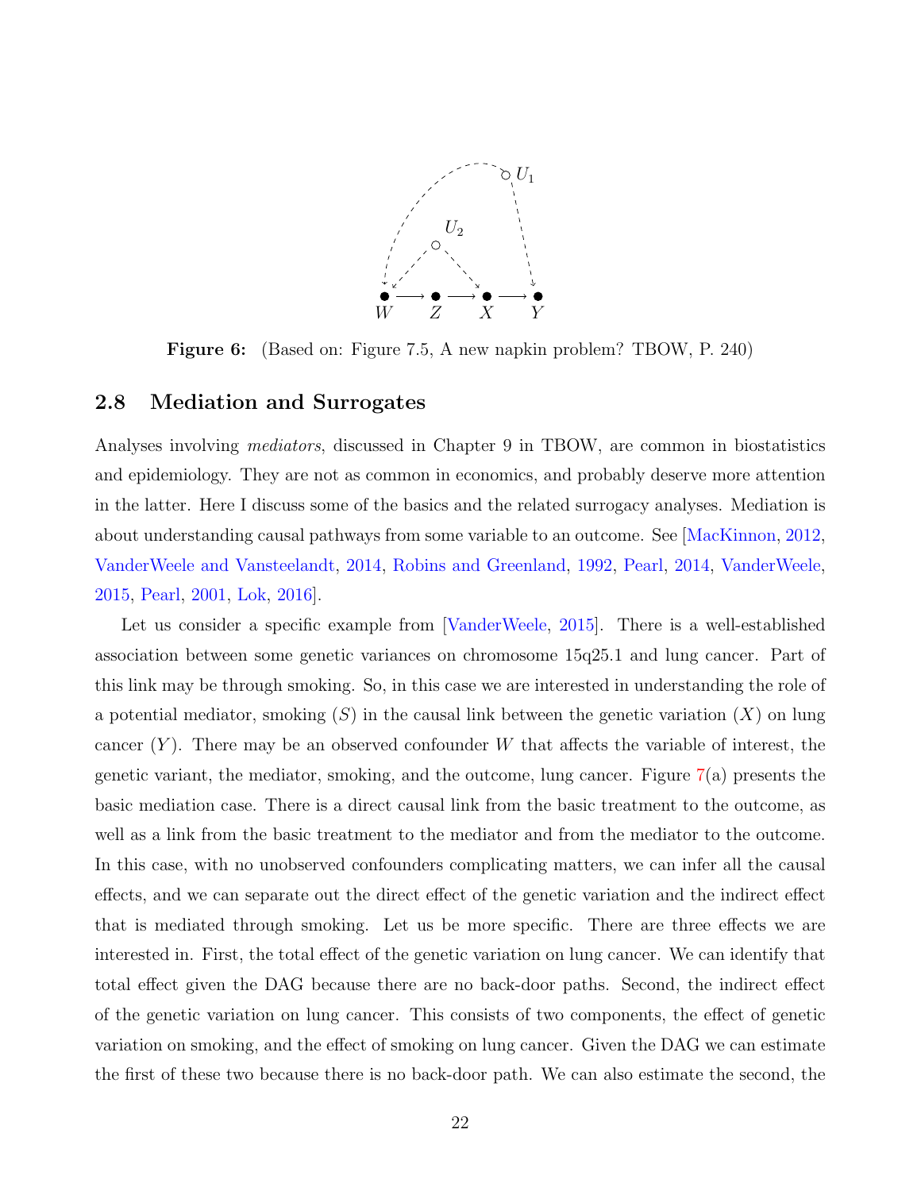Figure 6: (Based on: Figure 7.5, A new napkin problem? TBOW, P. 240)

## 2.8 Mediation and Surrogates

Analyses involving *mediators*, discussed in Chapter 9 in TBOW, are common in biostatistics and epidemiology. They are not as common in economics, and probably deserve more attention in the latter. Here I discuss some of the basics and the related surrogacy analyses. Mediation is about understanding causal pathways from some variable to an outcome. See [MacKinnon, 2012, VanderWeele and Vansteelandt, 2014, Robins and Greenland, 1992, Pearl, 2014, VanderWeele, 2015, Pearl, 2001, Lok, 2016].

Let us consider a specific example from [VanderWeele, 2015]. There is a well-established association between some genetic variances on chromosome 15q25.1 and lung cancer. Part of this link may be through smoking. So, in this case we are interested in understanding the role of a potential mediator, smoking ($S$) in the causal link between the genetic variation ($X$) on lung cancer ($Y$). There may be an observed confounder $W$ that affects the variable of interest, the genetic variant, the mediator, smoking, and the outcome, lung cancer. Figure 7(a) presents the basic mediation case. There is a direct causal link from the basic treatment to the outcome, as well as a link from the basic treatment to the mediator and from the mediator to the outcome. In this case, with no unobserved confounders complicating matters, we can infer all the causal effects, and we can separate out the direct effect of the genetic variation and the indirect effect that is mediated through smoking. Let us be more specific. There are three effects we are interested in. First, the total effect of the genetic variation on lung cancer. We can identify that total effect given the DAG because there are no back-door paths. Second, the indirect effect of the genetic variation on lung cancer. This consists of two components, the effect of genetic variation on smoking, and the effect of smoking on lung cancer. Given the DAG we can estimate the first of these two because there is no back-door path. We can also estimate the second, the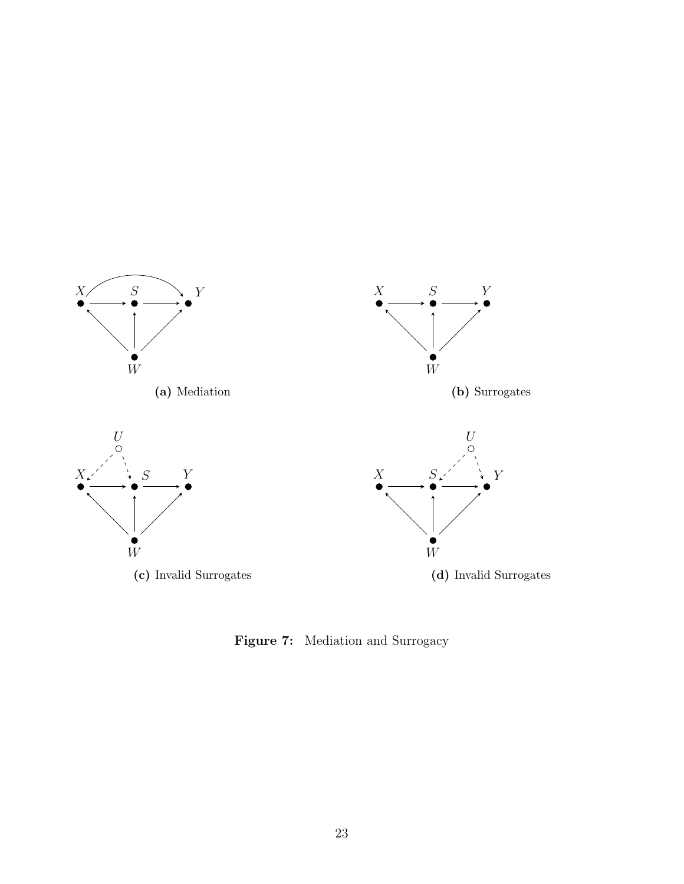(a) Mediation

(b) Surrogates

(c) Invalid Surrogates

(d) Invalid Surrogates

**Figure 7:** Mediation and Surrogacy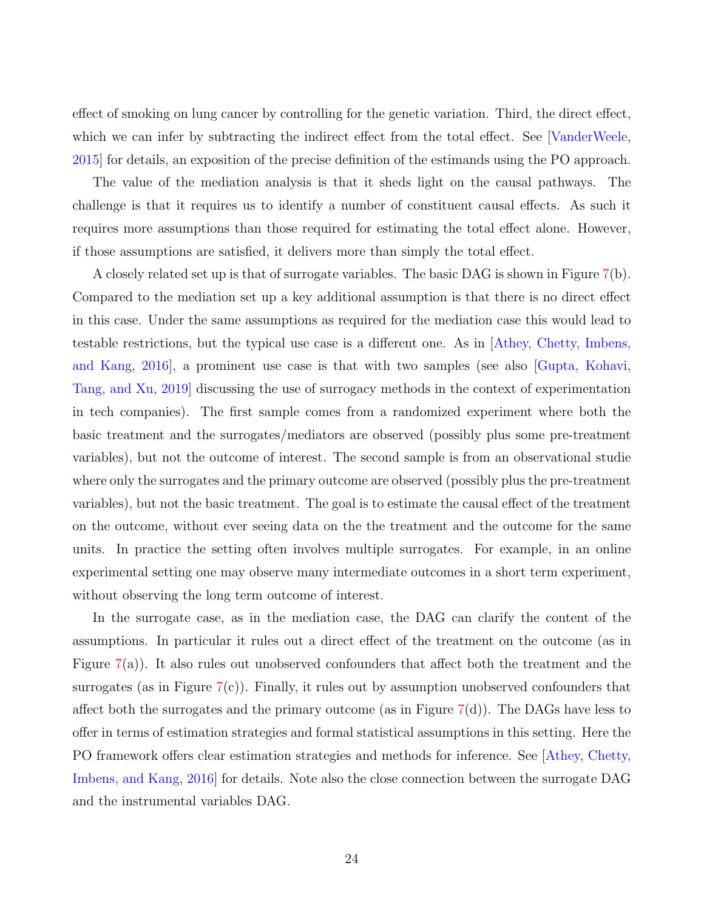effect of smoking on lung cancer by controlling for the genetic variation. Third, the direct effect, which we can infer by subtracting the indirect effect from the total effect. See [VanderWeele, 2015] for details, an exposition of the precise definition of the estimands using the PO approach.

The value of the mediation analysis is that it sheds light on the causal pathways. The challenge is that it requires us to identify a number of constituent causal effects. As such it requires more assumptions than those required for estimating the total effect alone. However, if those assumptions are satisfied, it delivers more than simply the total effect.

A closely related set up is that of surrogate variables. The basic DAG is shown in Figure 7(b). Compared to the mediation set up a key additional assumption is that there is no direct effect in this case. Under the same assumptions as required for the mediation case this would lead to testable restrictions, but the typical use case is a different one. As in [Athey, Chetty, Imbens, and Kang, 2016], a prominent use case is that with two samples (see also [Gupta, Kohavi, Tang, and Xu, 2019] discussing the use of surrogacy methods in the context of experimentation in tech companies). The first sample comes from a randomized experiment where both the basic treatment and the surrogates/mediators are observed (possibly plus some pre-treatment variables), but not the outcome of interest. The second sample is from an observational studie where only the surrogates and the primary outcome are observed (possibly plus the pre-treatment variables), but not the basic treatment. The goal is to estimate the causal effect of the treatment on the outcome, without ever seeing data on the the treatment and the outcome for the same units. In practice the setting often involves multiple surrogates. For example, in an online experimental setting one may observe many intermediate outcomes in a short term experiment, without observing the long term outcome of interest.

In the surrogate case, as in the mediation case, the DAG can clarify the content of the assumptions. In particular it rules out a direct effect of the treatment on the outcome (as in Figure 7(a)). It also rules out unobserved confounders that affect both the treatment and the surrogates (as in Figure 7(c)). Finally, it rules out by assumption unobserved confounders that affect both the surrogates and the primary outcome (as in Figure 7(d)). The DAGs have less to offer in terms of estimation strategies and formal statistical assumptions in this setting. Here the PO framework offers clear estimation strategies and methods for inference. See [Athey, Chetty, Imbens, and Kang, 2016] for details. Note also the close connection between the surrogate DAG and the instrumental variables DAG.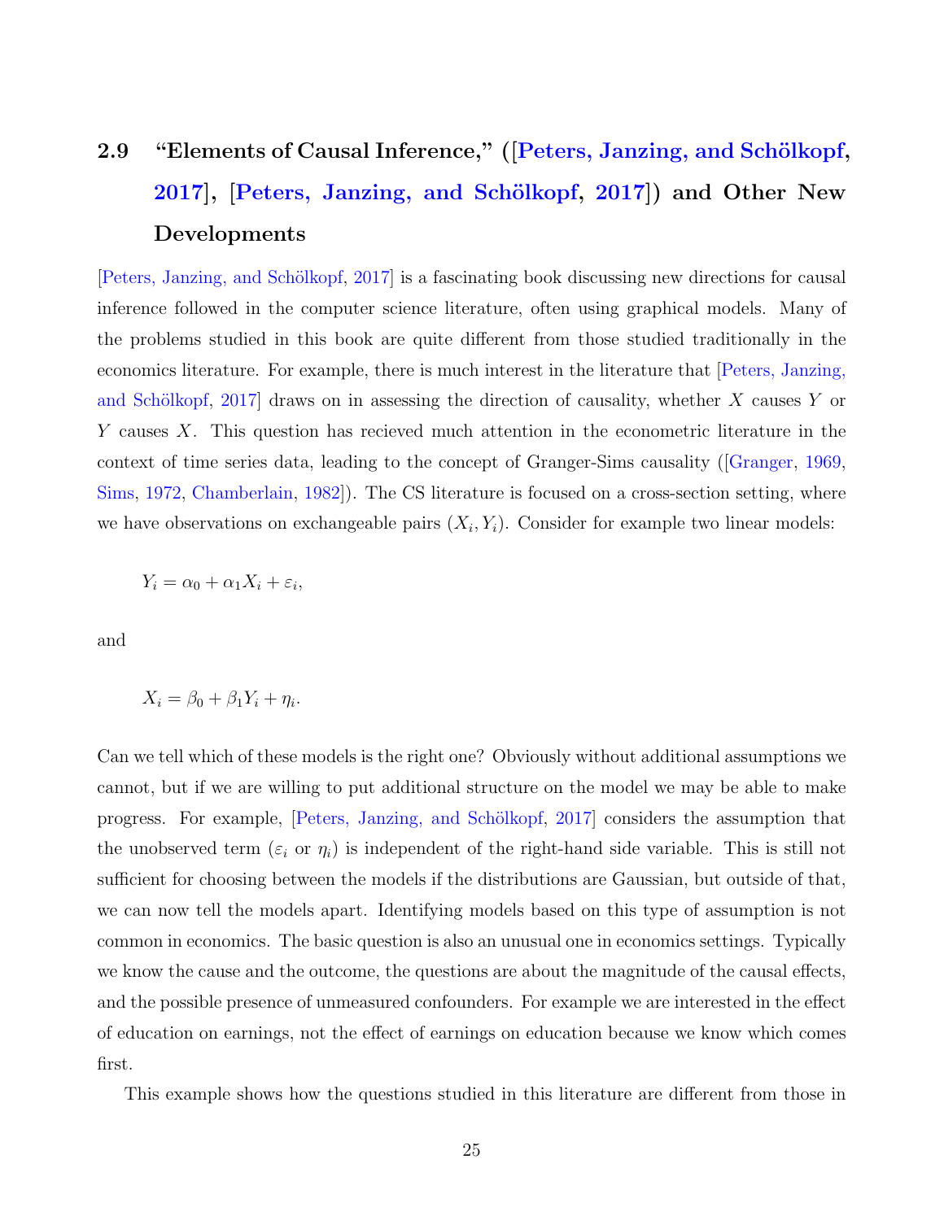## 2.9 "Elements of Causal Inference," ([Peters, Janzing, and Schölkopf, 2017], [Peters, Janzing, and Schölkopf, 2017]) and Other New Developments

[Peters, Janzing, and Schölkopf, 2017] is a fascinating book discussing new directions for causal inference followed in the computer science literature, often using graphical models. Many of the problems studied in this book are quite different from those studied traditionally in the economics literature. For example, there is much interest in the literature that [Peters, Janzing, and Schölkopf, 2017] draws on in assessing the direction of causality, whether $X$ causes $Y$ or $Y$ causes $X$. This question has recieved much attention in the econometric literature in the context of time series data, leading to the concept of Granger-Sims causality ([Granger, 1969, Sims, 1972, Chamberlain, 1982]). The CS literature is focused on a cross-section setting, where we have observations on exchangeable pairs $(X_i, Y_i)$. Consider for example two linear models:

$$Y_i = \alpha_0 + \alpha_1 X_i + \varepsilon_i,$$

and

$$X_i = \beta_0 + \beta_1 Y_i + \eta_i.$$

Can we tell which of these models is the right one? Obviously without additional assumptions we cannot, but if we are willing to put additional structure on the model we may be able to make progress. For example, [Peters, Janzing, and Schölkopf, 2017] considers the assumption that the unobserved term ($\varepsilon_i$ or $\eta_i$) is independent of the right-hand side variable. This is still not sufficient for choosing between the models if the distributions are Gaussian, but outside of that, we can now tell the models apart. Identifying models based on this type of assumption is not common in economics. The basic question is also an unusual one in economics settings. Typically we know the cause and the outcome, the questions are about the magnitude of the causal effects, and the possible presence of unmeasured confounders. For example we are interested in the effect of education on earnings, not the effect of earnings on education because we know which comes first.

This example shows how the questions studied in this literature are different from those in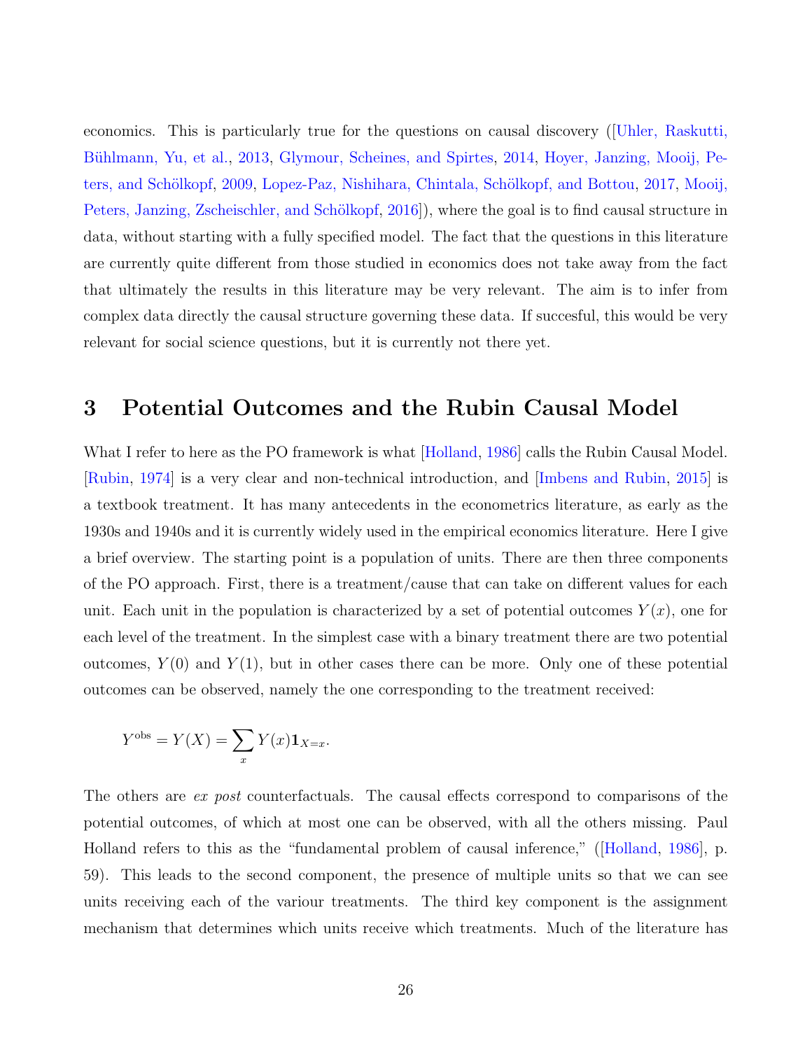economics. This is particularly true for the questions on causal discovery ([Uhler, Raskutti, Bühlmann, Yu, et al., 2013, Glymour, Scheines, and Spirtes, 2014, Hoyer, Janzing, Mooij, Peters, and Schölkopf, 2009, Lopez-Paz, Nishihara, Chintala, Schölkopf, and Bottou, 2017, Mooij, Peters, Janzing, Zscheischler, and Schölkopf, 2016]), where the goal is to find causal structure in data, without starting with a fully specified model. The fact that the questions in this literature are currently quite different from those studied in economics does not take away from the fact that ultimately the results in this literature may be very relevant. The aim is to infer from complex data directly the causal structure governing these data. If succesful, this would be very relevant for social science questions, but it is currently not there yet.

# 3 Potential Outcomes and the Rubin Causal Model

What I refer to here as the PO framework is what [Holland, 1986] calls the Rubin Causal Model. [Rubin, 1974] is a very clear and non-technical introduction, and [Imbens and Rubin, 2015] is a textbook treatment. It has many antecedents in the econometrics literature, as early as the 1930s and 1940s and it is currently widely used in the empirical economics literature. Here I give a brief overview. The starting point is a population of units. There are then three components of the PO approach. First, there is a treatment/cause that can take on different values for each unit. Each unit in the population is characterized by a set of potential outcomes $Y(x)$, one for each level of the treatment. In the simplest case with a binary treatment there are two potential outcomes, $Y(0)$ and $Y(1)$, but in other cases there can be more. Only one of these potential outcomes can be observed, namely the one corresponding to the treatment received:

$$Y^{\text{obs}} = Y(X) = \sum_x Y(x)\mathbf{1}_{X=x}.$$

The others are *ex post* counterfactuals. The causal effects correspond to comparisons of the potential outcomes, of which at most one can be observed, with all the others missing. Paul Holland refers to this as the "fundamental problem of causal inference," ([Holland, 1986], p. 59). This leads to the second component, the presence of multiple units so that we can see units receiving each of the variour treatments. The third key component is the assignment mechanism that determines which units receive which treatments. Much of the literature has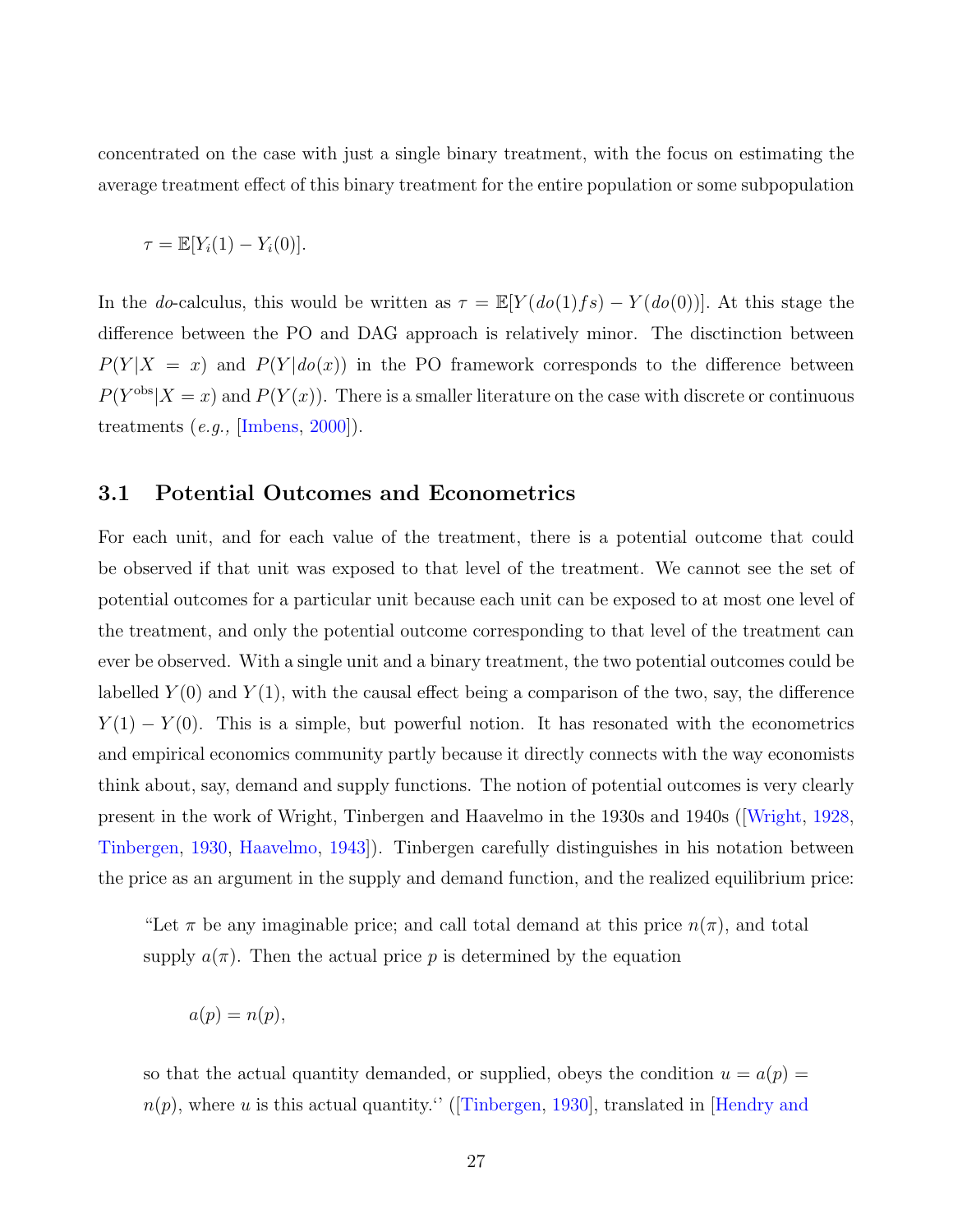concentrated on the case with just a single binary treatment, with the focus on estimating the average treatment effect of this binary treatment for the entire population or some subpopulation

$$\tau = \mathbb{E}[Y_i(1) - Y_i(0)].$$

In the *do*-calculus, this would be written as $\tau = \mathbb{E}[Y(do(1)fs) - Y(do(0))]$. At this stage the difference between the PO and DAG approach is relatively minor. The disctinction between $P(Y|X = x)$ and $P(Y|do(x))$ in the PO framework corresponds to the difference between $P(Y^{\text{obs}}|X = x)$ and $P(Y(x))$. There is a smaller literature on the case with discrete or continuous treatments (*e.g.,* [Imbens, 2000]).

### 3.1 Potential Outcomes and Econometrics

For each unit, and for each value of the treatment, there is a potential outcome that could be observed if that unit was exposed to that level of the treatment. We cannot see the set of potential outcomes for a particular unit because each unit can be exposed to at most one level of the treatment, and only the potential outcome corresponding to that level of the treatment can ever be observed. With a single unit and a binary treatment, the two potential outcomes could be labelled $Y(0)$ and $Y(1)$, with the causal effect being a comparison of the two, say, the difference $Y(1) - Y(0)$. This is a simple, but powerful notion. It has resonated with the econometrics and empirical economics community partly because it directly connects with the way economists think about, say, demand and supply functions. The notion of potential outcomes is very clearly present in the work of Wright, Tinbergen and Haavelmo in the 1930s and 1940s ([Wright, 1928, Tinbergen, 1930, Haavelmo, 1943]). Tinbergen carefully distinguishes in his notation between the price as an argument in the supply and demand function, and the realized equilibrium price:

> "Let $\pi$ be any imaginable price; and call total demand at this price $n(\pi)$, and total supply $a(\pi)$. Then the actual price $p$ is determined by the equation
>
> $$a(p) = n(p),$$
>
> so that the actual quantity demanded, or supplied, obeys the condition $u = a(p) = n(p)$, where $u$ is this actual quantity." ([Tinbergen, 1930], translated in [Hendry and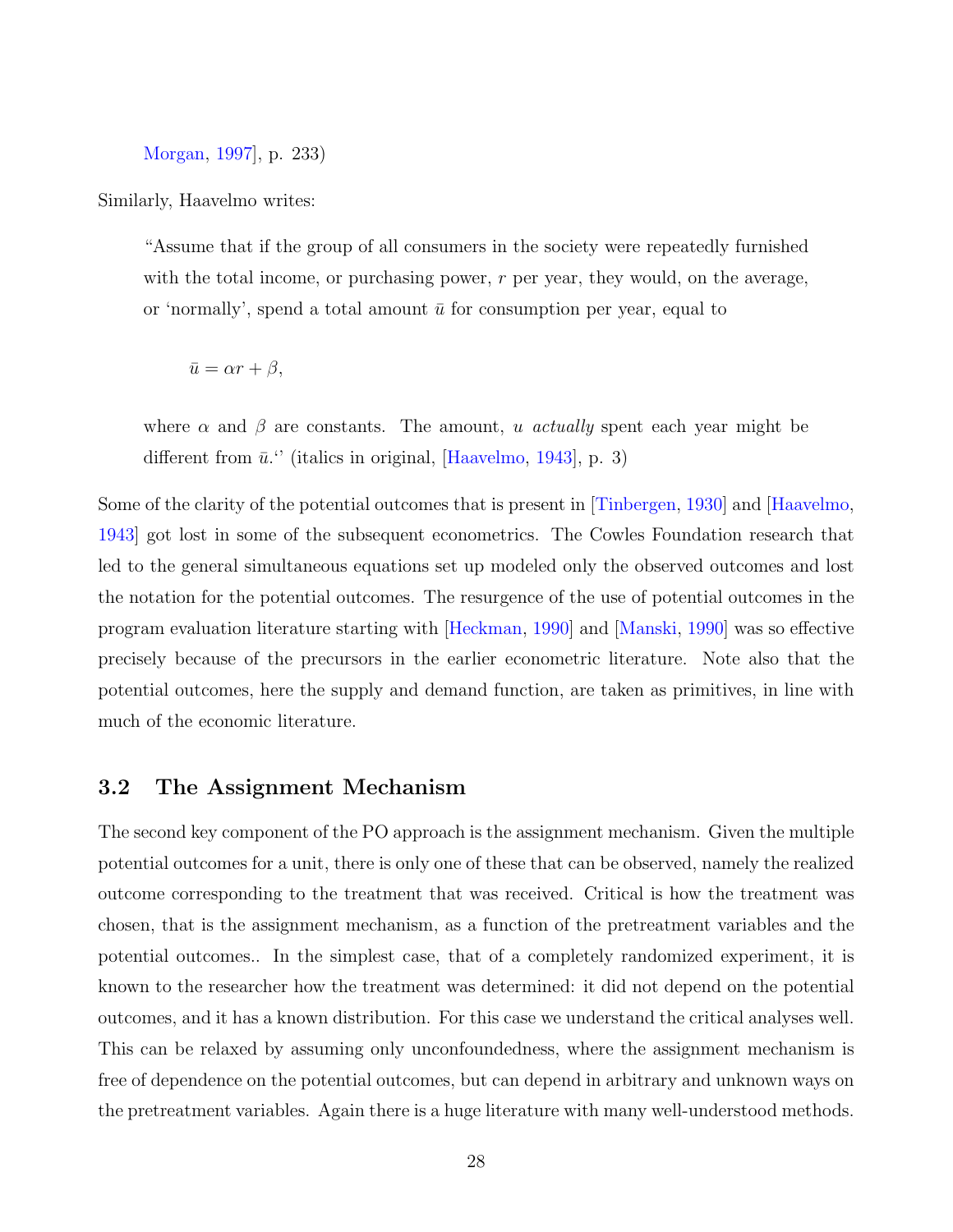Morgan, 1997], p. 233)

Similarly, Haavelmo writes:

> "Assume that if the group of all consumers in the society were repeatedly furnished with the total income, or purchasing power, $r$ per year, they would, on the average, or 'normally', spend a total amount $\bar{u}$ for consumption per year, equal to
>
> $$\bar{u} = \alpha r + \beta,$$
>
> where $\alpha$ and $\beta$ are constants. The amount, $u$ *actually* spent each year might be different from $\bar{u}$." (italics in original, [Haavelmo, 1943], p. 3)

Some of the clarity of the potential outcomes that is present in [Tinbergen, 1930] and [Haavelmo, 1943] got lost in some of the subsequent econometrics. The Cowles Foundation research that led to the general simultaneous equations set up modeled only the observed outcomes and lost the notation for the potential outcomes. The resurgence of the use of potential outcomes in the program evaluation literature starting with [Heckman, 1990] and [Manski, 1990] was so effective precisely because of the precursors in the earlier econometric literature. Note also that the potential outcomes, here the supply and demand function, are taken as primitives, in line with much of the economic literature.

## 3.2 The Assignment Mechanism

The second key component of the PO approach is the assignment mechanism. Given the multiple potential outcomes for a unit, there is only one of these that can be observed, namely the realized outcome corresponding to the treatment that was received. Critical is how the treatment was chosen, that is the assignment mechanism, as a function of the pretreatment variables and the potential outcomes.. In the simplest case, that of a completely randomized experiment, it is known to the researcher how the treatment was determined: it did not depend on the potential outcomes, and it has a known distribution. For this case we understand the critical analyses well. This can be relaxed by assuming only unconfoundedness, where the assignment mechanism is free of dependence on the potential outcomes, but can depend in arbitrary and unknown ways on the pretreatment variables. Again there is a huge literature with many well-understood methods.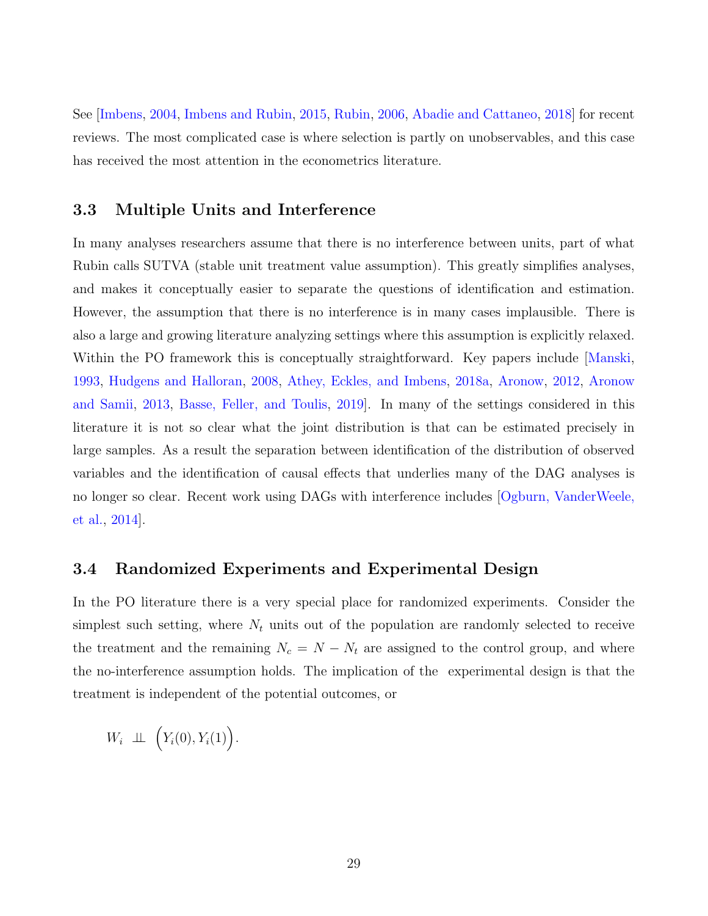See [Imbens, 2004, Imbens and Rubin, 2015, Rubin, 2006, Abadie and Cattaneo, 2018] for recent reviews. The most complicated case is where selection is partly on unobservables, and this case has received the most attention in the econometrics literature.

### 3.3 Multiple Units and Interference

In many analyses researchers assume that there is no interference between units, part of what Rubin calls SUTVA (stable unit treatment value assumption). This greatly simplifies analyses, and makes it conceptually easier to separate the questions of identification and estimation. However, the assumption that there is no interference is in many cases implausible. There is also a large and growing literature analyzing settings where this assumption is explicitly relaxed. Within the PO framework this is conceptually straightforward. Key papers include [Manski, 1993, Hudgens and Halloran, 2008, Athey, Eckles, and Imbens, 2018a, Aronow, 2012, Aronow and Samii, 2013, Basse, Feller, and Toulis, 2019]. In many of the settings considered in this literature it is not so clear what the joint distribution is that can be estimated precisely in large samples. As a result the separation between identification of the distribution of observed variables and the identification of causal effects that underlies many of the DAG analyses is no longer so clear. Recent work using DAGs with interference includes [Ogburn, VanderWeele, et al., 2014].

### 3.4 Randomized Experiments and Experimental Design

In the PO literature there is a very special place for randomized experiments. Consider the simplest such setting, where $N_t$ units out of the population are randomly selected to receive the treatment and the remaining $N_c = N - N_t$ are assigned to the control group, and where the no-interference assumption holds. The implication of the experimental design is that the treatment is independent of the potential outcomes, or

$$W_i \perp\!\!\!\perp \Big(Y_i(0), Y_i(1)\Big).$$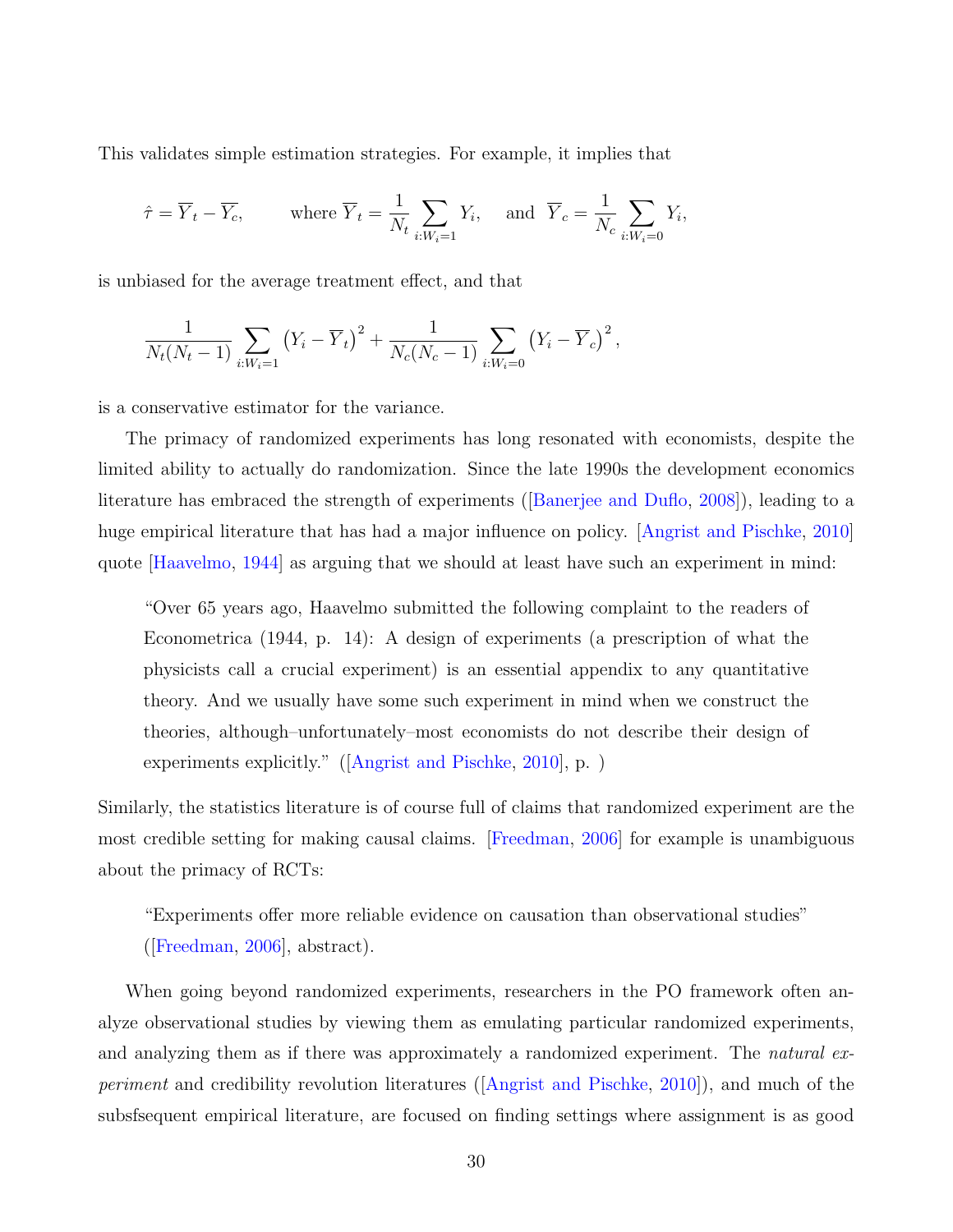This validates simple estimation strategies. For example, it implies that

$$\hat{\tau} = \overline{Y}_t - \overline{Y}_c, \qquad \text{where } \overline{Y}_t = \frac{1}{N_t} \sum_{i:W_i=1} Y_i, \quad \text{and } \overline{Y}_c = \frac{1}{N_c} \sum_{i:W_i=0} Y_i,$$

is unbiased for the average treatment effect, and that

$$\frac{1}{N_t(N_t-1)} \sum_{i:W_i=1} \left(Y_i - \overline{Y}_t\right)^2 + \frac{1}{N_c(N_c-1)} \sum_{i:W_i=0} \left(Y_i - \overline{Y}_c\right)^2,$$

is a conservative estimator for the variance.

The primacy of randomized experiments has long resonated with economists, despite the limited ability to actually do randomization. Since the late 1990s the development economics literature has embraced the strength of experiments ([Banerjee and Duflo, 2008]), leading to a huge empirical literature that has had a major influence on policy. [Angrist and Pischke, 2010] quote [Haavelmo, 1944] as arguing that we should at least have such an experiment in mind:

> "Over 65 years ago, Haavelmo submitted the following complaint to the readers of Econometrica (1944, p. 14): A design of experiments (a prescription of what the physicists call a crucial experiment) is an essential appendix to any quantitative theory. And we usually have some such experiment in mind when we construct the theories, although–unfortunately–most economists do not describe their design of experiments explicitly." ([Angrist and Pischke, 2010], p. )

Similarly, the statistics literature is of course full of claims that randomized experiment are the most credible setting for making causal claims. [Freedman, 2006] for example is unambiguous about the primacy of RCTs:

> "Experiments offer more reliable evidence on causation than observational studies" ([Freedman, 2006], abstract).

When going beyond randomized experiments, researchers in the PO framework often analyze observational studies by viewing them as emulating particular randomized experiments, and analyzing them as if there was approximately a randomized experiment. The *natural experiment* and credibility revolution literatures ([Angrist and Pischke, 2010]), and much of the subsfsequent empirical literature, are focused on finding settings where assignment is as good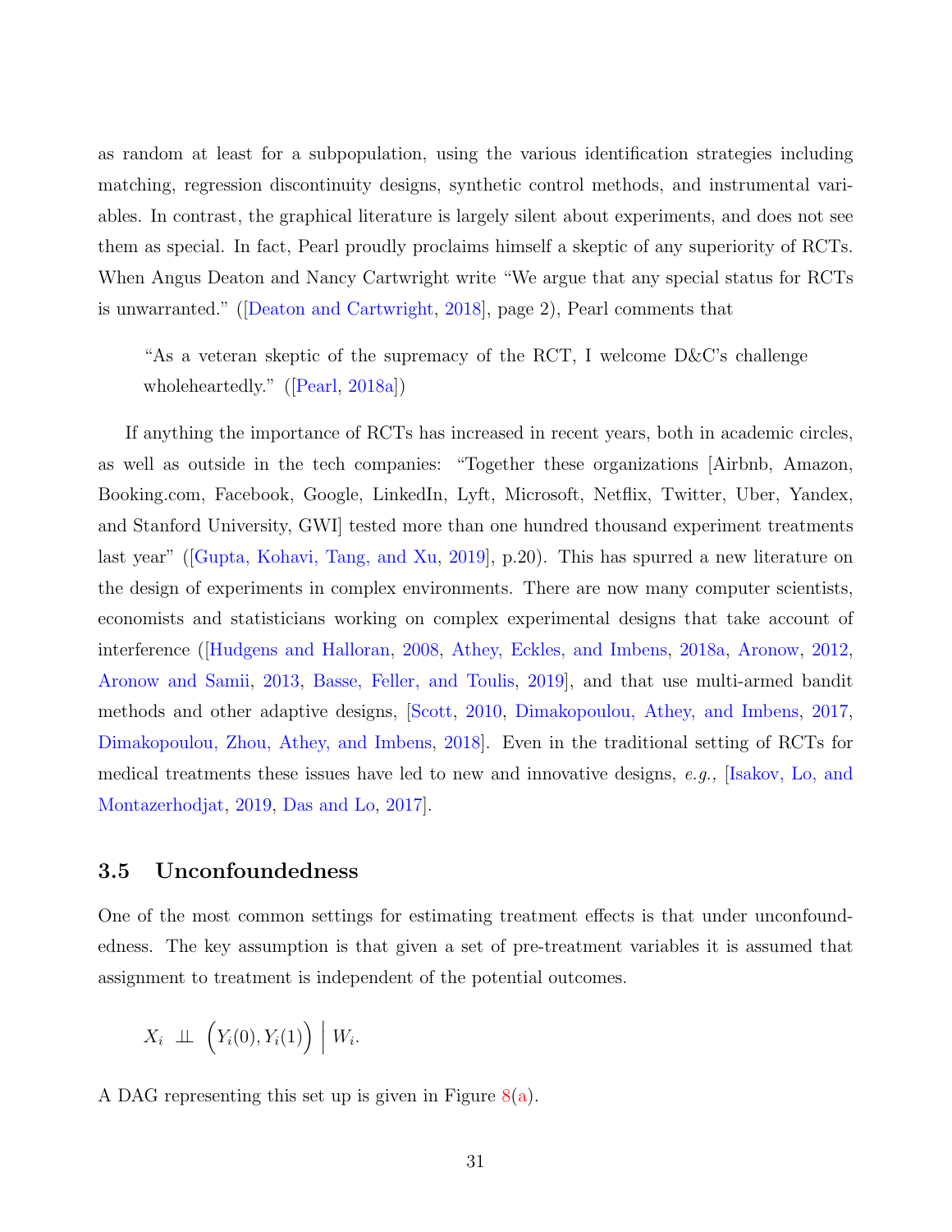as random at least for a subpopulation, using the various identification strategies including matching, regression discontinuity designs, synthetic control methods, and instrumental variables. In contrast, the graphical literature is largely silent about experiments, and does not see them as special. In fact, Pearl proudly proclaims himself a skeptic of any superiority of RCTs. When Angus Deaton and Nancy Cartwright write "We argue that any special status for RCTs is unwarranted." ([Deaton and Cartwright, 2018], page 2), Pearl comments that

> "As a veteran skeptic of the supremacy of the RCT, I welcome D&C's challenge wholeheartedly." ([Pearl, 2018a])

If anything the importance of RCTs has increased in recent years, both in academic circles, as well as outside in the tech companies: "Together these organizations [Airbnb, Amazon, Booking.com, Facebook, Google, LinkedIn, Lyft, Microsoft, Netflix, Twitter, Uber, Yandex, and Stanford University, GWI] tested more than one hundred thousand experiment treatments last year" ([Gupta, Kohavi, Tang, and Xu, 2019], p.20). This has spurred a new literature on the design of experiments in complex environments. There are now many computer scientists, economists and statisticians working on complex experimental designs that take account of interference ([Hudgens and Halloran, 2008, Athey, Eckles, and Imbens, 2018a, Aronow, 2012, Aronow and Samii, 2013, Basse, Feller, and Toulis, 2019], and that use multi-armed bandit methods and other adaptive designs, [Scott, 2010, Dimakopoulou, Athey, and Imbens, 2017, Dimakopoulou, Zhou, Athey, and Imbens, 2018]. Even in the traditional setting of RCTs for medical treatments these issues have led to new and innovative designs, *e.g.,* [Isakov, Lo, and Montazerhodjat, 2019, Das and Lo, 2017].

### 3.5 Unconfoundedness

One of the most common settings for estimating treatment effects is that under unconfoundedness. The key assumption is that given a set of pre-treatment variables it is assumed that assignment to treatment is independent of the potential outcomes.

$$X_i \perp\!\!\!\perp \Big(Y_i(0), Y_i(1)\Big) \Big| W_i.$$

A DAG representing this set up is given in Figure 8(a).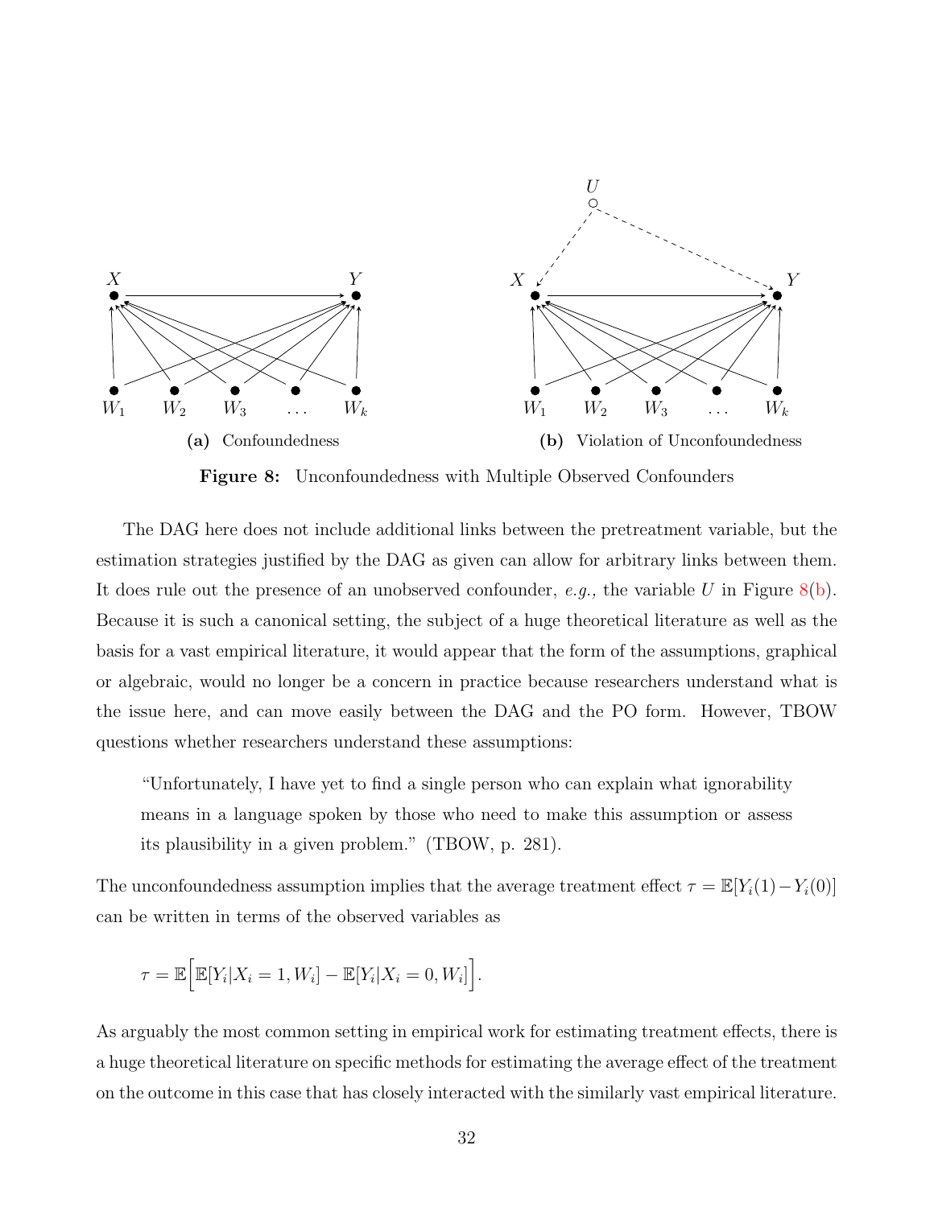**(a)** Confoundedness

**(b)** Violation of Unconfoundedness

**Figure 8:** Unconfoundedness with Multiple Observed Confounders

The DAG here does not include additional links between the pretreatment variable, but the estimation strategies justified by the DAG as given can allow for arbitrary links between them. It does rule out the presence of an unobserved confounder, *e.g.,* the variable $U$ in Figure 8(b). Because it is such a canonical setting, the subject of a huge theoretical literature as well as the basis for a vast empirical literature, it would appear that the form of the assumptions, graphical or algebraic, would no longer be a concern in practice because researchers understand what is the issue here, and can move easily between the DAG and the PO form. However, TBOW questions whether researchers understand these assumptions:

> "Unfortunately, I have yet to find a single person who can explain what ignorability means in a language spoken by those who need to make this assumption or assess its plausibility in a given problem." (TBOW, p. 281).

The unconfoundedness assumption implies that the average treatment effect $\tau = \mathbb{E}[Y_i(1) - Y_i(0)]$ can be written in terms of the observed variables as

$$\tau = \mathbb{E}\Big[\mathbb{E}[Y_i|X_i = 1, W_i] - \mathbb{E}[Y_i|X_i = 0, W_i]\Big].$$

As arguably the most common setting in empirical work for estimating treatment effects, there is a huge theoretical literature on specific methods for estimating the average effect of the treatment on the outcome in this case that has closely interacted with the similarly vast empirical literature.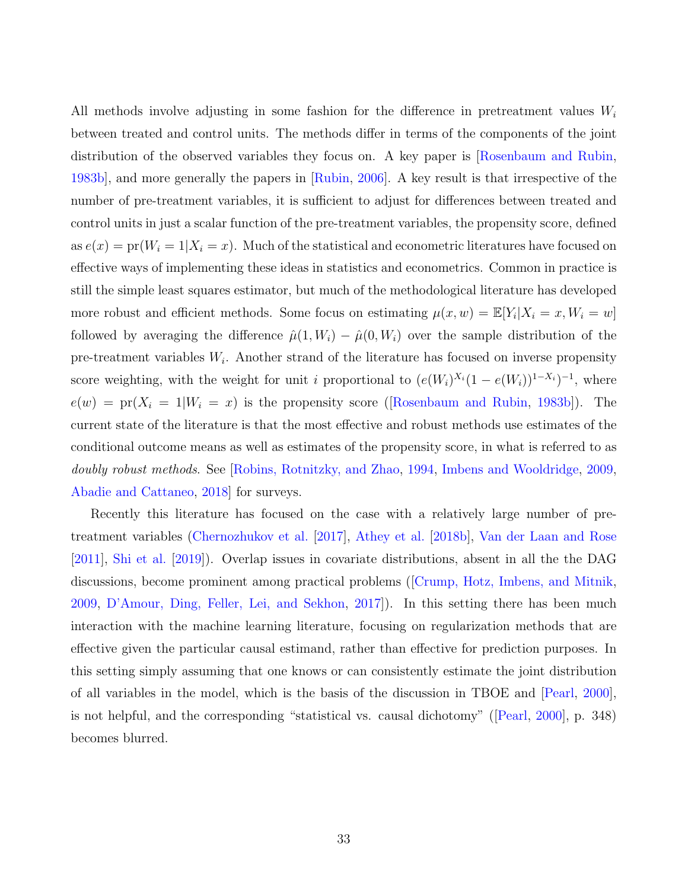All methods involve adjusting in some fashion for the difference in pretreatment values $W_i$ between treated and control units. The methods differ in terms of the components of the joint distribution of the observed variables they focus on. A key paper is [Rosenbaum and Rubin, 1983b], and more generally the papers in [Rubin, 2006]. A key result is that irrespective of the number of pre-treatment variables, it is sufficient to adjust for differences between treated and control units in just a scalar function of the pre-treatment variables, the propensity score, defined as $e(x) = \text{pr}(W_i = 1|X_i = x)$. Much of the statistical and econometric literatures have focused on effective ways of implementing these ideas in statistics and econometrics. Common in practice is still the simple least squares estimator, but much of the methodological literature has developed more robust and efficient methods. Some focus on estimating $\mu(x, w) = \mathbb{E}[Y_i|X_i = x, W_i = w]$ followed by averaging the difference $\hat{\mu}(1, W_i) - \hat{\mu}(0, W_i)$ over the sample distribution of the pre-treatment variables $W_i$. Another strand of the literature has focused on inverse propensity score weighting, with the weight for unit $i$ proportional to $(e(W_i)^{X_i}(1 - e(W_i))^{1-X_i})^{-1}$, where $e(w) = \text{pr}(X_i = 1|W_i = x)$ is the propensity score ([Rosenbaum and Rubin, 1983b]). The current state of the literature is that the most effective and robust methods use estimates of the conditional outcome means as well as estimates of the propensity score, in what is referred to as *doubly robust methods*. See [Robins, Rotnitzky, and Zhao, 1994, Imbens and Wooldridge, 2009, Abadie and Cattaneo, 2018] for surveys.

Recently this literature has focused on the case with a relatively large number of pre-treatment variables (Chernozhukov et al. [2017], Athey et al. [2018b], Van der Laan and Rose [2011], Shi et al. [2019]). Overlap issues in covariate distributions, absent in all the the DAG discussions, become prominent among practical problems ([Crump, Hotz, Imbens, and Mitnik, 2009, D'Amour, Ding, Feller, Lei, and Sekhon, 2017]). In this setting there has been much interaction with the machine learning literature, focusing on regularization methods that are effective given the particular causal estimand, rather than effective for prediction purposes. In this setting simply assuming that one knows or can consistently estimate the joint distribution of all variables in the model, which is the basis of the discussion in TBOE and [Pearl, 2000], is not helpful, and the corresponding "statistical vs. causal dichotomy" ([Pearl, 2000], p. 348) becomes blurred.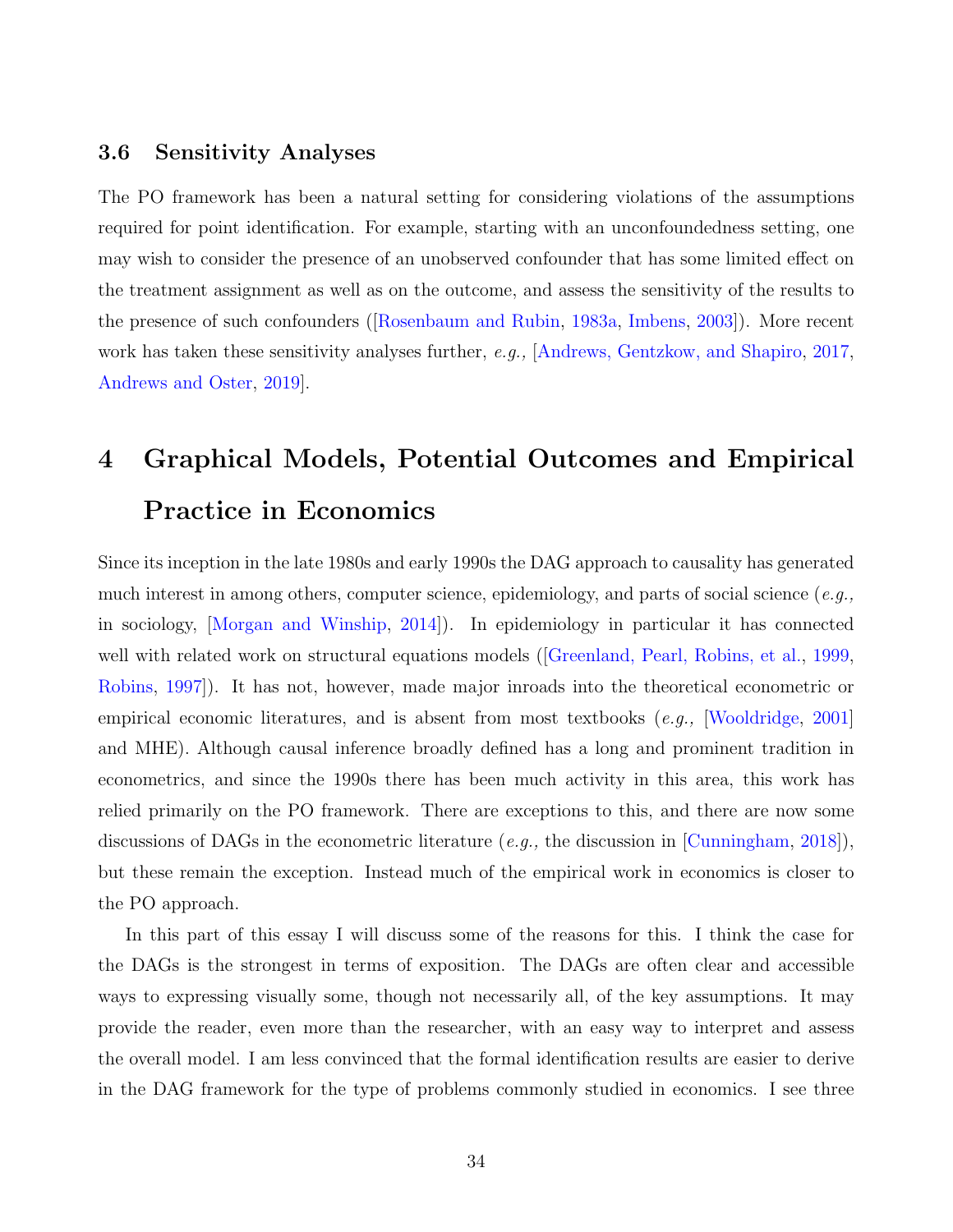### 3.6 Sensitivity Analyses

The PO framework has been a natural setting for considering violations of the assumptions required for point identification. For example, starting with an unconfoundedness setting, one may wish to consider the presence of an unobserved confounder that has some limited effect on the treatment assignment as well as on the outcome, and assess the sensitivity of the results to the presence of such confounders ([Rosenbaum and Rubin, 1983a, Imbens, 2003]). More recent work has taken these sensitivity analyses further, *e.g.,* [Andrews, Gentzkow, and Shapiro, 2017, Andrews and Oster, 2019].

# 4 Graphical Models, Potential Outcomes and Empirical Practice in Economics

Since its inception in the late 1980s and early 1990s the DAG approach to causality has generated much interest in among others, computer science, epidemiology, and parts of social science (*e.g.,* in sociology, [Morgan and Winship, 2014]). In epidemiology in particular it has connected well with related work on structural equations models ([Greenland, Pearl, Robins, et al., 1999, Robins, 1997]). It has not, however, made major inroads into the theoretical econometric or empirical economic literatures, and is absent from most textbooks (*e.g.,* [Wooldridge, 2001] and MHE). Although causal inference broadly defined has a long and prominent tradition in econometrics, and since the 1990s there has been much activity in this area, this work has relied primarily on the PO framework. There are exceptions to this, and there are now some discussions of DAGs in the econometric literature (*e.g.,* the discussion in [Cunningham, 2018]), but these remain the exception. Instead much of the empirical work in economics is closer to the PO approach.

In this part of this essay I will discuss some of the reasons for this. I think the case for the DAGs is the strongest in terms of exposition. The DAGs are often clear and accessible ways to expressing visually some, though not necessarily all, of the key assumptions. It may provide the reader, even more than the researcher, with an easy way to interpret and assess the overall model. I am less convinced that the formal identification results are easier to derive in the DAG framework for the type of problems commonly studied in economics. I see three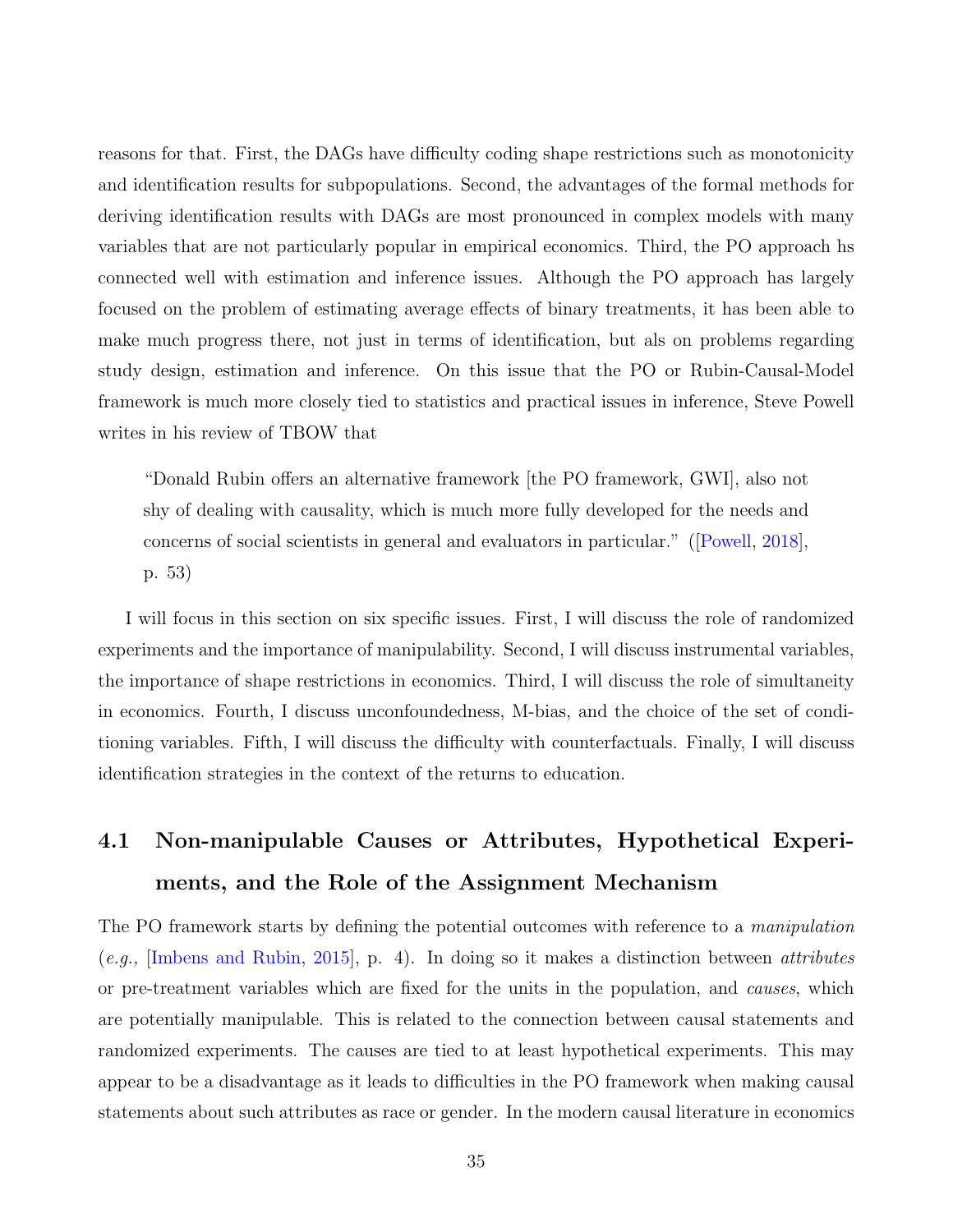reasons for that. First, the DAGs have difficulty coding shape restrictions such as monotonicity and identification results for subpopulations. Second, the advantages of the formal methods for deriving identification results with DAGs are most pronounced in complex models with many variables that are not particularly popular in empirical economics. Third, the PO approach hs connected well with estimation and inference issues. Although the PO approach has largely focused on the problem of estimating average effects of binary treatments, it has been able to make much progress there, not just in terms of identification, but als on problems regarding study design, estimation and inference. On this issue that the PO or Rubin-Causal-Model framework is much more closely tied to statistics and practical issues in inference, Steve Powell writes in his review of TBOW that

> "Donald Rubin offers an alternative framework [the PO framework, GWI], also not shy of dealing with causality, which is much more fully developed for the needs and concerns of social scientists in general and evaluators in particular." ([Powell, 2018], p. 53)

I will focus in this section on six specific issues. First, I will discuss the role of randomized experiments and the importance of manipulability. Second, I will discuss instrumental variables, the importance of shape restrictions in economics. Third, I will discuss the role of simultaneity in economics. Fourth, I discuss unconfoundedness, M-bias, and the choice of the set of conditioning variables. Fifth, I will discuss the difficulty with counterfactuals. Finally, I will discuss identification strategies in the context of the returns to education.

## 4.1 Non-manipulable Causes or Attributes, Hypothetical Experiments, and the Role of the Assignment Mechanism

The PO framework starts by defining the potential outcomes with reference to a *manipulation* (*e.g.,* [Imbens and Rubin, 2015], p. 4). In doing so it makes a distinction between *attributes* or pre-treatment variables which are fixed for the units in the population, and *causes*, which are potentially manipulable. This is related to the connection between causal statements and randomized experiments. The causes are tied to at least hypothetical experiments. This may appear to be a disadvantage as it leads to difficulties in the PO framework when making causal statements about such attributes as race or gender. In the modern causal literature in economics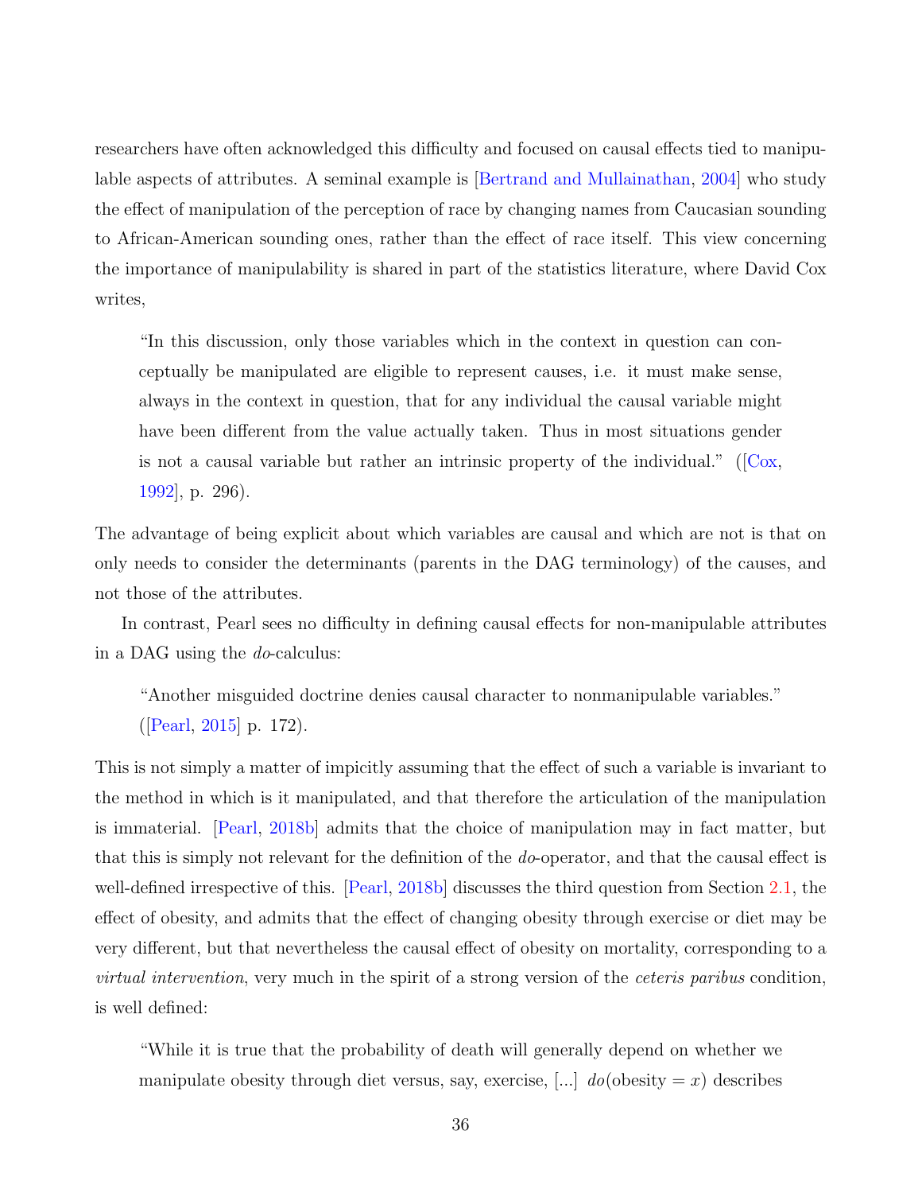researchers have often acknowledged this difficulty and focused on causal effects tied to manipulable aspects of attributes. A seminal example is [Bertrand and Mullainathan, 2004] who study the effect of manipulation of the perception of race by changing names from Caucasian sounding to African-American sounding ones, rather than the effect of race itself. This view concerning the importance of manipulability is shared in part of the statistics literature, where David Cox writes,

> "In this discussion, only those variables which in the context in question can conceptually be manipulated are eligible to represent causes, i.e. it must make sense, always in the context in question, that for any individual the causal variable might have been different from the value actually taken. Thus in most situations gender is not a causal variable but rather an intrinsic property of the individual." ([Cox, 1992], p. 296).

The advantage of being explicit about which variables are causal and which are not is that on only needs to consider the determinants (parents in the DAG terminology) of the causes, and not those of the attributes.

In contrast, Pearl sees no difficulty in defining causal effects for non-manipulable attributes in a DAG using the *do*-calculus:

> "Another misguided doctrine denies causal character to nonmanipulable variables." ([Pearl, 2015] p. 172).

This is not simply a matter of impicitly assuming that the effect of such a variable is invariant to the method in which is it manipulated, and that therefore the articulation of the manipulation is immaterial. [Pearl, 2018b] admits that the choice of manipulation may in fact matter, but that this is simply not relevant for the definition of the *do*-operator, and that the causal effect is well-defined irrespective of this. [Pearl, 2018b] discusses the third question from Section 2.1, the effect of obesity, and admits that the effect of changing obesity through exercise or diet may be very different, but that nevertheless the causal effect of obesity on mortality, corresponding to a *virtual intervention*, very much in the spirit of a strong version of the *ceteris paribus* condition, is well defined:

> "While it is true that the probability of death will generally depend on whether we manipulate obesity through diet versus, say, exercise, [...] $do(\text{obesity} = x)$ describes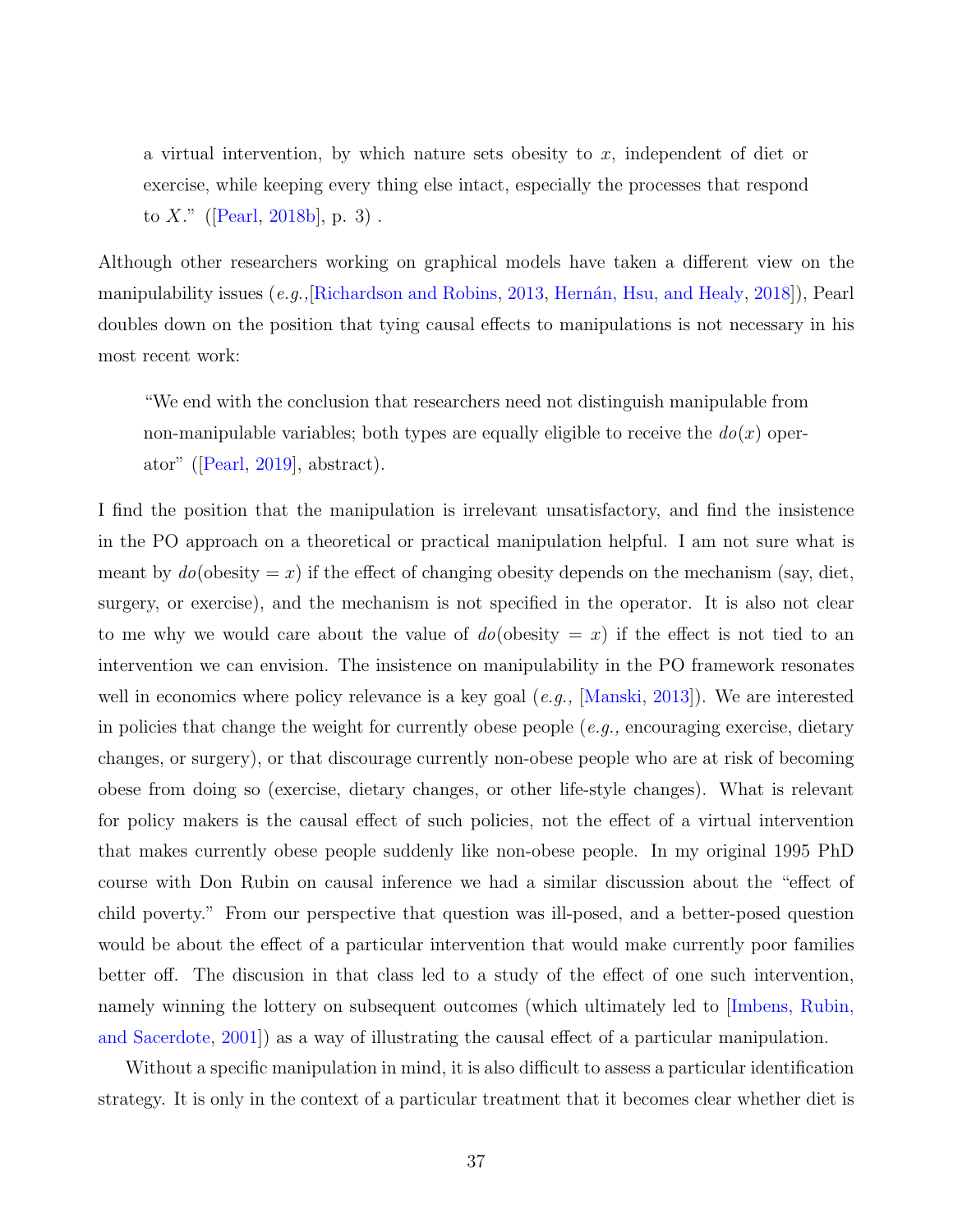> a virtual intervention, by which nature sets obesity to $x$, independent of diet or exercise, while keeping every thing else intact, especially the processes that respond to $X$." ([Pearl, 2018b], p. 3) .

Although other researchers working on graphical models have taken a different view on the manipulability issues (*e.g.,*[Richardson and Robins, 2013, Hernán, Hsu, and Healy, 2018]), Pearl doubles down on the position that tying causal effects to manipulations is not necessary in his most recent work:

> "We end with the conclusion that researchers need not distinguish manipulable from non-manipulable variables; both types are equally eligible to receive the $do(x)$ operator" ([Pearl, 2019], abstract).

I find the position that the manipulation is irrelevant unsatisfactory, and find the insistence in the PO approach on a theoretical or practical manipulation helpful. I am not sure what is meant by $do(\text{obesity} = x)$ if the effect of changing obesity depends on the mechanism (say, diet, surgery, or exercise), and the mechanism is not specified in the operator. It is also not clear to me why we would care about the value of $do(\text{obesity} = x)$ if the effect is not tied to an intervention we can envision. The insistence on manipulability in the PO framework resonates well in economics where policy relevance is a key goal (*e.g.,* [Manski, 2013]). We are interested in policies that change the weight for currently obese people (*e.g.,* encouraging exercise, dietary changes, or surgery), or that discourage currently non-obese people who are at risk of becoming obese from doing so (exercise, dietary changes, or other life-style changes). What is relevant for policy makers is the causal effect of such policies, not the effect of a virtual intervention that makes currently obese people suddenly like non-obese people. In my original 1995 PhD course with Don Rubin on causal inference we had a similar discussion about the "effect of child poverty." From our perspective that question was ill-posed, and a better-posed question would be about the effect of a particular intervention that would make currently poor families better off. The discusion in that class led to a study of the effect of one such intervention, namely winning the lottery on subsequent outcomes (which ultimately led to [Imbens, Rubin, and Sacerdote, 2001]) as a way of illustrating the causal effect of a particular manipulation.

Without a specific manipulation in mind, it is also difficult to assess a particular identification strategy. It is only in the context of a particular treatment that it becomes clear whether diet is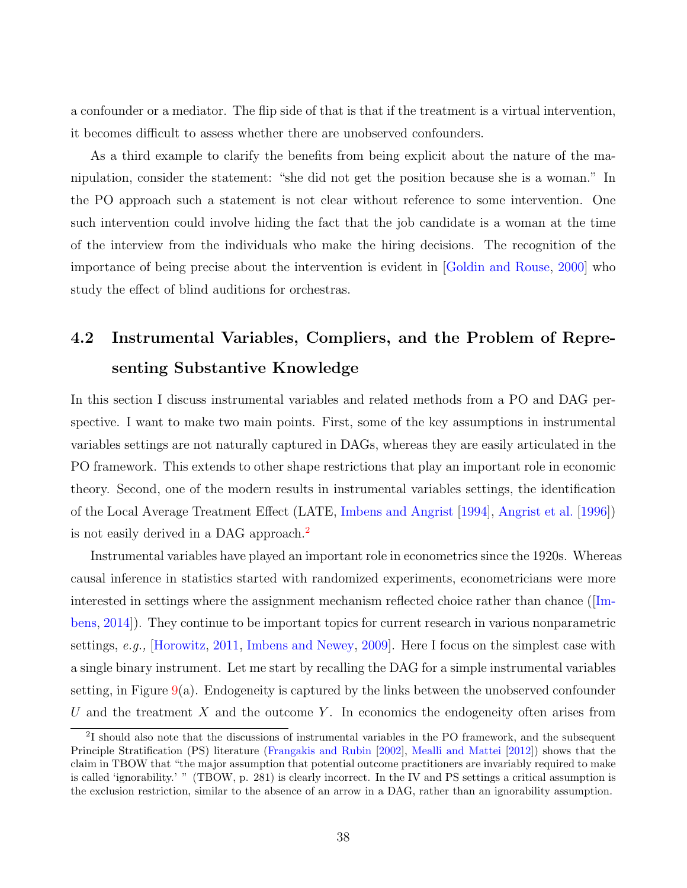a confounder or a mediator. The flip side of that is that if the treatment is a virtual intervention, it becomes difficult to assess whether there are unobserved confounders.

As a third example to clarify the benefits from being explicit about the nature of the manipulation, consider the statement: "she did not get the position because she is a woman." In the PO approach such a statement is not clear without reference to some intervention. One such intervention could involve hiding the fact that the job candidate is a woman at the time of the interview from the individuals who make the hiring decisions. The recognition of the importance of being precise about the intervention is evident in [Goldin and Rouse, 2000] who study the effect of blind auditions for orchestras.

## 4.2 Instrumental Variables, Compliers, and the Problem of Representing Substantive Knowledge

In this section I discuss instrumental variables and related methods from a PO and DAG perspective. I want to make two main points. First, some of the key assumptions in instrumental variables settings are not naturally captured in DAGs, whereas they are easily articulated in the PO framework. This extends to other shape restrictions that play an important role in economic theory. Second, one of the modern results in instrumental variables settings, the identification of the Local Average Treatment Effect (LATE, Imbens and Angrist [1994], Angrist et al. [1996]) is not easily derived in a DAG approach.[2]

Instrumental variables have played an important role in econometrics since the 1920s. Whereas causal inference in statistics started with randomized experiments, econometricians were more interested in settings where the assignment mechanism reflected choice rather than chance ([Imbens, 2014]). They continue to be important topics for current research in various nonparametric settings, *e.g.,* [Horowitz, 2011, Imbens and Newey, 2009]. Here I focus on the simplest case with a single binary instrument. Let me start by recalling the DAG for a simple instrumental variables setting, in Figure 9(a). Endogeneity is captured by the links between the unobserved confounder $U$ and the treatment $X$ and the outcome $Y$. In economics the endogeneity often arises from

[2] I should also note that the discussions of instrumental variables in the PO framework, and the subsequent Principle Stratification (PS) literature (Frangakis and Rubin [2002], Mealli and Mattei [2012]) shows that the claim in TBOW that "the major assumption that potential outcome practitioners are invariably required to make is called 'ignorability.' " (TBOW, p. 281) is clearly incorrect. In the IV and PS settings a critical assumption is the exclusion restriction, similar to the absence of an arrow in a DAG, rather than an ignorability assumption.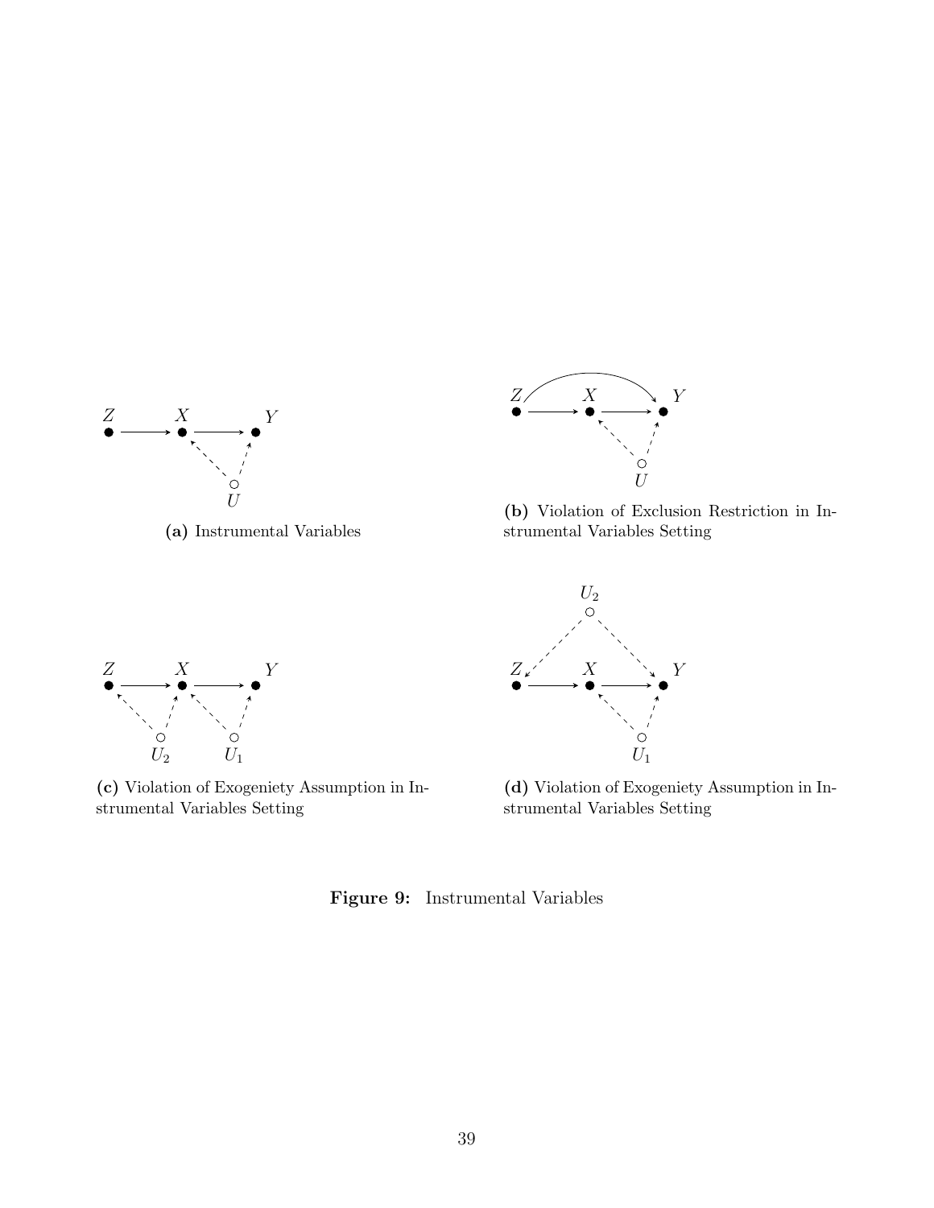(a) Instrumental Variables

(b) Violation of Exclusion Restriction in Instrumental Variables Setting

(c) Violation of Exogeniety Assumption in Instrumental Variables Setting

(d) Violation of Exogeniety Assumption in Instrumental Variables Setting

**Figure 9:** Instrumental Variables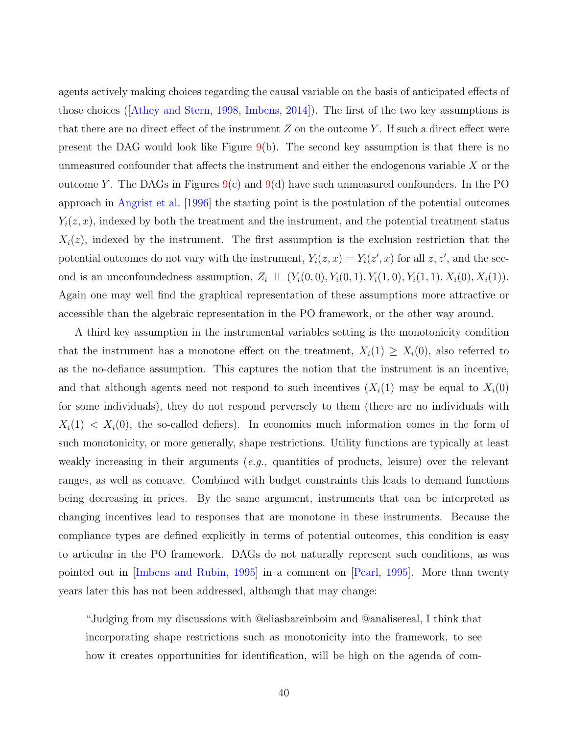agents actively making choices regarding the causal variable on the basis of anticipated effects of those choices ([Athey and Stern, 1998, Imbens, 2014]). The first of the two key assumptions is that there are no direct effect of the instrument $Z$ on the outcome $Y$. If such a direct effect were present the DAG would look like Figure 9(b). The second key assumption is that there is no unmeasured confounder that affects the instrument and either the endogenous variable $X$ or the outcome $Y$. The DAGs in Figures 9(c) and 9(d) have such unmeasured confounders. In the PO approach in Angrist et al. [1996] the starting point is the postulation of the potential outcomes $Y_i(z, x)$, indexed by both the treatment and the instrument, and the potential treatment status $X_i(z)$, indexed by the instrument. The first assumption is the exclusion restriction that the potential outcomes do not vary with the instrument, $Y_i(z, x) = Y_i(z', x)$ for all $z, z'$, and the second is an unconfoundedness assumption, $Z_i \perp\!\!\!\perp (Y_i(0, 0), Y_i(0, 1), Y_i(1, 0), Y_i(1, 1), X_i(0), X_i(1))$. Again one may well find the graphical representation of these assumptions more attractive or accessible than the algebraic representation in the PO framework, or the other way around.

A third key assumption in the instrumental variables setting is the monotonicity condition that the instrument has a monotone effect on the treatment, $X_i(1) \geq X_i(0)$, also referred to as the no-defiance assumption. This captures the notion that the instrument is an incentive, and that although agents need not respond to such incentives ($X_i(1)$ may be equal to $X_i(0)$ for some individuals), they do not respond perversely to them (there are no individuals with $X_i(1) < X_i(0)$, the so-called defiers). In economics much information comes in the form of such monotonicity, or more generally, shape restrictions. Utility functions are typically at least weakly increasing in their arguments (*e.g.,* quantities of products, leisure) over the relevant ranges, as well as concave. Combined with budget constraints this leads to demand functions being decreasing in prices. By the same argument, instruments that can be interpreted as changing incentives lead to responses that are monotone in these instruments. Because the compliance types are defined explicitly in terms of potential outcomes, this condition is easy to articular in the PO framework. DAGs do not naturally represent such conditions, as was pointed out in [Imbens and Rubin, 1995] in a comment on [Pearl, 1995]. More than twenty years later this has not been addressed, although that may change:

> "Judging from my discussions with @eliasbareinboim and @analisereal, I think that incorporating shape restrictions such as monotonicity into the framework, to see how it creates opportunities for identification, will be high on the agenda of com-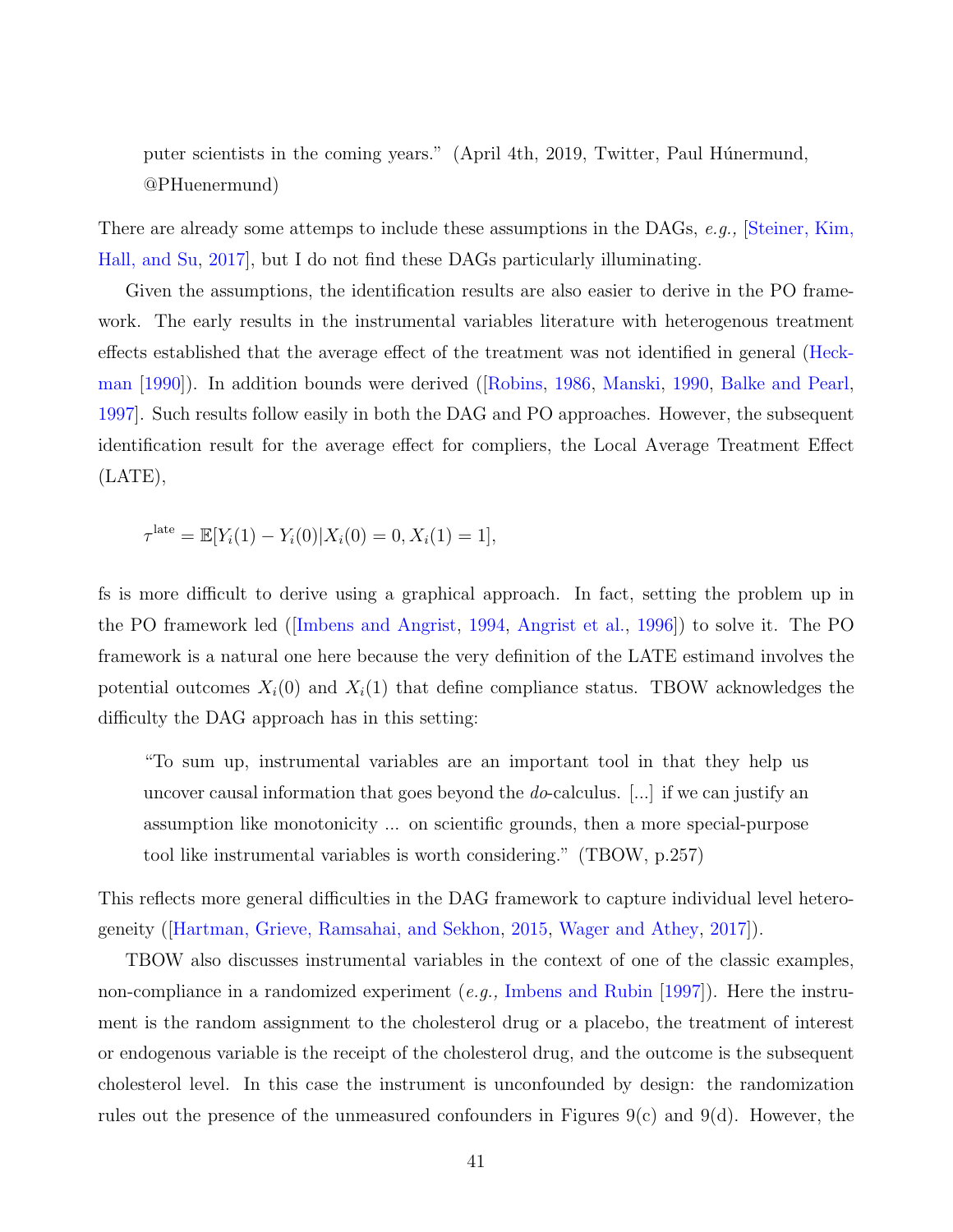puter scientists in the coming years." (April 4th, 2019, Twitter, Paul Húnermund, @PHuenermund)

There are already some attemps to include these assumptions in the DAGs, *e.g.,* [Steiner, Kim, Hall, and Su, 2017], but I do not find these DAGs particularly illuminating.

Given the assumptions, the identification results are also easier to derive in the PO framework. The early results in the instrumental variables literature with heterogenous treatment effects established that the average effect of the treatment was not identified in general (Heckman [1990]). In addition bounds were derived ([Robins, 1986, Manski, 1990, Balke and Pearl, 1997]. Such results follow easily in both the DAG and PO approaches. However, the subsequent identification result for the average effect for compliers, the Local Average Treatment Effect (LATE),

$$\tau^{\rm late} = \mathbb{E}[Y_i(1) - Y_i(0) | X_i(0) = 0, X_i(1) = 1],$$

fs is more difficult to derive using a graphical approach. In fact, setting the problem up in the PO framework led ([Imbens and Angrist, 1994, Angrist et al., 1996]) to solve it. The PO framework is a natural one here because the very definition of the LATE estimand involves the potential outcomes $X_i(0)$ and $X_i(1)$ that define compliance status. TBOW acknowledges the difficulty the DAG approach has in this setting:

> "To sum up, instrumental variables are an important tool in that they help us uncover causal information that goes beyond the *do*-calculus. [...] if we can justify an assumption like monotonicity ... on scientific grounds, then a more special-purpose tool like instrumental variables is worth considering." (TBOW, p.257)

This reflects more general difficulties in the DAG framework to capture individual level heterogeneity ([Hartman, Grieve, Ramsahai, and Sekhon, 2015, Wager and Athey, 2017]).

TBOW also discusses instrumental variables in the context of one of the classic examples, non-compliance in a randomized experiment (*e.g.,* Imbens and Rubin [1997]). Here the instrument is the random assignment to the cholesterol drug or a placebo, the treatment of interest or endogenous variable is the receipt of the cholesterol drug, and the outcome is the subsequent cholesterol level. In this case the instrument is unconfounded by design: the randomization rules out the presence of the unmeasured confounders in Figures 9(c) and 9(d). However, the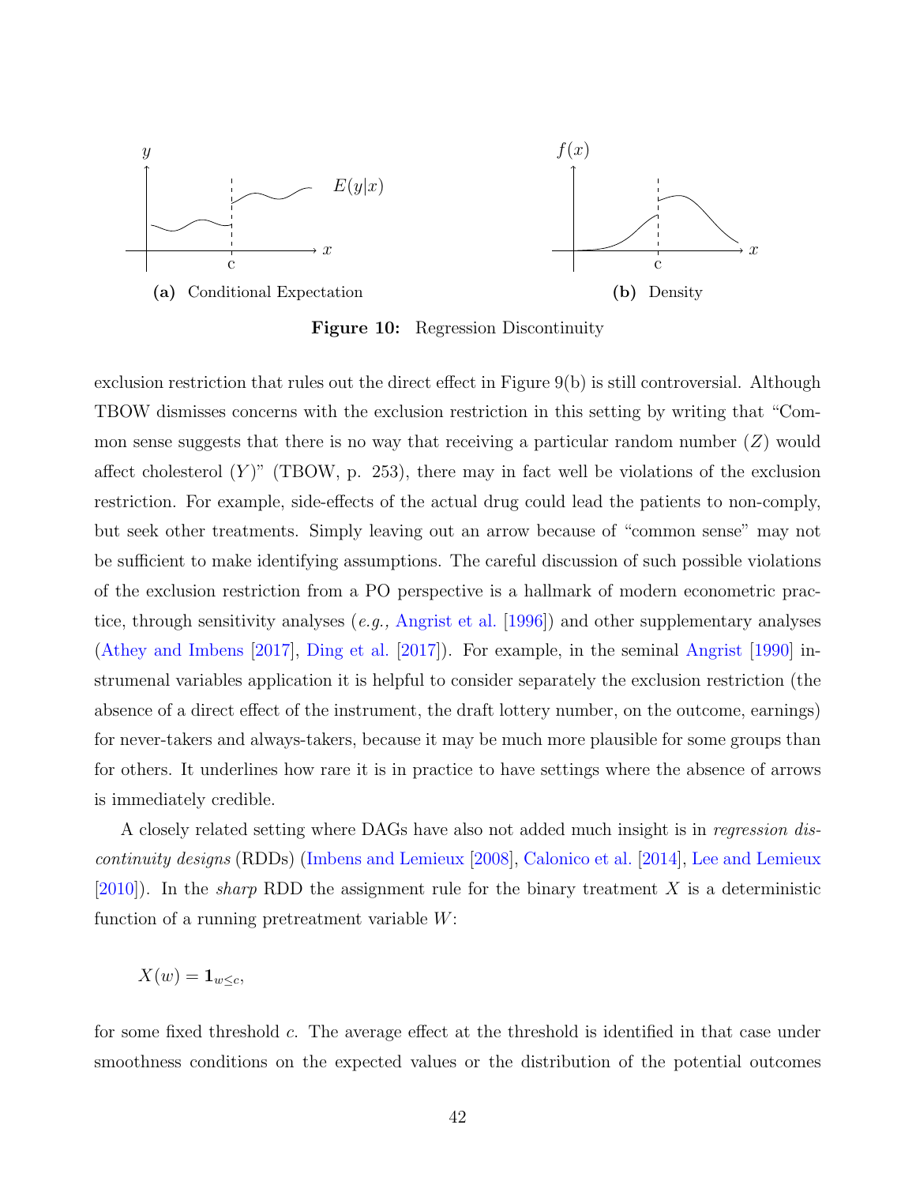(a) Conditional Expectation

(b) Density

**Figure 10:** Regression Discontinuity

exclusion restriction that rules out the direct effect in Figure 9(b) is still controversial. Although TBOW dismisses concerns with the exclusion restriction in this setting by writing that "Common sense suggests that there is no way that receiving a particular random number ($Z$) would affect cholesterol ($Y$)" (TBOW, p. 253), there may in fact well be violations of the exclusion restriction. For example, side-effects of the actual drug could lead the patients to non-comply, but seek other treatments. Simply leaving out an arrow because of "common sense" may not be sufficient to make identifying assumptions. The careful discussion of such possible violations of the exclusion restriction from a PO perspective is a hallmark of modern econometric practice, through sensitivity analyses (*e.g.,* Angrist et al. [1996]) and other supplementary analyses (Athey and Imbens [2017], Ding et al. [2017]). For example, in the seminal Angrist [1990] instrumenal variables application it is helpful to consider separately the exclusion restriction (the absence of a direct effect of the instrument, the draft lottery number, on the outcome, earnings) for never-takers and always-takers, because it may be much more plausible for some groups than for others. It underlines how rare it is in practice to have settings where the absence of arrows is immediately credible.

A closely related setting where DAGs have also not added much insight is in *regression discontinuity designs* (RDDs) (Imbens and Lemieux [2008], Calonico et al. [2014], Lee and Lemieux [2010]). In the *sharp* RDD the assignment rule for the binary treatment $X$ is a deterministic function of a running pretreatment variable $W$:

$$X(w) = \mathbf{1}_{w \leq c},$$

for some fixed threshold $c$. The average effect at the threshold is identified in that case under smoothness conditions on the expected values or the distribution of the potential outcomes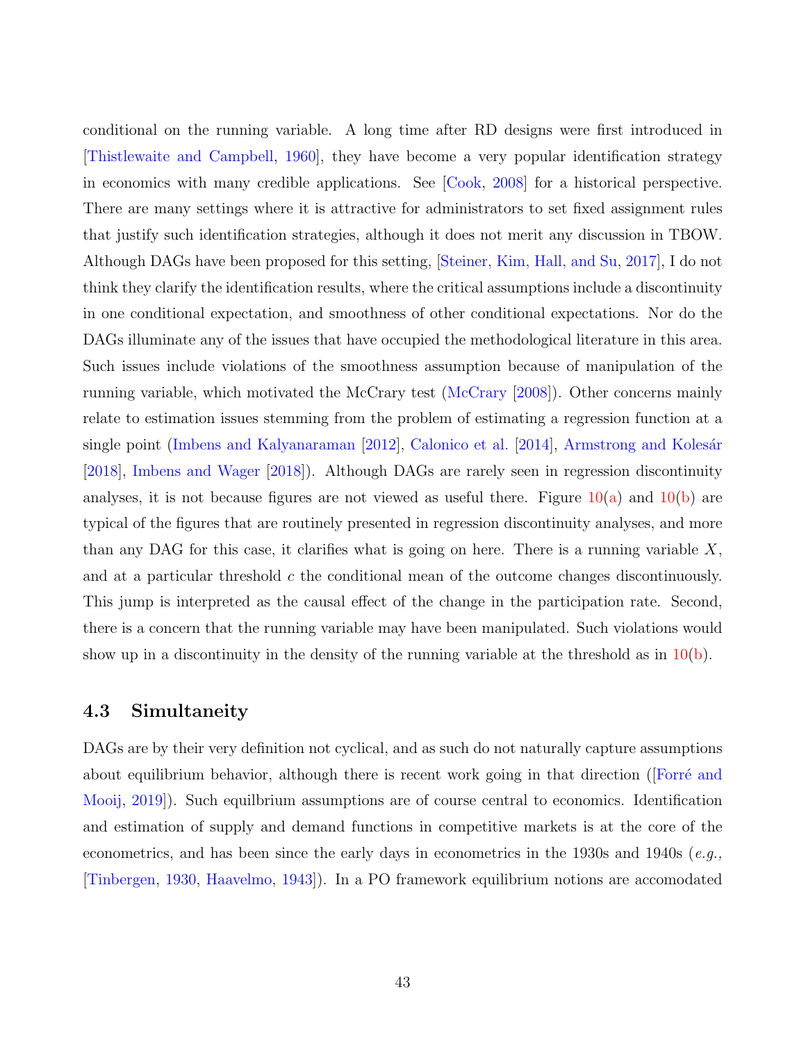conditional on the running variable. A long time after RD designs were first introduced in [Thistlewaite and Campbell, 1960], they have become a very popular identification strategy in economics with many credible applications. See [Cook, 2008] for a historical perspective. There are many settings where it is attractive for administrators to set fixed assignment rules that justify such identification strategies, although it does not merit any discussion in TBOW. Although DAGs have been proposed for this setting, [Steiner, Kim, Hall, and Su, 2017], I do not think they clarify the identification results, where the critical assumptions include a discontinuity in one conditional expectation, and smoothness of other conditional expectations. Nor do the DAGs illuminate any of the issues that have occupied the methodological literature in this area. Such issues include violations of the smoothness assumption because of manipulation of the running variable, which motivated the McCrary test (McCrary [2008]). Other concerns mainly relate to estimation issues stemming from the problem of estimating a regression function at a single point (Imbens and Kalyanaraman [2012], Calonico et al. [2014], Armstrong and Kolesár [2018], Imbens and Wager [2018]). Although DAGs are rarely seen in regression discontinuity analyses, it is not because figures are not viewed as useful there. Figure 10(a) and 10(b) are typical of the figures that are routinely presented in regression discontinuity analyses, and more than any DAG for this case, it clarifies what is going on here. There is a running variable $X$, and at a particular threshold $c$ the conditional mean of the outcome changes discontinuously. This jump is interpreted as the causal effect of the change in the participation rate. Second, there is a concern that the running variable may have been manipulated. Such violations would show up in a discontinuity in the density of the running variable at the threshold as in 10(b).

### 4.3 Simultaneity

DAGs are by their very definition not cyclical, and as such do not naturally capture assumptions about equilibrium behavior, although there is recent work going in that direction ([Forré and Mooij, 2019]). Such equilbrium assumptions are of course central to economics. Identification and estimation of supply and demand functions in competitive markets is at the core of the econometrics, and has been since the early days in econometrics in the 1930s and 1940s (*e.g.,* [Tinbergen, 1930, Haavelmo, 1943]). In a PO framework equilibrium notions are accomodated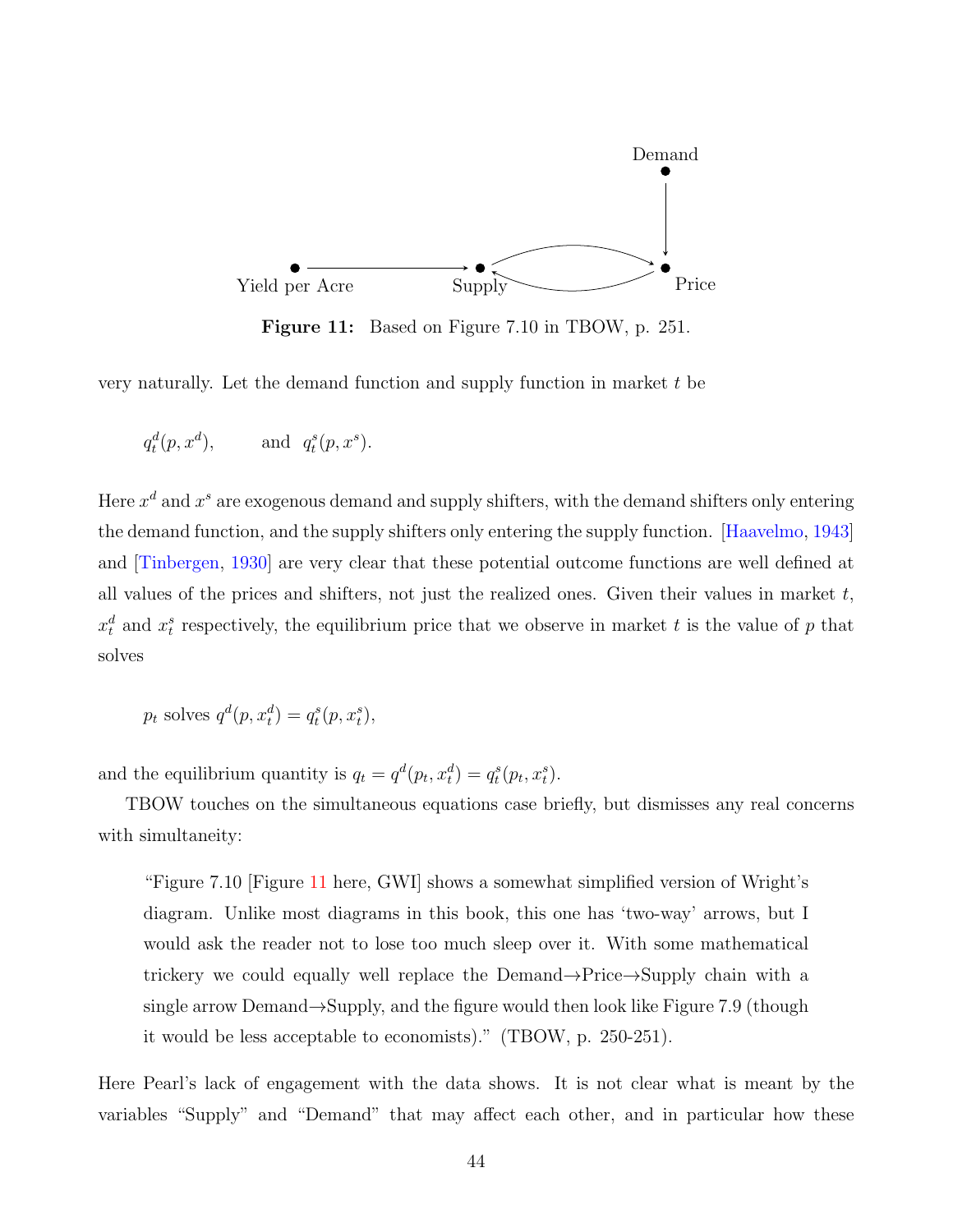Figure 11: Based on Figure 7.10 in TBOW, p. 251.

very naturally. Let the demand function and supply function in market $t$ be

$$q_t^d(p, x^d), \qquad \text{and} \quad q_t^s(p, x^s).$$

Here $x^d$ and $x^s$ are exogenous demand and supply shifters, with the demand shifters only entering the demand function, and the supply shifters only entering the supply function. [Haavelmo, 1943] and [Tinbergen, 1930] are very clear that these potential outcome functions are well defined at all values of the prices and shifters, not just the realized ones. Given their values in market $t$, $x_t^d$ and $x_t^s$ respectively, the equilibrium price that we observe in market $t$ is the value of $p$ that solves

$$p_t \text{ solves } q^d(p, x_t^d) = q_t^s(p, x_t^s),$$

and the equilibrium quantity is $q_t = q^d(p_t, x_t^d) = q_t^s(p_t, x_t^s)$.

TBOW touches on the simultaneous equations case briefly, but dismisses any real concerns with simultaneity:

> "Figure 7.10 [Figure 11 here, GWI] shows a somewhat simplified version of Wright's diagram. Unlike most diagrams in this book, this one has 'two-way' arrows, but I would ask the reader not to lose too much sleep over it. With some mathematical trickery we could equally well replace the Demand→Price→Supply chain with a single arrow Demand→Supply, and the figure would then look like Figure 7.9 (though it would be less acceptable to economists)." (TBOW, p. 250-251).

Here Pearl's lack of engagement with the data shows. It is not clear what is meant by the variables "Supply" and "Demand" that may affect each other, and in particular how these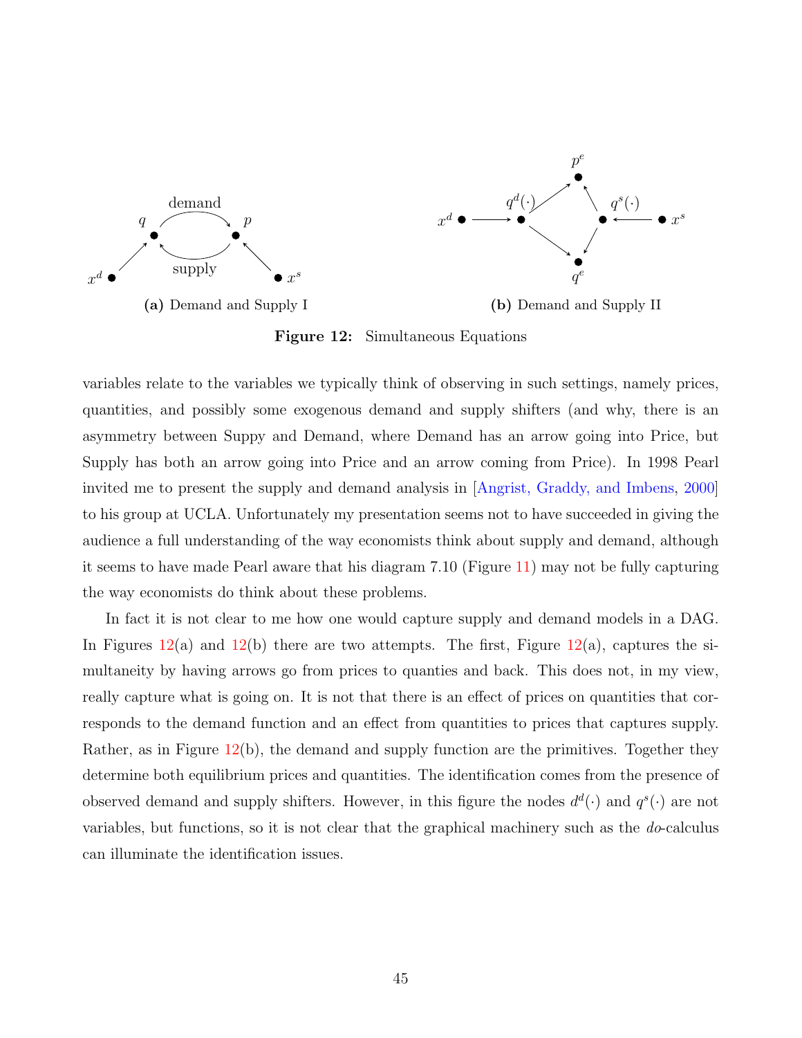**(a)** Demand and Supply I

**(b)** Demand and Supply II

**Figure 12:** Simultaneous Equations

variables relate to the variables we typically think of observing in such settings, namely prices, quantities, and possibly some exogenous demand and supply shifters (and why, there is an asymmetry between Suppy and Demand, where Demand has an arrow going into Price, but Supply has both an arrow going into Price and an arrow coming from Price). In 1998 Pearl invited me to present the supply and demand analysis in [Angrist, Graddy, and Imbens, 2000] to his group at UCLA. Unfortunately my presentation seems not to have succeeded in giving the audience a full understanding of the way economists think about supply and demand, although it seems to have made Pearl aware that his diagram 7.10 (Figure 11) may not be fully capturing the way economists do think about these problems.

In fact it is not clear to me how one would capture supply and demand models in a DAG. In Figures 12(a) and 12(b) there are two attempts. The first, Figure 12(a), captures the simultaneity by having arrows go from prices to quanties and back. This does not, in my view, really capture what is going on. It is not that there is an effect of prices on quantities that corresponds to the demand function and an effect from quantities to prices that captures supply. Rather, as in Figure 12(b), the demand and supply function are the primitives. Together they determine both equilibrium prices and quantities. The identification comes from the presence of observed demand and supply shifters. However, in this figure the nodes $d^d(\cdot)$ and $q^s(\cdot)$ are not variables, but functions, so it is not clear that the graphical machinery such as the *do*-calculus can illuminate the identification issues.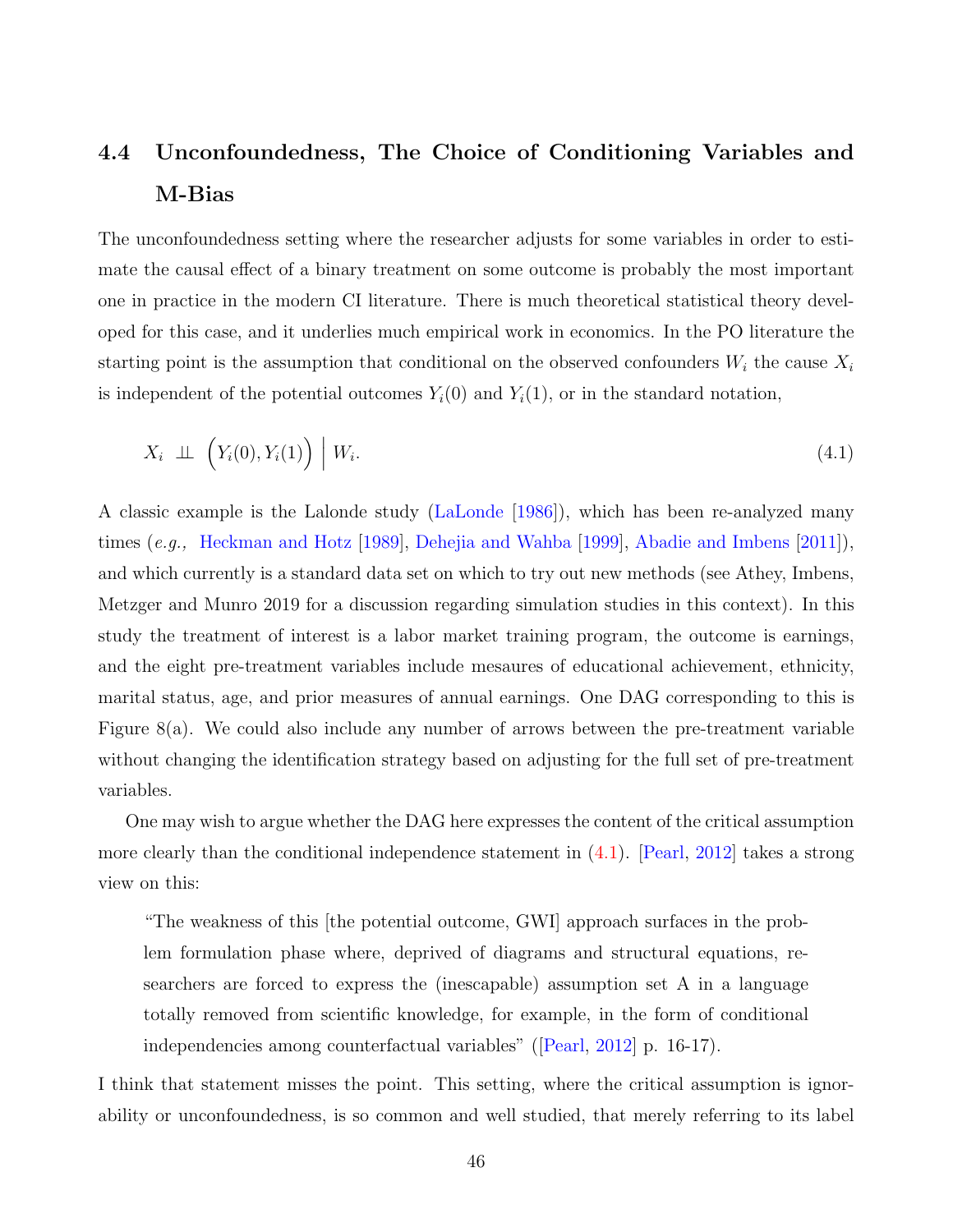## 4.4 Unconfoundedness, The Choice of Conditioning Variables and M-Bias

The unconfoundedness setting where the researcher adjusts for some variables in order to estimate the causal effect of a binary treatment on some outcome is probably the most important one in practice in the modern CI literature. There is much theoretical statistical theory developed for this case, and it underlies much empirical work in economics. In the PO literature the starting point is the assumption that conditional on the observed confounders $W_i$ the cause $X_i$ is independent of the potential outcomes $Y_i(0)$ and $Y_i(1)$, or in the standard notation,

$$X_i \perp\!\!\!\perp \Big(Y_i(0), Y_i(1)\Big) \;\Big|\; W_i. \tag{4.1}$$

A classic example is the Lalonde study (LaLonde [1986]), which has been re-analyzed many times (*e.g.,* Heckman and Hotz [1989], Dehejia and Wahba [1999], Abadie and Imbens [2011]), and which currently is a standard data set on which to try out new methods (see Athey, Imbens, Metzger and Munro 2019 for a discussion regarding simulation studies in this context). In this study the treatment of interest is a labor market training program, the outcome is earnings, and the eight pre-treatment variables include mesaures of educational achievement, ethnicity, marital status, age, and prior measures of annual earnings. One DAG corresponding to this is Figure 8(a). We could also include any number of arrows between the pre-treatment variable without changing the identification strategy based on adjusting for the full set of pre-treatment variables.

One may wish to argue whether the DAG here expresses the content of the critical assumption more clearly than the conditional independence statement in (4.1). [Pearl, 2012] takes a strong view on this:

> "The weakness of this [the potential outcome, GWI] approach surfaces in the problem formulation phase where, deprived of diagrams and structural equations, researchers are forced to express the (inescapable) assumption set A in a language totally removed from scientific knowledge, for example, in the form of conditional independencies among counterfactual variables" ([Pearl, 2012] p. 16-17).

I think that statement misses the point. This setting, where the critical assumption is ignorability or unconfoundedness, is so common and well studied, that merely referring to its label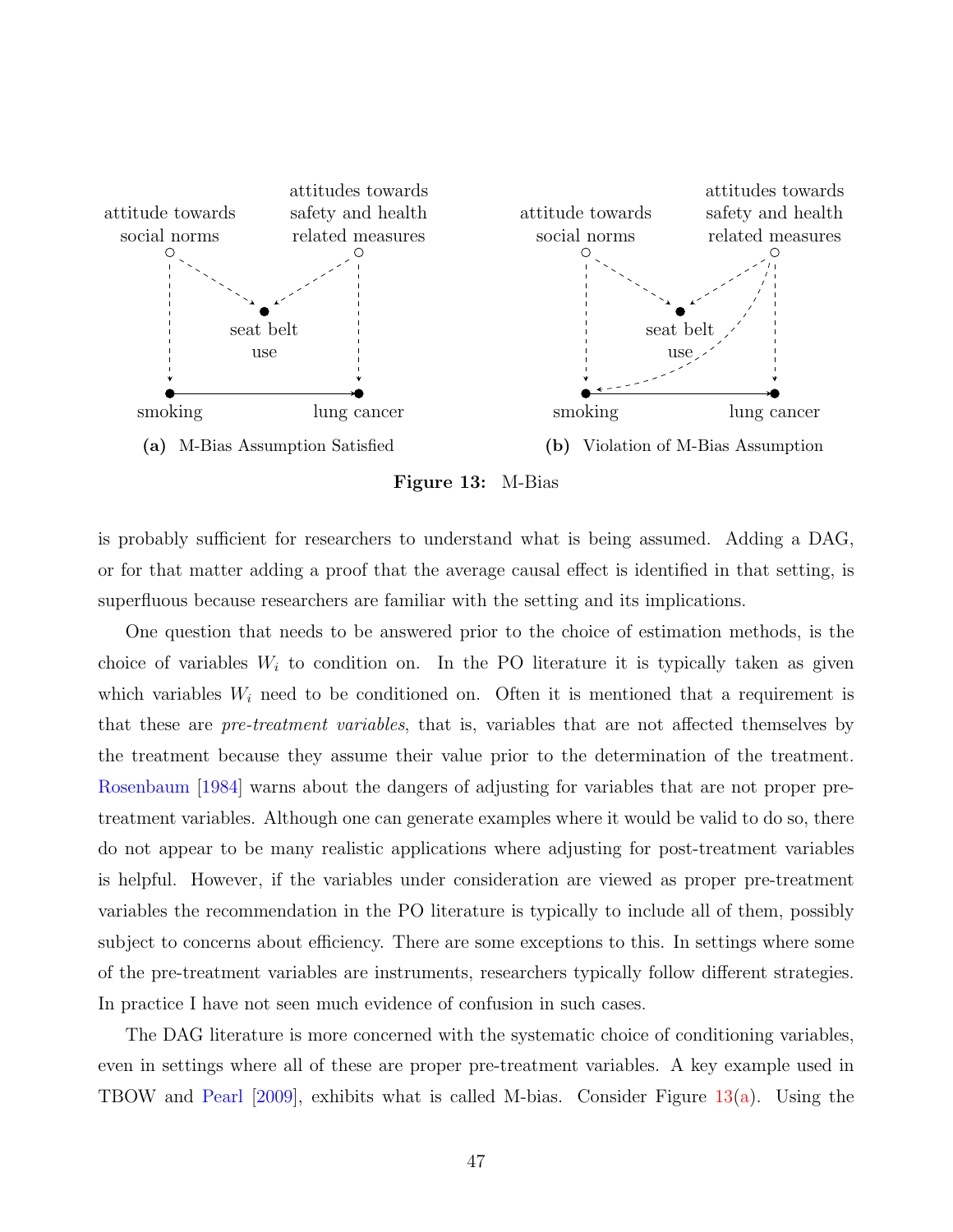attitude towards social norms

attitudes towards safety and health related measures

seat belt use

smoking

lung cancer

**(a)** M-Bias Assumption Satisfied

attitude towards social norms

attitudes towards safety and health related measures

seat belt use

smoking

lung cancer

**(b)** Violation of M-Bias Assumption

**Figure 13:** M-Bias

is probably sufficient for researchers to understand what is being assumed. Adding a DAG, or for that matter adding a proof that the average causal effect is identified in that setting, is superfluous because researchers are familiar with the setting and its implications.

One question that needs to be answered prior to the choice of estimation methods, is the choice of variables $W_i$ to condition on. In the PO literature it is typically taken as given which variables $W_i$ need to be conditioned on. Often it is mentioned that a requirement is that these are *pre-treatment variables*, that is, variables that are not affected themselves by the treatment because they assume their value prior to the determination of the treatment. Rosenbaum [1984] warns about the dangers of adjusting for variables that are not proper pre-treatment variables. Although one can generate examples where it would be valid to do so, there do not appear to be many realistic applications where adjusting for post-treatment variables is helpful. However, if the variables under consideration are viewed as proper pre-treatment variables the recommendation in the PO literature is typically to include all of them, possibly subject to concerns about efficiency. There are some exceptions to this. In settings where some of the pre-treatment variables are instruments, researchers typically follow different strategies. In practice I have not seen much evidence of confusion in such cases.

The DAG literature is more concerned with the systematic choice of conditioning variables, even in settings where all of these are proper pre-treatment variables. A key example used in TBOW and Pearl [2009], exhibits what is called M-bias. Consider Figure 13(a). Using the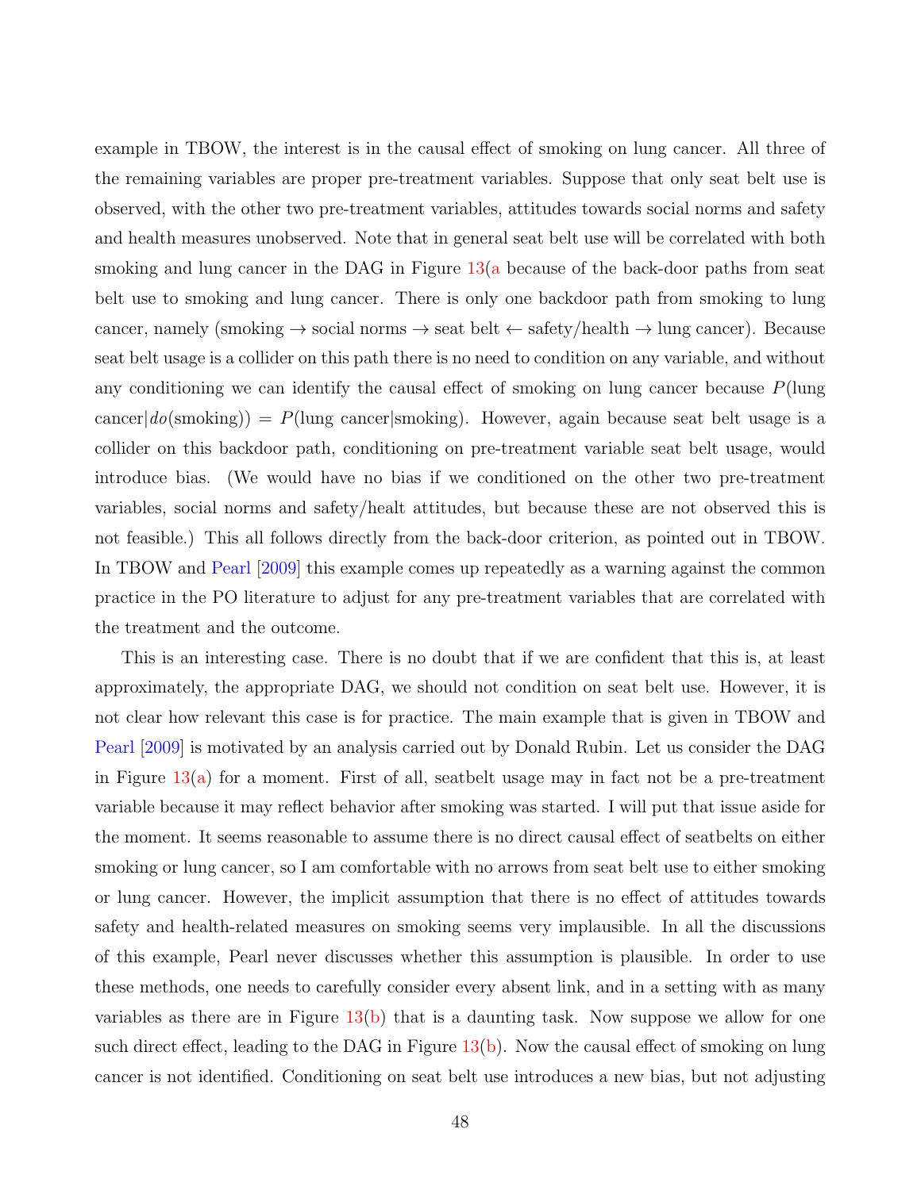example in TBOW, the interest is in the causal effect of smoking on lung cancer. All three of the remaining variables are proper pre-treatment variables. Suppose that only seat belt use is observed, with the other two pre-treatment variables, attitudes towards social norms and safety and health measures unobserved. Note that in general seat belt use will be correlated with both smoking and lung cancer in the DAG in Figure 13(a because of the back-door paths from seat belt use to smoking and lung cancer. There is only one backdoor path from smoking to lung cancer, namely (smoking $\rightarrow$ social norms $\rightarrow$ seat belt $\leftarrow$ safety/health $\rightarrow$ lung cancer). Because seat belt usage is a collider on this path there is no need to condition on any variable, and without any conditioning we can identify the causal effect of smoking on lung cancer because $P(\text{lung cancer}|do(\text{smoking})) = P(\text{lung cancer}|\text{smoking})$. However, again because seat belt usage is a collider on this backdoor path, conditioning on pre-treatment variable seat belt usage, would introduce bias. (We would have no bias if we conditioned on the other two pre-treatment variables, social norms and safety/healt attitudes, but because these are not observed this is not feasible.) This all follows directly from the back-door criterion, as pointed out in TBOW. In TBOW and Pearl [2009] this example comes up repeatedly as a warning against the common practice in the PO literature to adjust for any pre-treatment variables that are correlated with the treatment and the outcome.

This is an interesting case. There is no doubt that if we are confident that this is, at least approximately, the appropriate DAG, we should not condition on seat belt use. However, it is not clear how relevant this case is for practice. The main example that is given in TBOW and Pearl [2009] is motivated by an analysis carried out by Donald Rubin. Let us consider the DAG in Figure 13(a) for a moment. First of all, seatbelt usage may in fact not be a pre-treatment variable because it may reflect behavior after smoking was started. I will put that issue aside for the moment. It seems reasonable to assume there is no direct causal effect of seatbelts on either smoking or lung cancer, so I am comfortable with no arrows from seat belt use to either smoking or lung cancer. However, the implicit assumption that there is no effect of attitudes towards safety and health-related measures on smoking seems very implausible. In all the discussions of this example, Pearl never discusses whether this assumption is plausible. In order to use these methods, one needs to carefully consider every absent link, and in a setting with as many variables as there are in Figure 13(b) that is a daunting task. Now suppose we allow for one such direct effect, leading to the DAG in Figure 13(b). Now the causal effect of smoking on lung cancer is not identified. Conditioning on seat belt use introduces a new bias, but not adjusting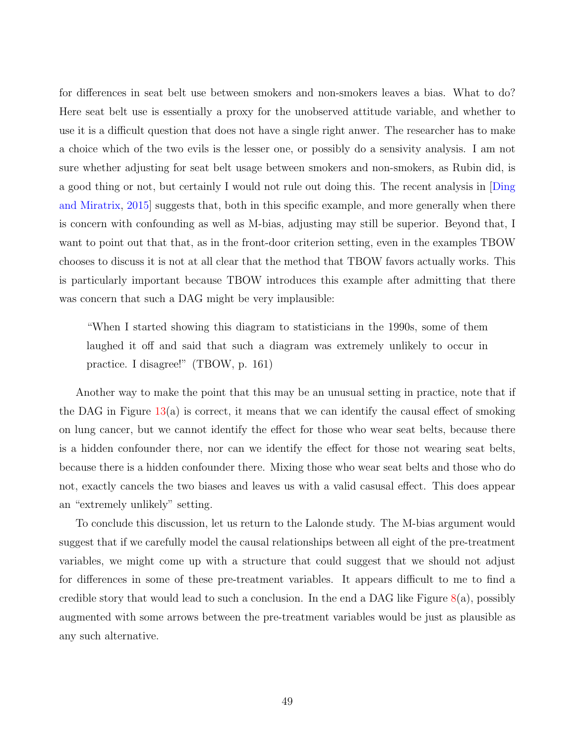for differences in seat belt use between smokers and non-smokers leaves a bias. What to do? Here seat belt use is essentially a proxy for the unobserved attitude variable, and whether to use it is a difficult question that does not have a single right anwer. The researcher has to make a choice which of the two evils is the lesser one, or possibly do a sensivity analysis. I am not sure whether adjusting for seat belt usage between smokers and non-smokers, as Rubin did, is a good thing or not, but certainly I would not rule out doing this. The recent analysis in [Ding and Miratrix, 2015] suggests that, both in this specific example, and more generally when there is concern with confounding as well as M-bias, adjusting may still be superior. Beyond that, I want to point out that that, as in the front-door criterion setting, even in the examples TBOW chooses to discuss it is not at all clear that the method that TBOW favors actually works. This is particularly important because TBOW introduces this example after admitting that there was concern that such a DAG might be very implausible:

> "When I started showing this diagram to statisticians in the 1990s, some of them laughed it off and said that such a diagram was extremely unlikely to occur in practice. I disagree!" (TBOW, p. 161)

Another way to make the point that this may be an unusual setting in practice, note that if the DAG in Figure 13(a) is correct, it means that we can identify the causal effect of smoking on lung cancer, but we cannot identify the effect for those who wear seat belts, because there is a hidden confounder there, nor can we identify the effect for those not wearing seat belts, because there is a hidden confounder there. Mixing those who wear seat belts and those who do not, exactly cancels the two biases and leaves us with a valid casusal effect. This does appear an "extremely unlikely" setting.

To conclude this discussion, let us return to the Lalonde study. The M-bias argument would suggest that if we carefully model the causal relationships between all eight of the pre-treatment variables, we might come up with a structure that could suggest that we should not adjust for differences in some of these pre-treatment variables. It appears difficult to me to find a credible story that would lead to such a conclusion. In the end a DAG like Figure 8(a), possibly augmented with some arrows between the pre-treatment variables would be just as plausible as any such alternative.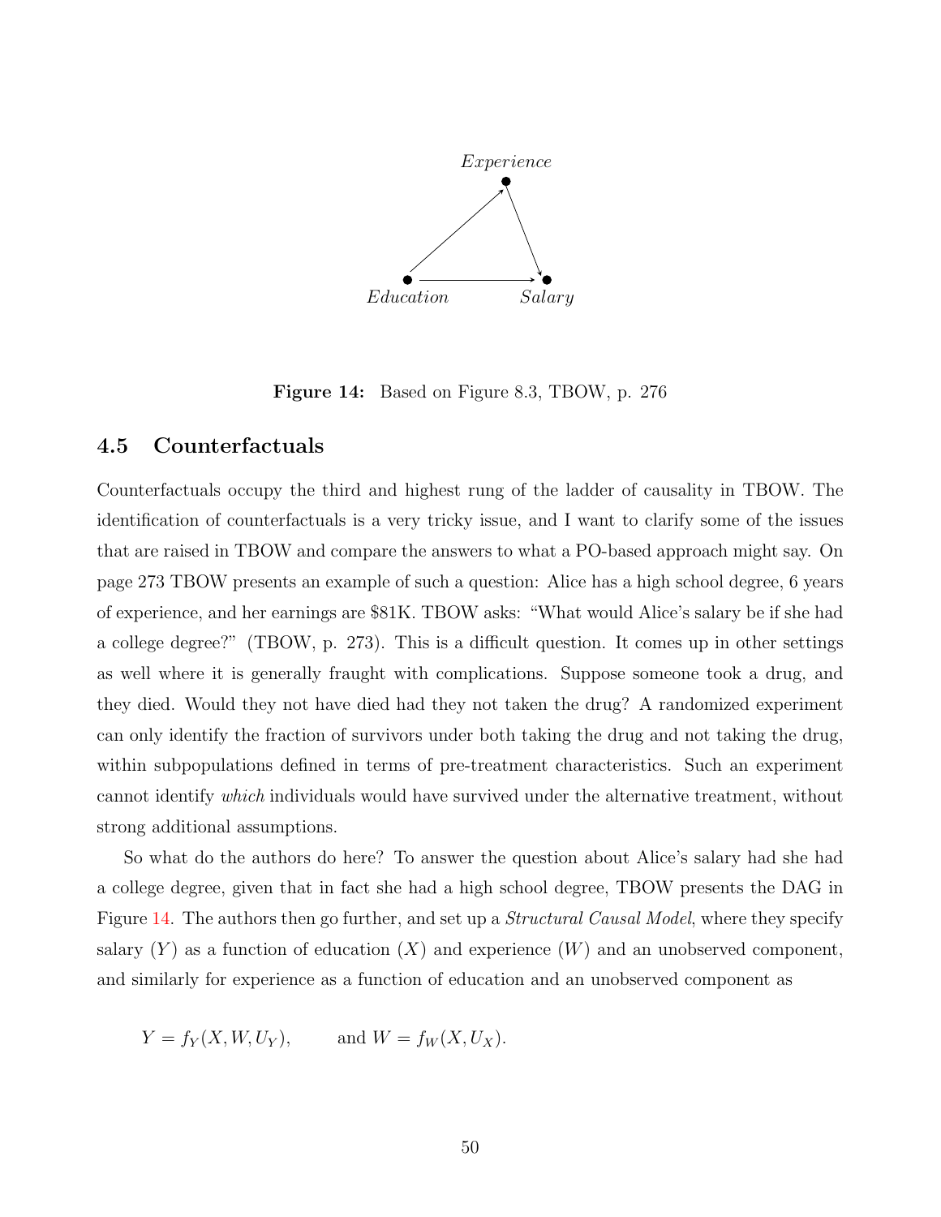Figure 14: Based on Figure 8.3, TBOW, p. 276

## 4.5 Counterfactuals

Counterfactuals occupy the third and highest rung of the ladder of causality in TBOW. The identification of counterfactuals is a very tricky issue, and I want to clarify some of the issues that are raised in TBOW and compare the answers to what a PO-based approach might say. On page 273 TBOW presents an example of such a question: Alice has a high school degree, 6 years of experience, and her earnings are $81K. TBOW asks: "What would Alice's salary be if she had a college degree?" (TBOW, p. 273). This is a difficult question. It comes up in other settings as well where it is generally fraught with complications. Suppose someone took a drug, and they died. Would they not have died had they not taken the drug? A randomized experiment can only identify the fraction of survivors under both taking the drug and not taking the drug, within subpopulations defined in terms of pre-treatment characteristics. Such an experiment cannot identify *which* individuals would have survived under the alternative treatment, without strong additional assumptions.

So what do the authors do here? To answer the question about Alice's salary had she had a college degree, given that in fact she had a high school degree, TBOW presents the DAG in Figure 14. The authors then go further, and set up a *Structural Causal Model*, where they specify salary ($Y$) as a function of education ($X$) and experience ($W$) and an unobserved component, and similarly for experience as a function of education and an unobserved component as

$$Y = f_Y(X, W, U_Y), \qquad \text{and } W = f_W(X, U_X).$$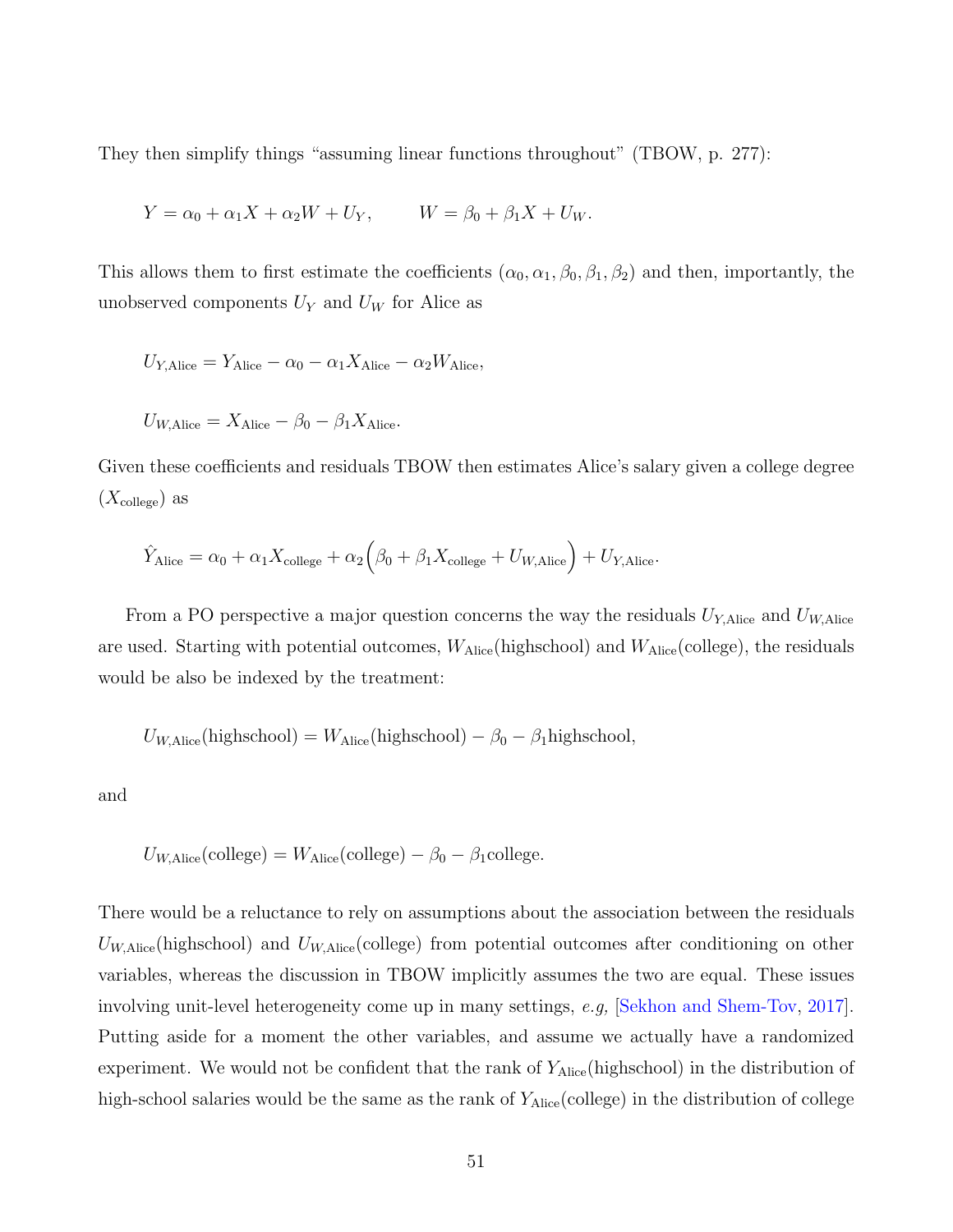They then simplify things "assuming linear functions throughout" (TBOW, p. 277):

$$Y = \alpha_0 + \alpha_1 X + \alpha_2 W + U_Y, \qquad W = \beta_0 + \beta_1 X + U_W.$$

This allows them to first estimate the coefficients $(\alpha_0, \alpha_1, \beta_0, \beta_1, \beta_2)$ and then, importantly, the unobserved components $U_Y$ and $U_W$ for Alice as

$$U_{Y,\text{Alice}} = Y_{\text{Alice}} - \alpha_0 - \alpha_1 X_{\text{Alice}} - \alpha_2 W_{\text{Alice}},$$

$$U_{W,\text{Alice}} = X_{\text{Alice}} - \beta_0 - \beta_1 X_{\text{Alice}}.$$

Given these coefficients and residuals TBOW then estimates Alice's salary given a college degree ($X_{\text{college}}$) as

$$\hat{Y}_{\text{Alice}} = \alpha_0 + \alpha_1 X_{\text{college}} + \alpha_2 \Big( \beta_0 + \beta_1 X_{\text{college}} + U_{W,\text{Alice}} \Big) + U_{Y,\text{Alice}}.$$

From a PO perspective a major question concerns the way the residuals $U_{Y,\text{Alice}}$ and $U_{W,\text{Alice}}$ are used. Starting with potential outcomes, $W_{\text{Alice}}(\text{highschool})$ and $W_{\text{Alice}}(\text{college})$, the residuals would be also be indexed by the treatment:

$$U_{W,\text{Alice}}(\text{highschool}) = W_{\text{Alice}}(\text{highschool}) - \beta_0 - \beta_1 \text{highschool},$$

and

$$U_{W,\text{Alice}}(\text{college}) = W_{\text{Alice}}(\text{college}) - \beta_0 - \beta_1 \text{college}.$$

There would be a reluctance to rely on assumptions about the association between the residuals $U_{W,\text{Alice}}(\text{highschool})$ and $U_{W,\text{Alice}}(\text{college})$ from potential outcomes after conditioning on other variables, whereas the discussion in TBOW implicitly assumes the two are equal. These issues involving unit-level heterogeneity come up in many settings, *e.g,* [Sekhon and Shem-Tov, 2017]. Putting aside for a moment the other variables, and assume we actually have a randomized experiment. We would not be confident that the rank of $Y_{\text{Alice}}(\text{highschool})$ in the distribution of high-school salaries would be the same as the rank of $Y_{\text{Alice}}(\text{college})$ in the distribution of college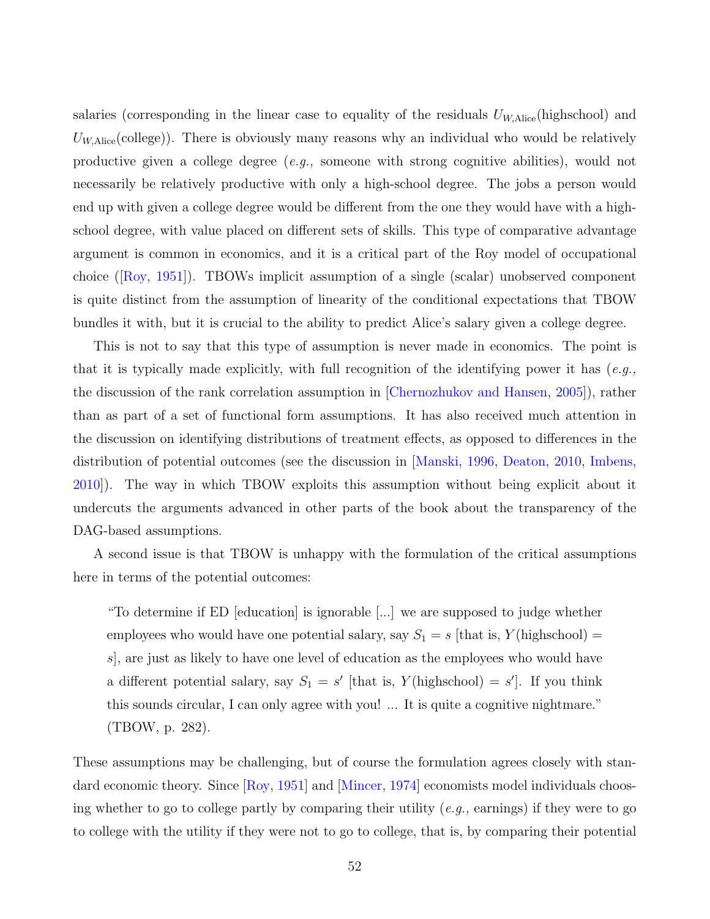salaries (corresponding in the linear case to equality of the residuals $U_{W,\text{Alice}}(\text{highschool})$ and $U_{W,\text{Alice}}(\text{college})$). There is obviously many reasons why an individual who would be relatively productive given a college degree (*e.g.,* someone with strong cognitive abilities), would not necessarily be relatively productive with only a high-school degree. The jobs a person would end up with given a college degree would be different from the one they would have with a high-school degree, with value placed on different sets of skills. This type of comparative advantage argument is common in economics, and it is a critical part of the Roy model of occupational choice ([Roy, 1951]). TBOWs implicit assumption of a single (scalar) unobserved component is quite distinct from the assumption of linearity of the conditional expectations that TBOW bundles it with, but it is crucial to the ability to predict Alice's salary given a college degree.

This is not to say that this type of assumption is never made in economics. The point is that it is typically made explicitly, with full recognition of the identifying power it has (*e.g.,* the discussion of the rank correlation assumption in [Chernozhukov and Hansen, 2005]), rather than as part of a set of functional form assumptions. It has also received much attention in the discussion on identifying distributions of treatment effects, as opposed to differences in the distribution of potential outcomes (see the discussion in [Manski, 1996, Deaton, 2010, Imbens, 2010]). The way in which TBOW exploits this assumption without being explicit about it undercuts the arguments advanced in other parts of the book about the transparency of the DAG-based assumptions.

A second issue is that TBOW is unhappy with the formulation of the critical assumptions here in terms of the potential outcomes:

> "To determine if ED [education] is ignorable [...] we are supposed to judge whether employees who would have one potential salary, say $S_1 = s$ [that is, $Y(\text{highschool}) = s$], are just as likely to have one level of education as the employees who would have a different potential salary, say $S_1 = s'$ [that is, $Y(\text{highschool}) = s'$]. If you think this sounds circular, I can only agree with you! ... It is quite a cognitive nightmare." (TBOW, p. 282).

These assumptions may be challenging, but of course the formulation agrees closely with standard economic theory. Since [Roy, 1951] and [Mincer, 1974] economists model individuals choosing whether to go to college partly by comparing their utility (*e.g.,* earnings) if they were to go to college with the utility if they were not to go to college, that is, by comparing their potential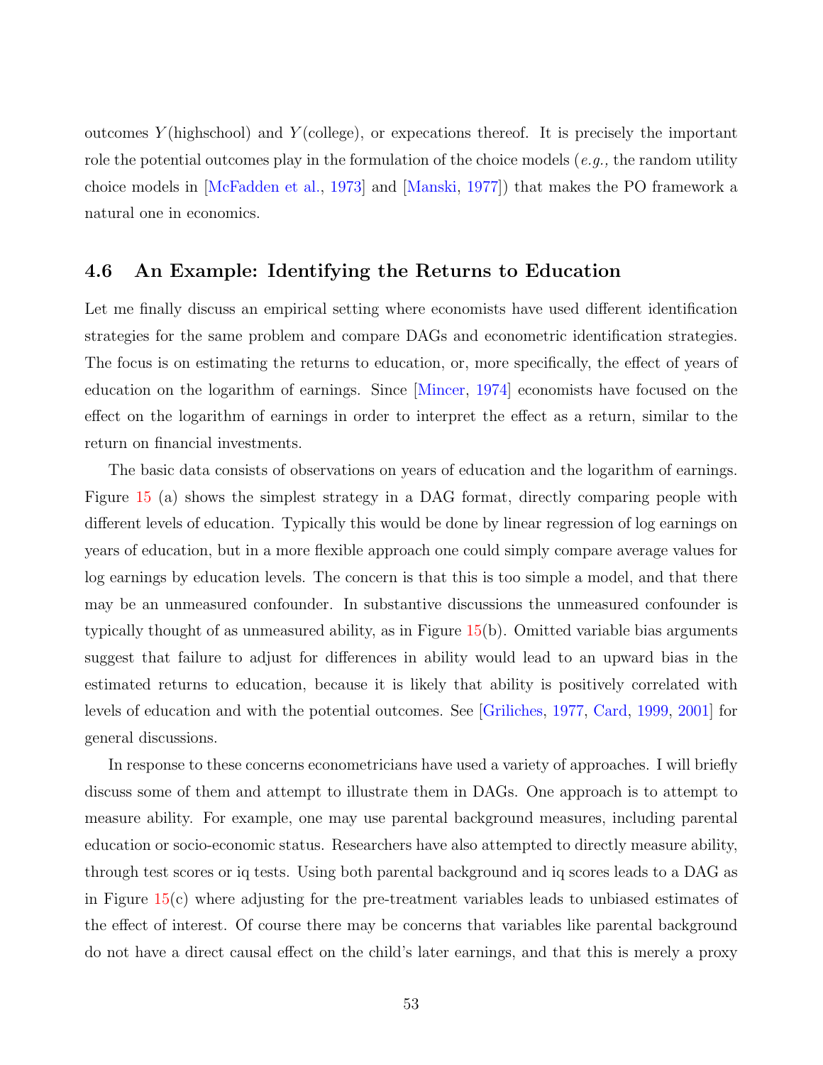outcomes $Y$(highschool) and $Y$(college), or expecations thereof. It is precisely the important role the potential outcomes play in the formulation of the choice models (*e.g.,* the random utility choice models in [McFadden et al., 1973] and [Manski, 1977]) that makes the PO framework a natural one in economics.

## 4.6 An Example: Identifying the Returns to Education

Let me finally discuss an empirical setting where economists have used different identification strategies for the same problem and compare DAGs and econometric identification strategies. The focus is on estimating the returns to education, or, more specifically, the effect of years of education on the logarithm of earnings. Since [Mincer, 1974] economists have focused on the effect on the logarithm of earnings in order to interpret the effect as a return, similar to the return on financial investments.

The basic data consists of observations on years of education and the logarithm of earnings. Figure 15 (a) shows the simplest strategy in a DAG format, directly comparing people with different levels of education. Typically this would be done by linear regression of log earnings on years of education, but in a more flexible approach one could simply compare average values for log earnings by education levels. The concern is that this is too simple a model, and that there may be an unmeasured confounder. In substantive discussions the unmeasured confounder is typically thought of as unmeasured ability, as in Figure 15(b). Omitted variable bias arguments suggest that failure to adjust for differences in ability would lead to an upward bias in the estimated returns to education, because it is likely that ability is positively correlated with levels of education and with the potential outcomes. See [Griliches, 1977, Card, 1999, 2001] for general discussions.

In response to these concerns econometricians have used a variety of approaches. I will briefly discuss some of them and attempt to illustrate them in DAGs. One approach is to attempt to measure ability. For example, one may use parental background measures, including parental education or socio-economic status. Researchers have also attempted to directly measure ability, through test scores or iq tests. Using both parental background and iq scores leads to a DAG as in Figure 15(c) where adjusting for the pre-treatment variables leads to unbiased estimates of the effect of interest. Of course there may be concerns that variables like parental background do not have a direct causal effect on the child's later earnings, and that this is merely a proxy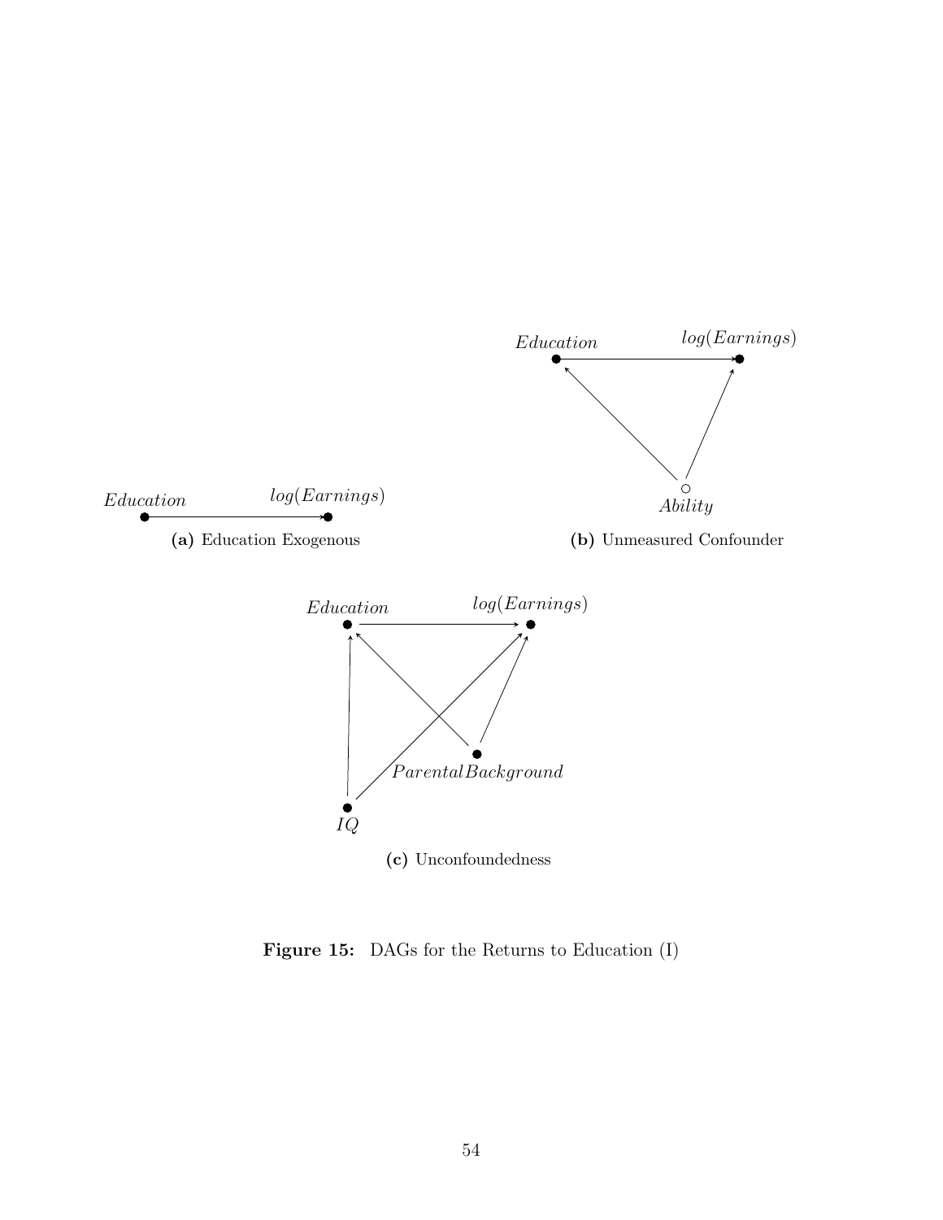$Education$ $\qquad$ $log(Earnings)$

**(a)** Education Exogenous

$Education$ $\qquad$ $log(Earnings)$

$Ability$

**(b)** Unmeasured Confounder

$Education$ $\qquad$ $log(Earnings)$

$ParentalBackground$

$IQ$

**(c)** Unconfoundedness

**Figure 15:** DAGs for the Returns to Education (I)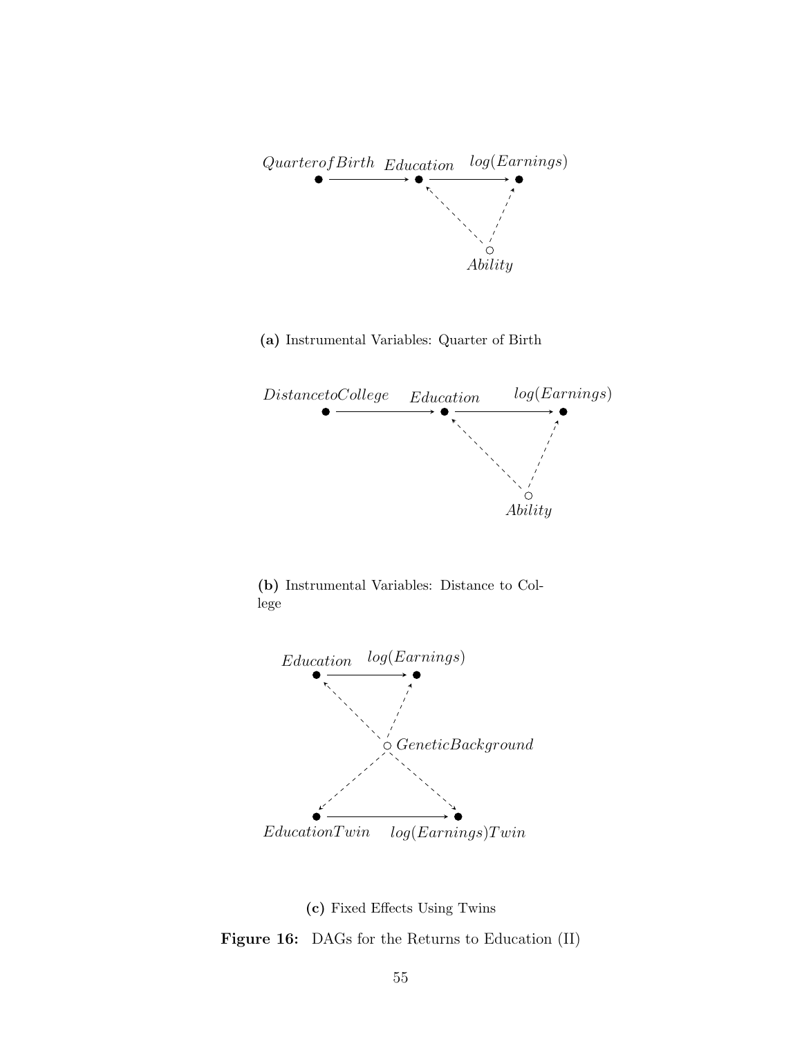(a) Instrumental Variables: Quarter of Birth

(b) Instrumental Variables: Distance to College

(c) Fixed Effects Using Twins

**Figure 16:** DAGs for the Returns to Education (II)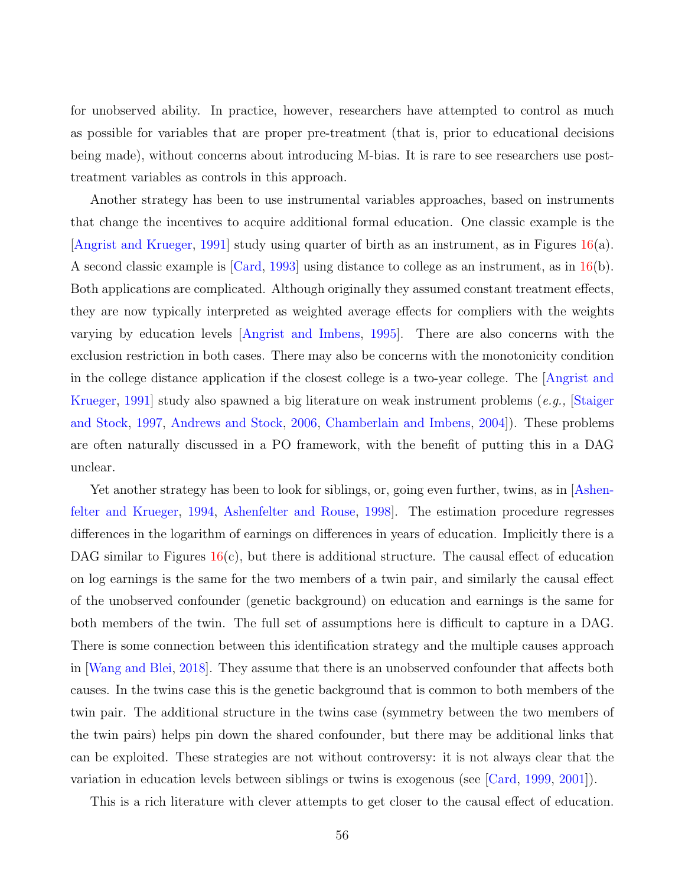for unobserved ability. In practice, however, researchers have attempted to control as much as possible for variables that are proper pre-treatment (that is, prior to educational decisions being made), without concerns about introducing M-bias. It is rare to see researchers use post-treatment variables as controls in this approach.

Another strategy has been to use instrumental variables approaches, based on instruments that change the incentives to acquire additional formal education. One classic example is the [Angrist and Krueger, 1991] study using quarter of birth as an instrument, as in Figures 16(a). A second classic example is [Card, 1993] using distance to college as an instrument, as in 16(b). Both applications are complicated. Although originally they assumed constant treatment effects, they are now typically interpreted as weighted average effects for compliers with the weights varying by education levels [Angrist and Imbens, 1995]. There are also concerns with the exclusion restriction in both cases. There may also be concerns with the monotonicity condition in the college distance application if the closest college is a two-year college. The [Angrist and Krueger, 1991] study also spawned a big literature on weak instrument problems (*e.g.,* [Staiger and Stock, 1997, Andrews and Stock, 2006, Chamberlain and Imbens, 2004]). These problems are often naturally discussed in a PO framework, with the benefit of putting this in a DAG unclear.

Yet another strategy has been to look for siblings, or, going even further, twins, as in [Ashenfelter and Krueger, 1994, Ashenfelter and Rouse, 1998]. The estimation procedure regresses differences in the logarithm of earnings on differences in years of education. Implicitly there is a DAG similar to Figures 16(c), but there is additional structure. The causal effect of education on log earnings is the same for the two members of a twin pair, and similarly the causal effect of the unobserved confounder (genetic background) on education and earnings is the same for both members of the twin. The full set of assumptions here is difficult to capture in a DAG. There is some connection between this identification strategy and the multiple causes approach in [Wang and Blei, 2018]. They assume that there is an unobserved confounder that affects both causes. In the twins case this is the genetic background that is common to both members of the twin pair. The additional structure in the twins case (symmetry between the two members of the twin pairs) helps pin down the shared confounder, but there may be additional links that can be exploited. These strategies are not without controversy: it is not always clear that the variation in education levels between siblings or twins is exogenous (see [Card, 1999, 2001]).

This is a rich literature with clever attempts to get closer to the causal effect of education.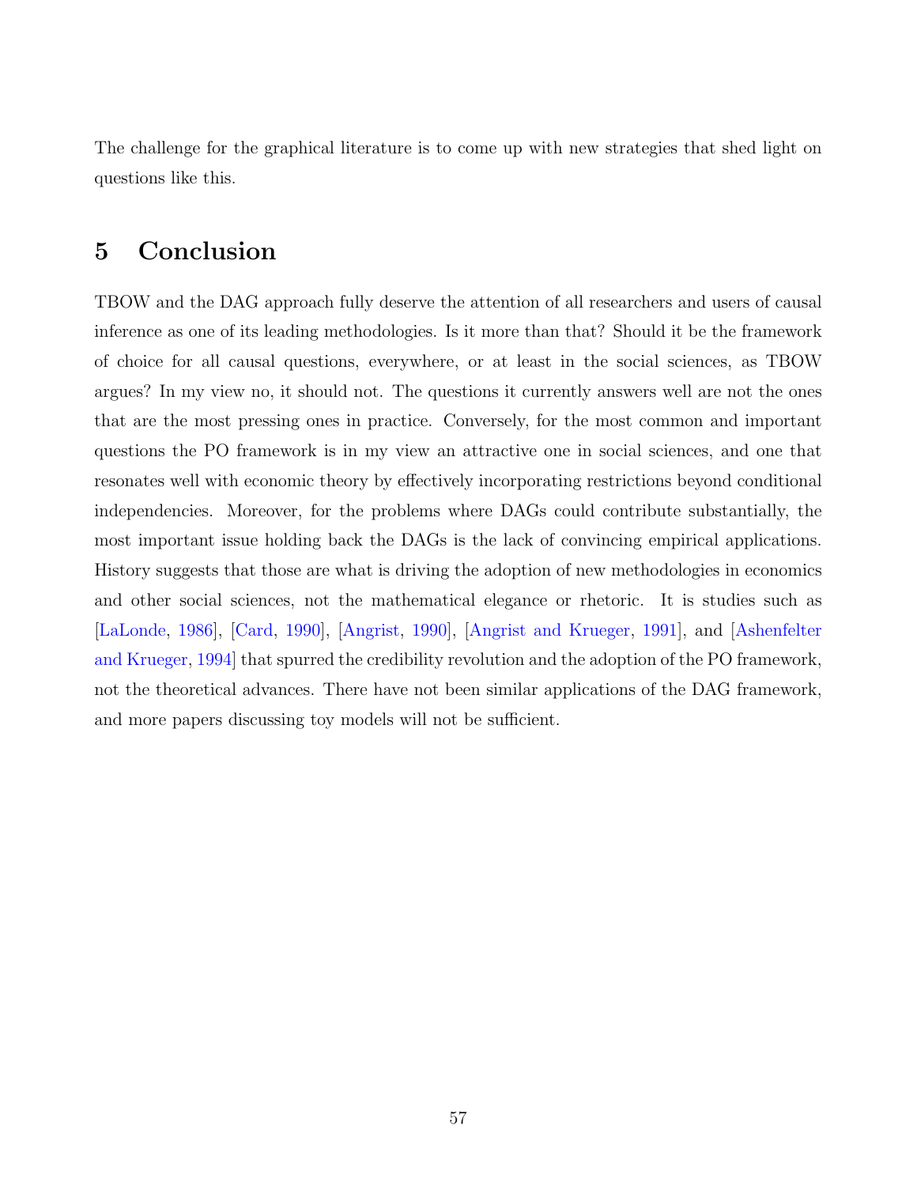The challenge for the graphical literature is to come up with new strategies that shed light on questions like this.

# 5 Conclusion

TBOW and the DAG approach fully deserve the attention of all researchers and users of causal inference as one of its leading methodologies. Is it more than that? Should it be the framework of choice for all causal questions, everywhere, or at least in the social sciences, as TBOW argues? In my view no, it should not. The questions it currently answers well are not the ones that are the most pressing ones in practice. Conversely, for the most common and important questions the PO framework is in my view an attractive one in social sciences, and one that resonates well with economic theory by effectively incorporating restrictions beyond conditional independencies. Moreover, for the problems where DAGs could contribute substantially, the most important issue holding back the DAGs is the lack of convincing empirical applications. History suggests that those are what is driving the adoption of new methodologies in economics and other social sciences, not the mathematical elegance or rhetoric. It is studies such as [LaLonde, 1986], [Card, 1990], [Angrist, 1990], [Angrist and Krueger, 1991], and [Ashenfelter and Krueger, 1994] that spurred the credibility revolution and the adoption of the PO framework, not the theoretical advances. There have not been similar applications of the DAG framework, and more papers discussing toy models will not be sufficient.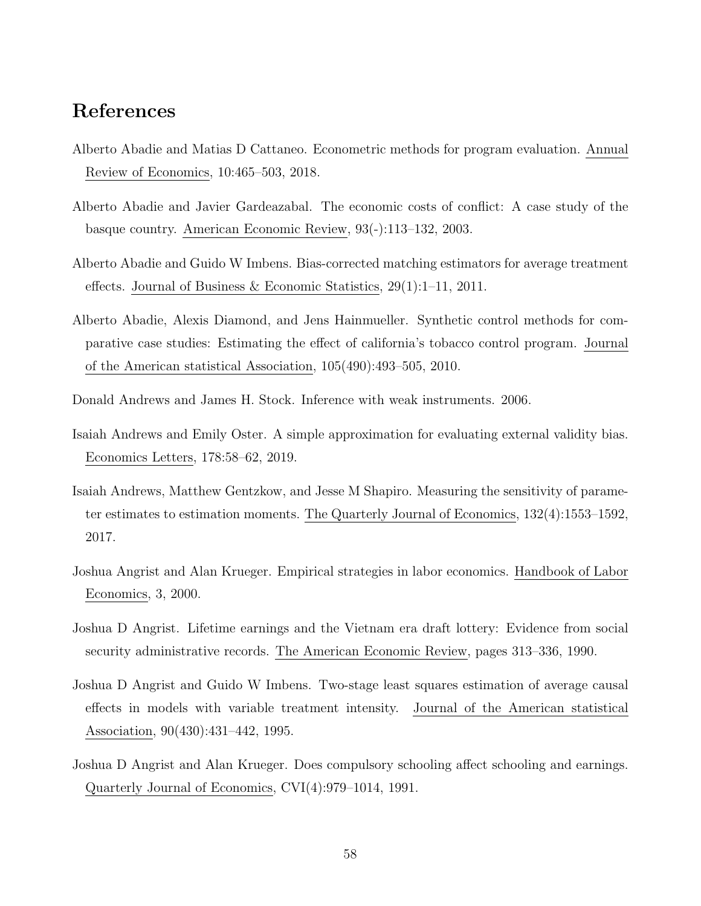## References

Alberto Abadie and Matias D Cattaneo. Econometric methods for program evaluation. Annual Review of Economics, 10:465–503, 2018.

Alberto Abadie and Javier Gardeazabal. The economic costs of conflict: A case study of the basque country. American Economic Review, 93(-):113–132, 2003.

Alberto Abadie and Guido W Imbens. Bias-corrected matching estimators for average treatment effects. Journal of Business & Economic Statistics, 29(1):1–11, 2011.

Alberto Abadie, Alexis Diamond, and Jens Hainmueller. Synthetic control methods for comparative case studies: Estimating the effect of california's tobacco control program. Journal of the American statistical Association, 105(490):493–505, 2010.

Donald Andrews and James H. Stock. Inference with weak instruments. 2006.

Isaiah Andrews and Emily Oster. A simple approximation for evaluating external validity bias. Economics Letters, 178:58–62, 2019.

Isaiah Andrews, Matthew Gentzkow, and Jesse M Shapiro. Measuring the sensitivity of parameter estimates to estimation moments. The Quarterly Journal of Economics, 132(4):1553–1592, 2017.

Joshua Angrist and Alan Krueger. Empirical strategies in labor economics. Handbook of Labor Economics, 3, 2000.

Joshua D Angrist. Lifetime earnings and the Vietnam era draft lottery: Evidence from social security administrative records. The American Economic Review, pages 313–336, 1990.

Joshua D Angrist and Guido W Imbens. Two-stage least squares estimation of average causal effects in models with variable treatment intensity. Journal of the American statistical Association, 90(430):431–442, 1995.

Joshua D Angrist and Alan Krueger. Does compulsory schooling affect schooling and earnings. Quarterly Journal of Economics, CVI(4):979–1014, 1991.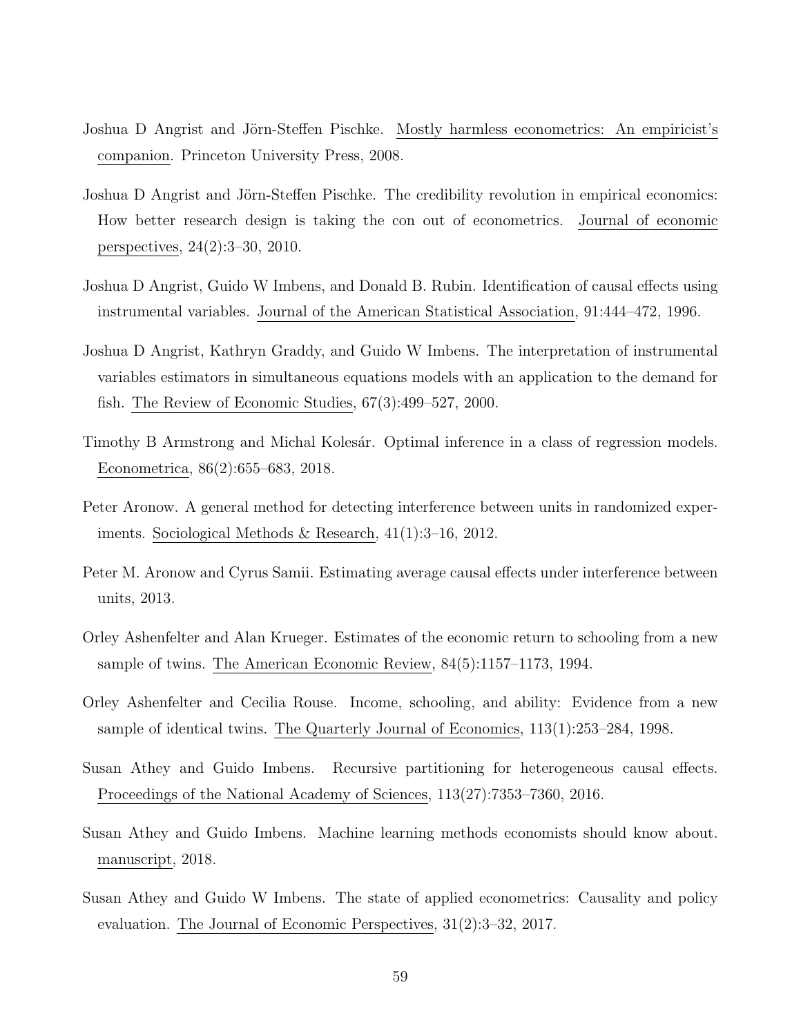Joshua D Angrist and Jörn-Steffen Pischke. Mostly harmless econometrics: An empiricist's companion. Princeton University Press, 2008.

Joshua D Angrist and Jörn-Steffen Pischke. The credibility revolution in empirical economics: How better research design is taking the con out of econometrics. Journal of economic perspectives, 24(2):3–30, 2010.

Joshua D Angrist, Guido W Imbens, and Donald B. Rubin. Identification of causal effects using instrumental variables. Journal of the American Statistical Association, 91:444–472, 1996.

Joshua D Angrist, Kathryn Graddy, and Guido W Imbens. The interpretation of instrumental variables estimators in simultaneous equations models with an application to the demand for fish. The Review of Economic Studies, 67(3):499–527, 2000.

Timothy B Armstrong and Michal Kolesár. Optimal inference in a class of regression models. Econometrica, 86(2):655–683, 2018.

Peter Aronow. A general method for detecting interference between units in randomized experiments. Sociological Methods & Research, 41(1):3–16, 2012.

Peter M. Aronow and Cyrus Samii. Estimating average causal effects under interference between units, 2013.

Orley Ashenfelter and Alan Krueger. Estimates of the economic return to schooling from a new sample of twins. The American Economic Review, 84(5):1157–1173, 1994.

Orley Ashenfelter and Cecilia Rouse. Income, schooling, and ability: Evidence from a new sample of identical twins. The Quarterly Journal of Economics, 113(1):253–284, 1998.

Susan Athey and Guido Imbens. Recursive partitioning for heterogeneous causal effects. Proceedings of the National Academy of Sciences, 113(27):7353–7360, 2016.

Susan Athey and Guido Imbens. Machine learning methods economists should know about. manuscript, 2018.

Susan Athey and Guido W Imbens. The state of applied econometrics: Causality and policy evaluation. The Journal of Economic Perspectives, 31(2):3–32, 2017.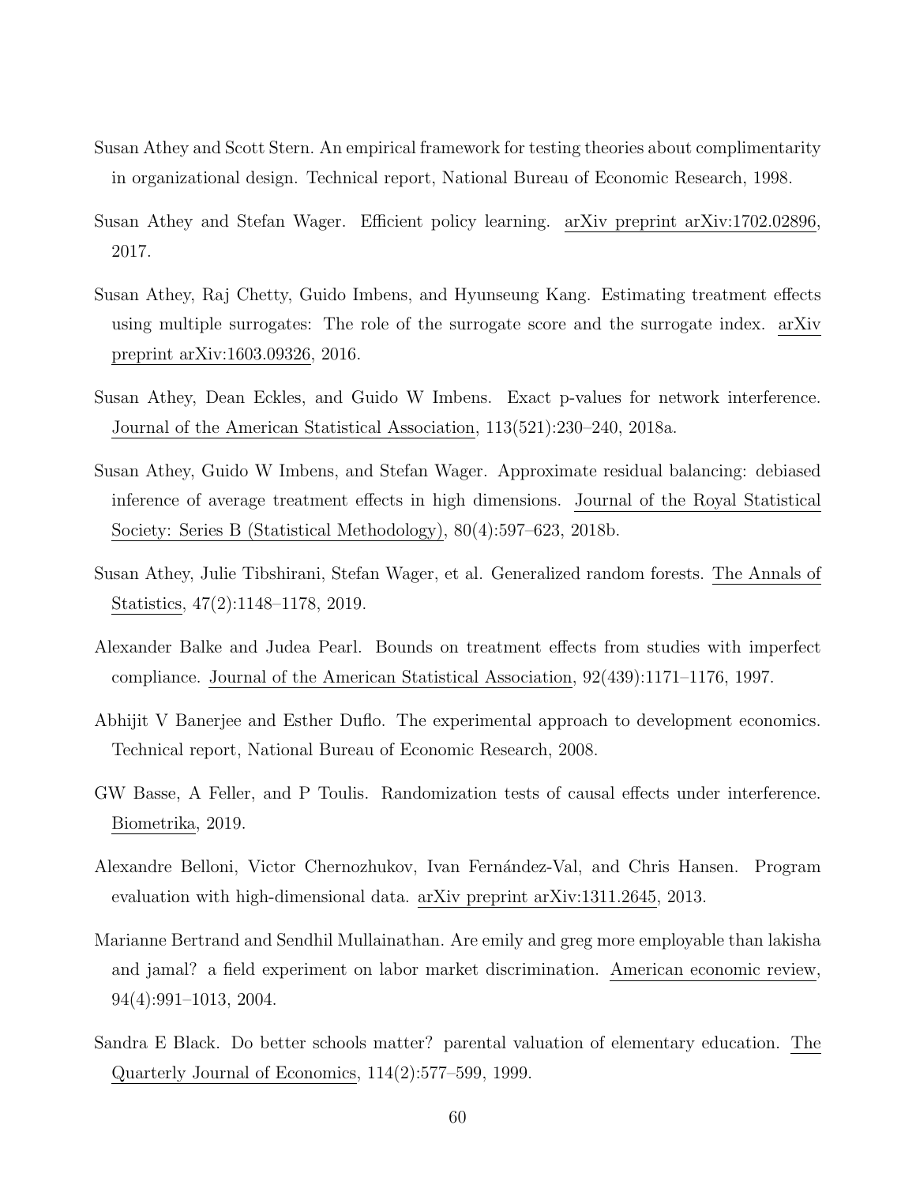Susan Athey and Scott Stern. An empirical framework for testing theories about complimentarity in organizational design. Technical report, National Bureau of Economic Research, 1998.

Susan Athey and Stefan Wager. Efficient policy learning. arXiv preprint arXiv:1702.02896, 2017.

Susan Athey, Raj Chetty, Guido Imbens, and Hyunseung Kang. Estimating treatment effects using multiple surrogates: The role of the surrogate score and the surrogate index. arXiv preprint arXiv:1603.09326, 2016.

Susan Athey, Dean Eckles, and Guido W Imbens. Exact p-values for network interference. Journal of the American Statistical Association, 113(521):230–240, 2018a.

Susan Athey, Guido W Imbens, and Stefan Wager. Approximate residual balancing: debiased inference of average treatment effects in high dimensions. Journal of the Royal Statistical Society: Series B (Statistical Methodology), 80(4):597–623, 2018b.

Susan Athey, Julie Tibshirani, Stefan Wager, et al. Generalized random forests. The Annals of Statistics, 47(2):1148–1178, 2019.

Alexander Balke and Judea Pearl. Bounds on treatment effects from studies with imperfect compliance. Journal of the American Statistical Association, 92(439):1171–1176, 1997.

Abhijit V Banerjee and Esther Duflo. The experimental approach to development economics. Technical report, National Bureau of Economic Research, 2008.

GW Basse, A Feller, and P Toulis. Randomization tests of causal effects under interference. Biometrika, 2019.

Alexandre Belloni, Victor Chernozhukov, Ivan Fernández-Val, and Chris Hansen. Program evaluation with high-dimensional data. arXiv preprint arXiv:1311.2645, 2013.

Marianne Bertrand and Sendhil Mullainathan. Are emily and greg more employable than lakisha and jamal? a field experiment on labor market discrimination. American economic review, 94(4):991–1013, 2004.

Sandra E Black. Do better schools matter? parental valuation of elementary education. The Quarterly Journal of Economics, 114(2):577–599, 1999.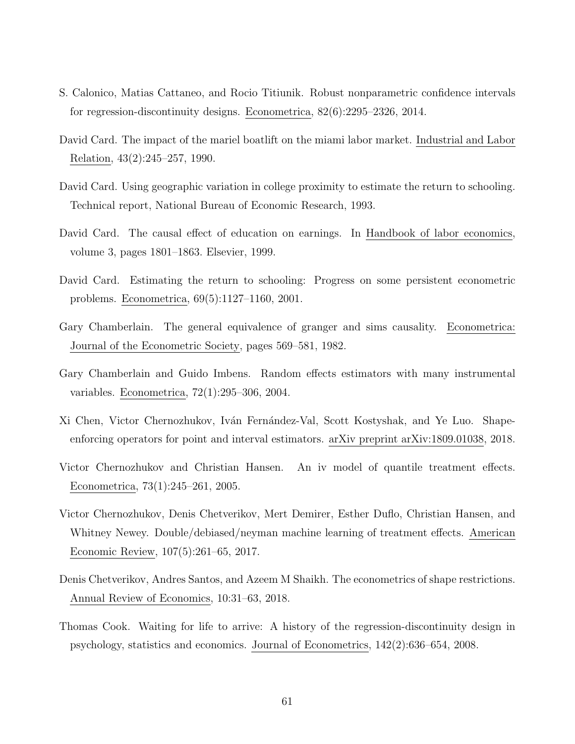S. Calonico, Matias Cattaneo, and Rocio Titiunik. Robust nonparametric confidence intervals for regression-discontinuity designs. Econometrica, 82(6):2295–2326, 2014.

David Card. The impact of the mariel boatlift on the miami labor market. Industrial and Labor Relation, 43(2):245–257, 1990.

David Card. Using geographic variation in college proximity to estimate the return to schooling. Technical report, National Bureau of Economic Research, 1993.

David Card. The causal effect of education on earnings. In Handbook of labor economics, volume 3, pages 1801–1863. Elsevier, 1999.

David Card. Estimating the return to schooling: Progress on some persistent econometric problems. Econometrica, 69(5):1127–1160, 2001.

Gary Chamberlain. The general equivalence of granger and sims causality. Econometrica: Journal of the Econometric Society, pages 569–581, 1982.

Gary Chamberlain and Guido Imbens. Random effects estimators with many instrumental variables. Econometrica, 72(1):295–306, 2004.

Xi Chen, Victor Chernozhukov, Iván Fernández-Val, Scott Kostyshak, and Ye Luo. Shape-enforcing operators for point and interval estimators. arXiv preprint arXiv:1809.01038, 2018.

Victor Chernozhukov and Christian Hansen. An iv model of quantile treatment effects. Econometrica, 73(1):245–261, 2005.

Victor Chernozhukov, Denis Chetverikov, Mert Demirer, Esther Duflo, Christian Hansen, and Whitney Newey. Double/debiased/neyman machine learning of treatment effects. American Economic Review, 107(5):261–65, 2017.

Denis Chetverikov, Andres Santos, and Azeem M Shaikh. The econometrics of shape restrictions. Annual Review of Economics, 10:31–63, 2018.

Thomas Cook. Waiting for life to arrive: A history of the regression-discontinuity design in psychology, statistics and economics. Journal of Econometrics, 142(2):636–654, 2008.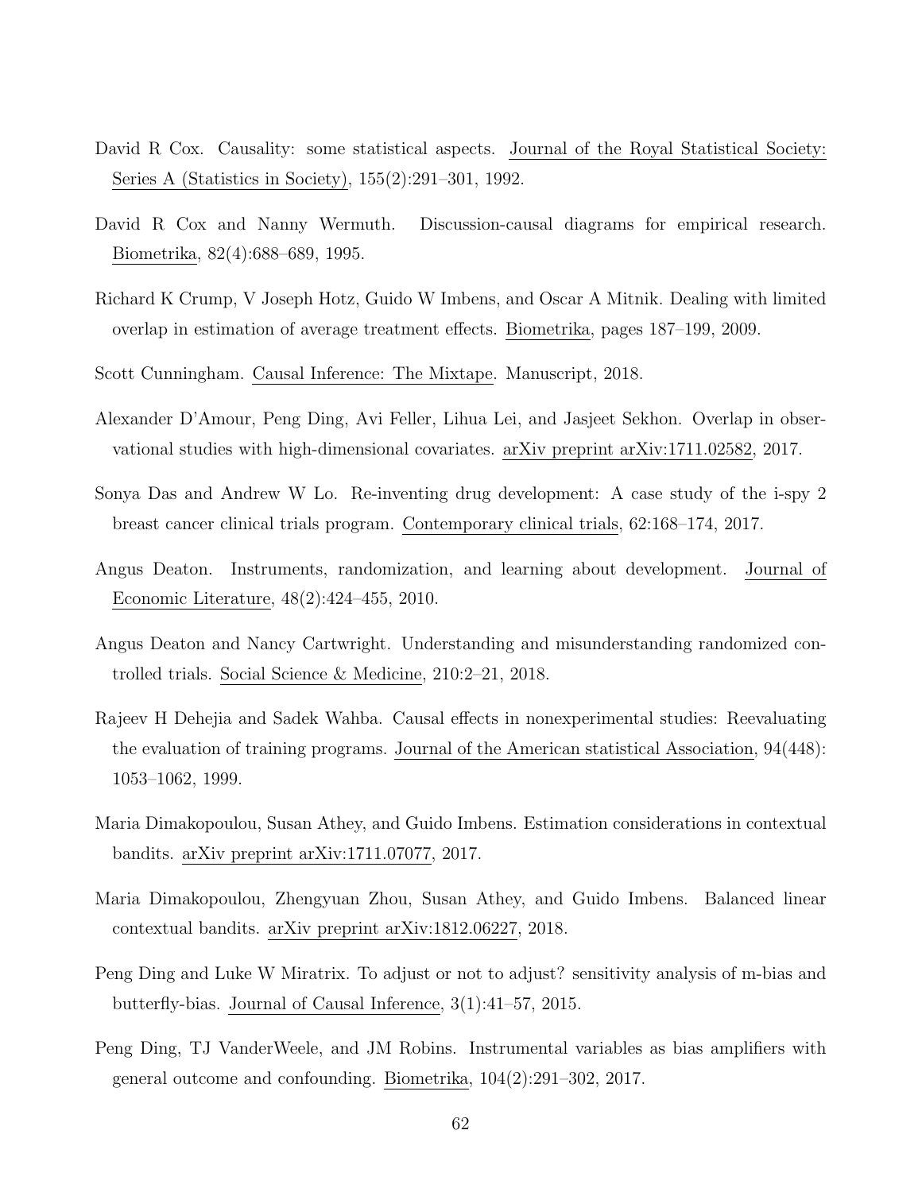David R Cox. Causality: some statistical aspects. Journal of the Royal Statistical Society: Series A (Statistics in Society), 155(2):291–301, 1992.

David R Cox and Nanny Wermuth. Discussion-causal diagrams for empirical research. Biometrika, 82(4):688–689, 1995.

Richard K Crump, V Joseph Hotz, Guido W Imbens, and Oscar A Mitnik. Dealing with limited overlap in estimation of average treatment effects. Biometrika, pages 187–199, 2009.

Scott Cunningham. Causal Inference: The Mixtape. Manuscript, 2018.

Alexander D'Amour, Peng Ding, Avi Feller, Lihua Lei, and Jasjeet Sekhon. Overlap in observational studies with high-dimensional covariates. arXiv preprint arXiv:1711.02582, 2017.

Sonya Das and Andrew W Lo. Re-inventing drug development: A case study of the i-spy 2 breast cancer clinical trials program. Contemporary clinical trials, 62:168–174, 2017.

Angus Deaton. Instruments, randomization, and learning about development. Journal of Economic Literature, 48(2):424–455, 2010.

Angus Deaton and Nancy Cartwright. Understanding and misunderstanding randomized controlled trials. Social Science & Medicine, 210:2–21, 2018.

Rajeev H Dehejia and Sadek Wahba. Causal effects in nonexperimental studies: Reevaluating the evaluation of training programs. Journal of the American statistical Association, 94(448): 1053–1062, 1999.

Maria Dimakopoulou, Susan Athey, and Guido Imbens. Estimation considerations in contextual bandits. arXiv preprint arXiv:1711.07077, 2017.

Maria Dimakopoulou, Zhengyuan Zhou, Susan Athey, and Guido Imbens. Balanced linear contextual bandits. arXiv preprint arXiv:1812.06227, 2018.

Peng Ding and Luke W Miratrix. To adjust or not to adjust? sensitivity analysis of m-bias and butterfly-bias. Journal of Causal Inference, 3(1):41–57, 2015.

Peng Ding, TJ VanderWeele, and JM Robins. Instrumental variables as bias amplifiers with general outcome and confounding. Biometrika, 104(2):291–302, 2017.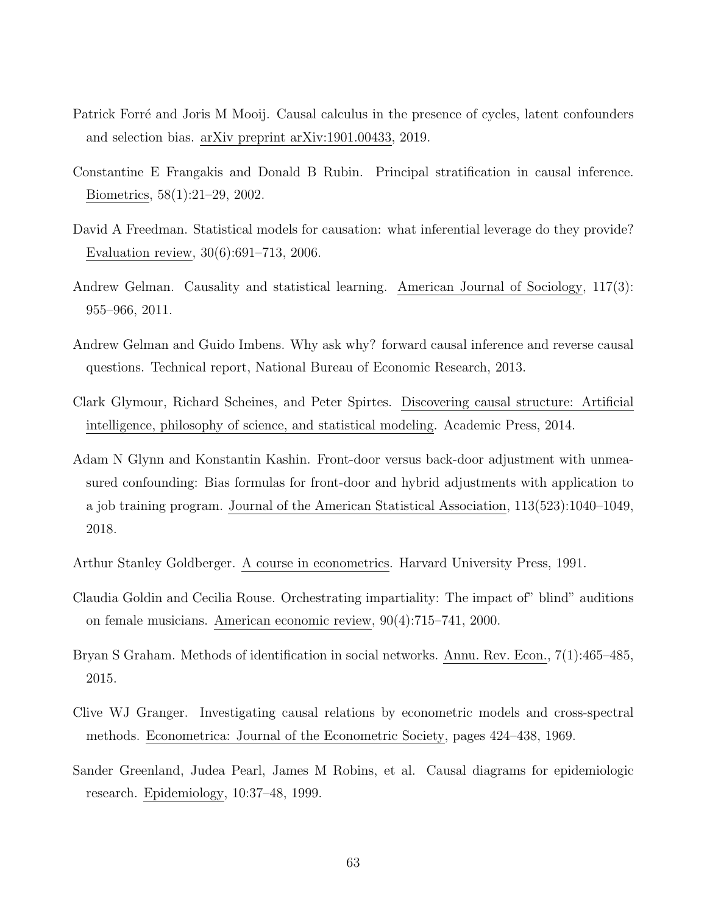Patrick Forré and Joris M Mooij. Causal calculus in the presence of cycles, latent confounders and selection bias. arXiv preprint arXiv:1901.00433, 2019.

Constantine E Frangakis and Donald B Rubin. Principal stratification in causal inference. Biometrics, 58(1):21–29, 2002.

David A Freedman. Statistical models for causation: what inferential leverage do they provide? Evaluation review, 30(6):691–713, 2006.

Andrew Gelman. Causality and statistical learning. American Journal of Sociology, 117(3): 955–966, 2011.

Andrew Gelman and Guido Imbens. Why ask why? forward causal inference and reverse causal questions. Technical report, National Bureau of Economic Research, 2013.

Clark Glymour, Richard Scheines, and Peter Spirtes. Discovering causal structure: Artificial intelligence, philosophy of science, and statistical modeling. Academic Press, 2014.

Adam N Glynn and Konstantin Kashin. Front-door versus back-door adjustment with unmeasured confounding: Bias formulas for front-door and hybrid adjustments with application to a job training program. Journal of the American Statistical Association, 113(523):1040–1049, 2018.

Arthur Stanley Goldberger. A course in econometrics. Harvard University Press, 1991.

Claudia Goldin and Cecilia Rouse. Orchestrating impartiality: The impact of" blind" auditions on female musicians. American economic review, 90(4):715–741, 2000.

Bryan S Graham. Methods of identification in social networks. Annu. Rev. Econ., 7(1):465–485, 2015.

Clive WJ Granger. Investigating causal relations by econometric models and cross-spectral methods. Econometrica: Journal of the Econometric Society, pages 424–438, 1969.

Sander Greenland, Judea Pearl, James M Robins, et al. Causal diagrams for epidemiologic research. Epidemiology, 10:37–48, 1999.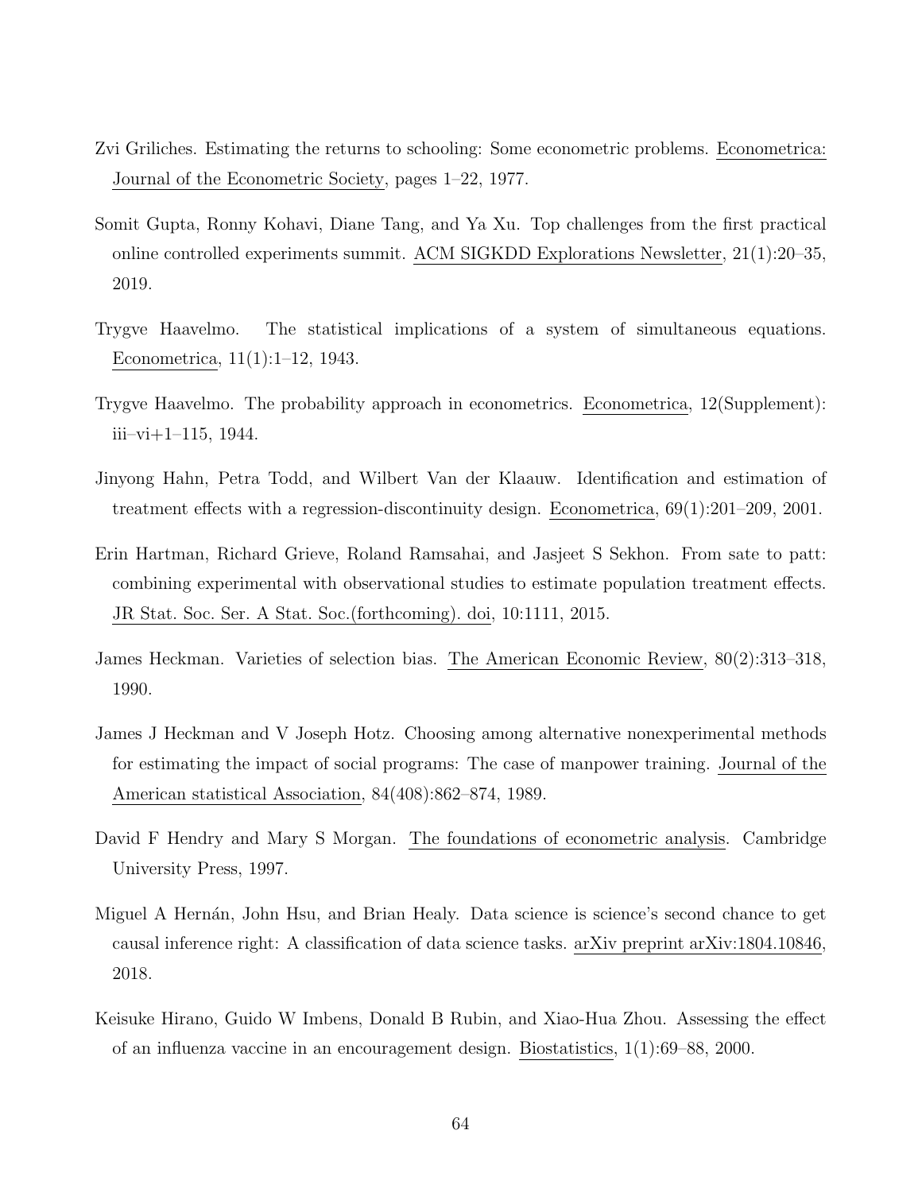Zvi Griliches. Estimating the returns to schooling: Some econometric problems. Econometrica: Journal of the Econometric Society, pages 1–22, 1977.

Somit Gupta, Ronny Kohavi, Diane Tang, and Ya Xu. Top challenges from the first practical online controlled experiments summit. ACM SIGKDD Explorations Newsletter, 21(1):20–35, 2019.

Trygve Haavelmo. The statistical implications of a system of simultaneous equations. Econometrica, 11(1):1–12, 1943.

Trygve Haavelmo. The probability approach in econometrics. Econometrica, 12(Supplement): iii–vi+1–115, 1944.

Jinyong Hahn, Petra Todd, and Wilbert Van der Klaauw. Identification and estimation of treatment effects with a regression-discontinuity design. Econometrica, 69(1):201–209, 2001.

Erin Hartman, Richard Grieve, Roland Ramsahai, and Jasjeet S Sekhon. From sate to patt: combining experimental with observational studies to estimate population treatment effects. JR Stat. Soc. Ser. A Stat. Soc.(forthcoming). doi, 10:1111, 2015.

James Heckman. Varieties of selection bias. The American Economic Review, 80(2):313–318, 1990.

James J Heckman and V Joseph Hotz. Choosing among alternative nonexperimental methods for estimating the impact of social programs: The case of manpower training. Journal of the American statistical Association, 84(408):862–874, 1989.

David F Hendry and Mary S Morgan. The foundations of econometric analysis. Cambridge University Press, 1997.

Miguel A Hernán, John Hsu, and Brian Healy. Data science is science's second chance to get causal inference right: A classification of data science tasks. arXiv preprint arXiv:1804.10846, 2018.

Keisuke Hirano, Guido W Imbens, Donald B Rubin, and Xiao-Hua Zhou. Assessing the effect of an influenza vaccine in an encouragement design. Biostatistics, 1(1):69–88, 2000.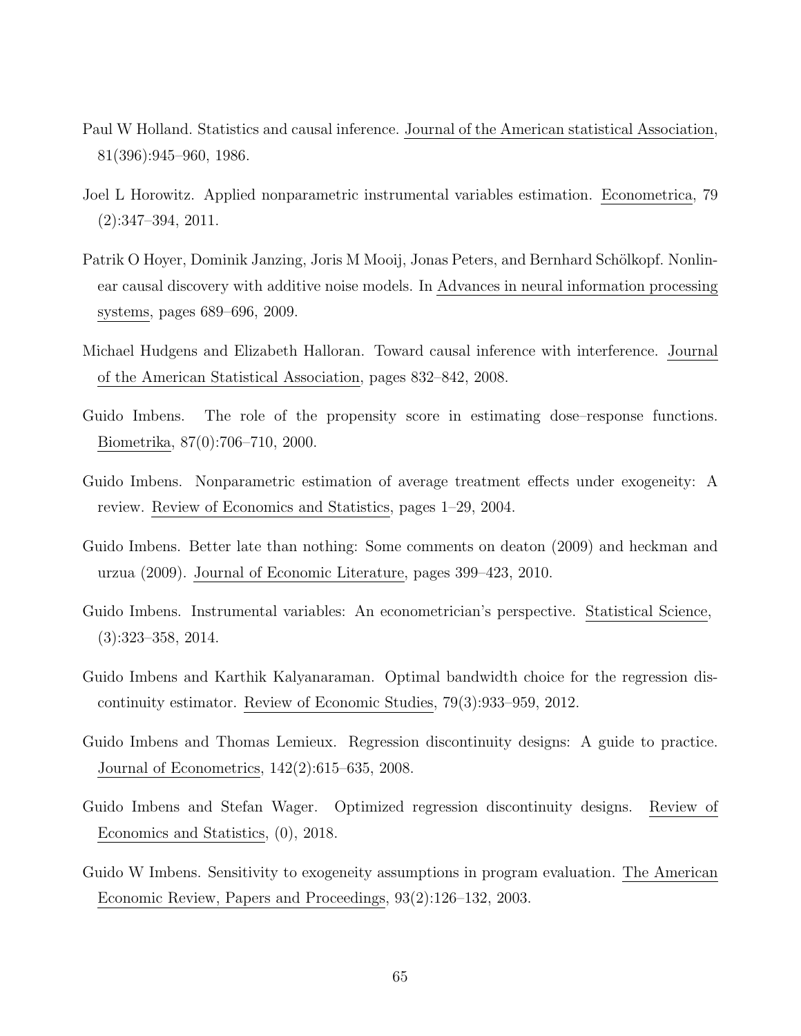Paul W Holland. Statistics and causal inference. Journal of the American statistical Association, 81(396):945–960, 1986.

Joel L Horowitz. Applied nonparametric instrumental variables estimation. Econometrica, 79 (2):347–394, 2011.

Patrik O Hoyer, Dominik Janzing, Joris M Mooij, Jonas Peters, and Bernhard Schölkopf. Nonlinear causal discovery with additive noise models. In Advances in neural information processing systems, pages 689–696, 2009.

Michael Hudgens and Elizabeth Halloran. Toward causal inference with interference. Journal of the American Statistical Association, pages 832–842, 2008.

Guido Imbens. The role of the propensity score in estimating dose–response functions. Biometrika, 87(0):706–710, 2000.

Guido Imbens. Nonparametric estimation of average treatment effects under exogeneity: A review. Review of Economics and Statistics, pages 1–29, 2004.

Guido Imbens. Better late than nothing: Some comments on deaton (2009) and heckman and urzua (2009). Journal of Economic Literature, pages 399–423, 2010.

Guido Imbens. Instrumental variables: An econometrician's perspective. Statistical Science, (3):323–358, 2014.

Guido Imbens and Karthik Kalyanaraman. Optimal bandwidth choice for the regression discontinuity estimator. Review of Economic Studies, 79(3):933–959, 2012.

Guido Imbens and Thomas Lemieux. Regression discontinuity designs: A guide to practice. Journal of Econometrics, 142(2):615–635, 2008.

Guido Imbens and Stefan Wager. Optimized regression discontinuity designs. Review of Economics and Statistics, (0), 2018.

Guido W Imbens. Sensitivity to exogeneity assumptions in program evaluation. The American Economic Review, Papers and Proceedings, 93(2):126–132, 2003.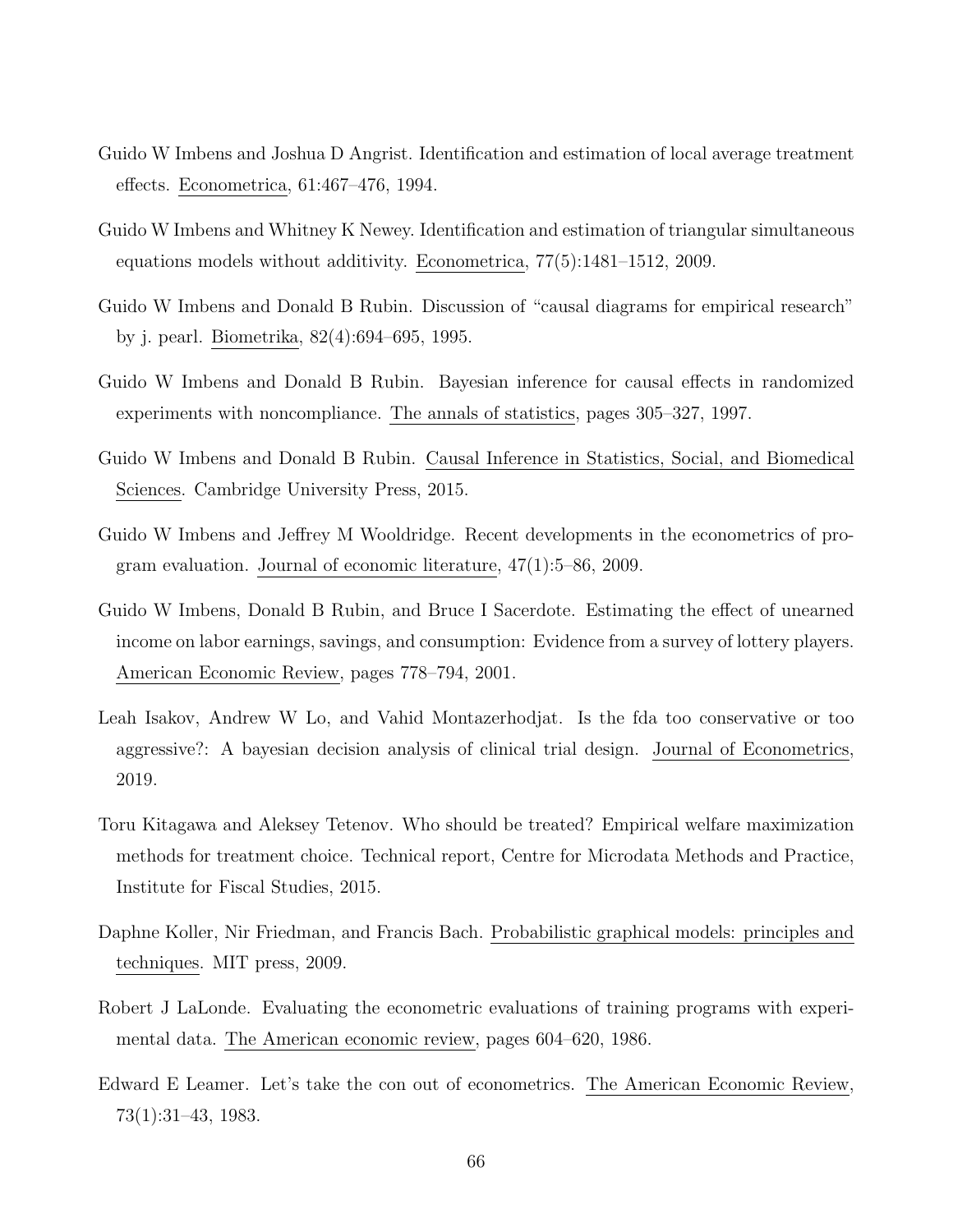Guido W Imbens and Joshua D Angrist. Identification and estimation of local average treatment effects. Econometrica, 61:467–476, 1994.

Guido W Imbens and Whitney K Newey. Identification and estimation of triangular simultaneous equations models without additivity. Econometrica, 77(5):1481–1512, 2009.

Guido W Imbens and Donald B Rubin. Discussion of "causal diagrams for empirical research" by j. pearl. Biometrika, 82(4):694–695, 1995.

Guido W Imbens and Donald B Rubin. Bayesian inference for causal effects in randomized experiments with noncompliance. The annals of statistics, pages 305–327, 1997.

Guido W Imbens and Donald B Rubin. Causal Inference in Statistics, Social, and Biomedical Sciences. Cambridge University Press, 2015.

Guido W Imbens and Jeffrey M Wooldridge. Recent developments in the econometrics of program evaluation. Journal of economic literature, 47(1):5–86, 2009.

Guido W Imbens, Donald B Rubin, and Bruce I Sacerdote. Estimating the effect of unearned income on labor earnings, savings, and consumption: Evidence from a survey of lottery players. American Economic Review, pages 778–794, 2001.

Leah Isakov, Andrew W Lo, and Vahid Montazerhodjat. Is the fda too conservative or too aggressive?: A bayesian decision analysis of clinical trial design. Journal of Econometrics, 2019.

Toru Kitagawa and Aleksey Tetenov. Who should be treated? Empirical welfare maximization methods for treatment choice. Technical report, Centre for Microdata Methods and Practice, Institute for Fiscal Studies, 2015.

Daphne Koller, Nir Friedman, and Francis Bach. Probabilistic graphical models: principles and techniques. MIT press, 2009.

Robert J LaLonde. Evaluating the econometric evaluations of training programs with experimental data. The American economic review, pages 604–620, 1986.

Edward E Leamer. Let's take the con out of econometrics. The American Economic Review, 73(1):31–43, 1983.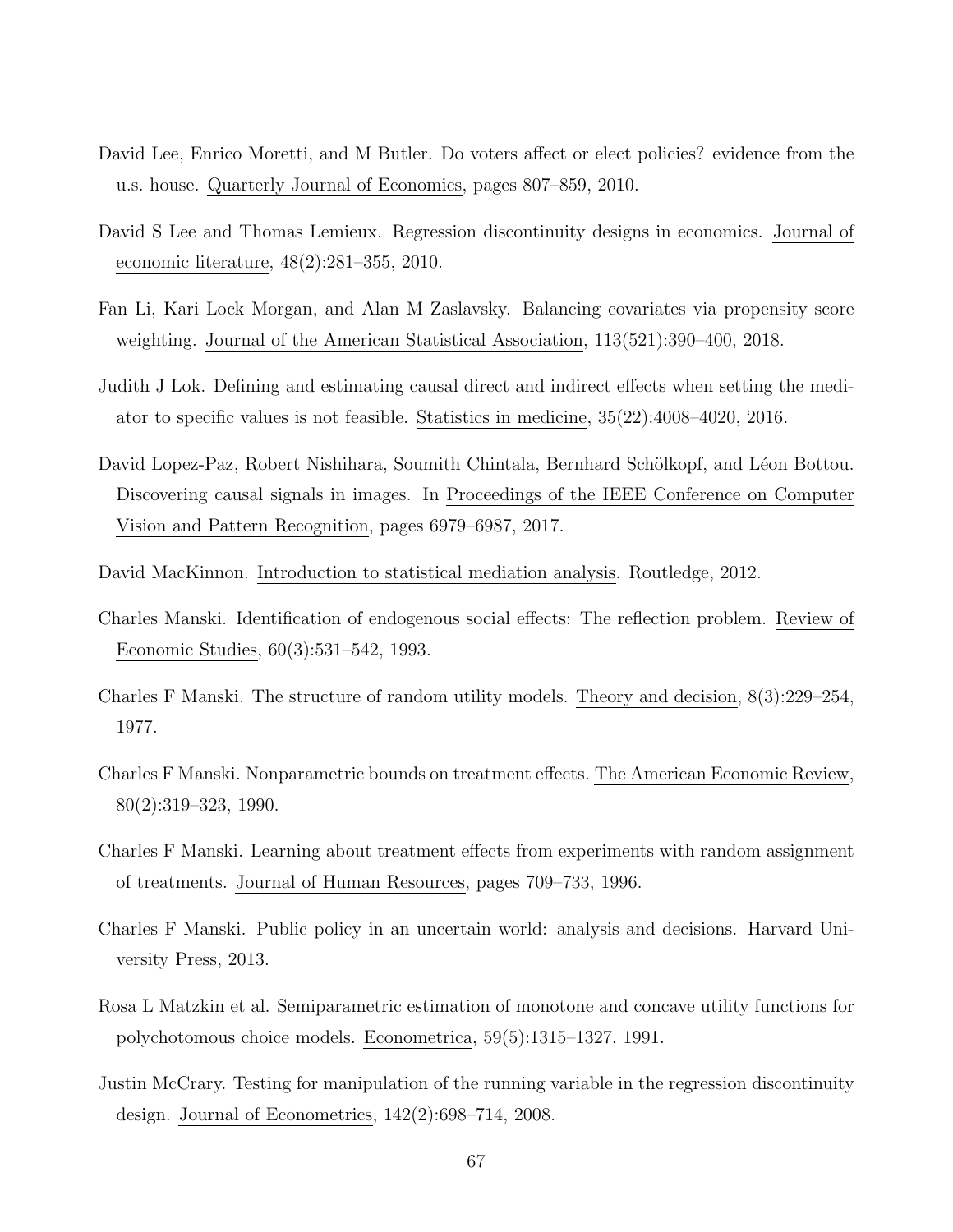David Lee, Enrico Moretti, and M Butler. Do voters affect or elect policies? evidence from the u.s. house. Quarterly Journal of Economics, pages 807–859, 2010.

David S Lee and Thomas Lemieux. Regression discontinuity designs in economics. Journal of economic literature, 48(2):281–355, 2010.

Fan Li, Kari Lock Morgan, and Alan M Zaslavsky. Balancing covariates via propensity score weighting. Journal of the American Statistical Association, 113(521):390–400, 2018.

Judith J Lok. Defining and estimating causal direct and indirect effects when setting the mediator to specific values is not feasible. Statistics in medicine, 35(22):4008–4020, 2016.

David Lopez-Paz, Robert Nishihara, Soumith Chintala, Bernhard Schölkopf, and Léon Bottou. Discovering causal signals in images. In Proceedings of the IEEE Conference on Computer Vision and Pattern Recognition, pages 6979–6987, 2017.

David MacKinnon. Introduction to statistical mediation analysis. Routledge, 2012.

Charles Manski. Identification of endogenous social effects: The reflection problem. Review of Economic Studies, 60(3):531–542, 1993.

Charles F Manski. The structure of random utility models. Theory and decision, 8(3):229–254, 1977.

Charles F Manski. Nonparametric bounds on treatment effects. The American Economic Review, 80(2):319–323, 1990.

Charles F Manski. Learning about treatment effects from experiments with random assignment of treatments. Journal of Human Resources, pages 709–733, 1996.

Charles F Manski. Public policy in an uncertain world: analysis and decisions. Harvard University Press, 2013.

Rosa L Matzkin et al. Semiparametric estimation of monotone and concave utility functions for polychotomous choice models. Econometrica, 59(5):1315–1327, 1991.

Justin McCrary. Testing for manipulation of the running variable in the regression discontinuity design. Journal of Econometrics, 142(2):698–714, 2008.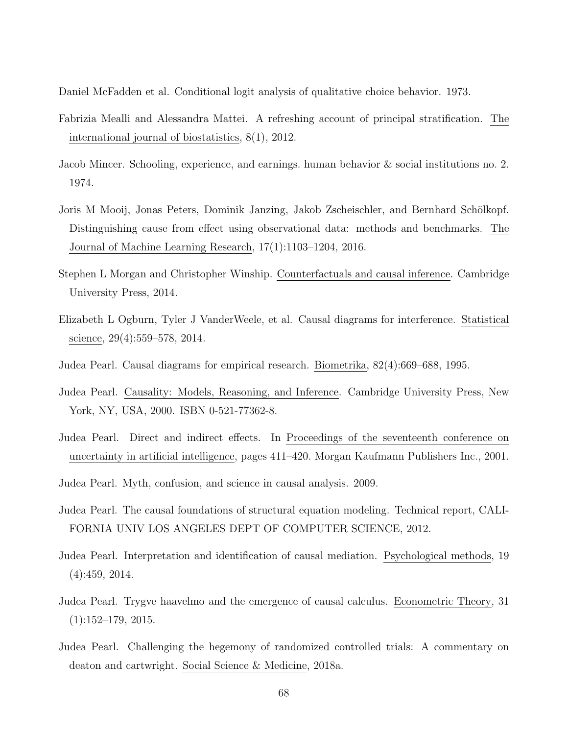Daniel McFadden et al. Conditional logit analysis of qualitative choice behavior. 1973.

Fabrizia Mealli and Alessandra Mattei. A refreshing account of principal stratification. The international journal of biostatistics, 8(1), 2012.

Jacob Mincer. Schooling, experience, and earnings. human behavior & social institutions no. 2. 1974.

Joris M Mooij, Jonas Peters, Dominik Janzing, Jakob Zscheischler, and Bernhard Schölkopf. Distinguishing cause from effect using observational data: methods and benchmarks. The Journal of Machine Learning Research, 17(1):1103–1204, 2016.

Stephen L Morgan and Christopher Winship. Counterfactuals and causal inference. Cambridge University Press, 2014.

Elizabeth L Ogburn, Tyler J VanderWeele, et al. Causal diagrams for interference. Statistical science, 29(4):559–578, 2014.

Judea Pearl. Causal diagrams for empirical research. Biometrika, 82(4):669–688, 1995.

Judea Pearl. Causality: Models, Reasoning, and Inference. Cambridge University Press, New York, NY, USA, 2000. ISBN 0-521-77362-8.

Judea Pearl. Direct and indirect effects. In Proceedings of the seventeenth conference on uncertainty in artificial intelligence, pages 411–420. Morgan Kaufmann Publishers Inc., 2001.

Judea Pearl. Myth, confusion, and science in causal analysis. 2009.

Judea Pearl. The causal foundations of structural equation modeling. Technical report, CALIFORNIA UNIV LOS ANGELES DEPT OF COMPUTER SCIENCE, 2012.

Judea Pearl. Interpretation and identification of causal mediation. Psychological methods, 19 (4):459, 2014.

Judea Pearl. Trygve haavelmo and the emergence of causal calculus. Econometric Theory, 31 (1):152–179, 2015.

Judea Pearl. Challenging the hegemony of randomized controlled trials: A commentary on deaton and cartwright. Social Science & Medicine, 2018a.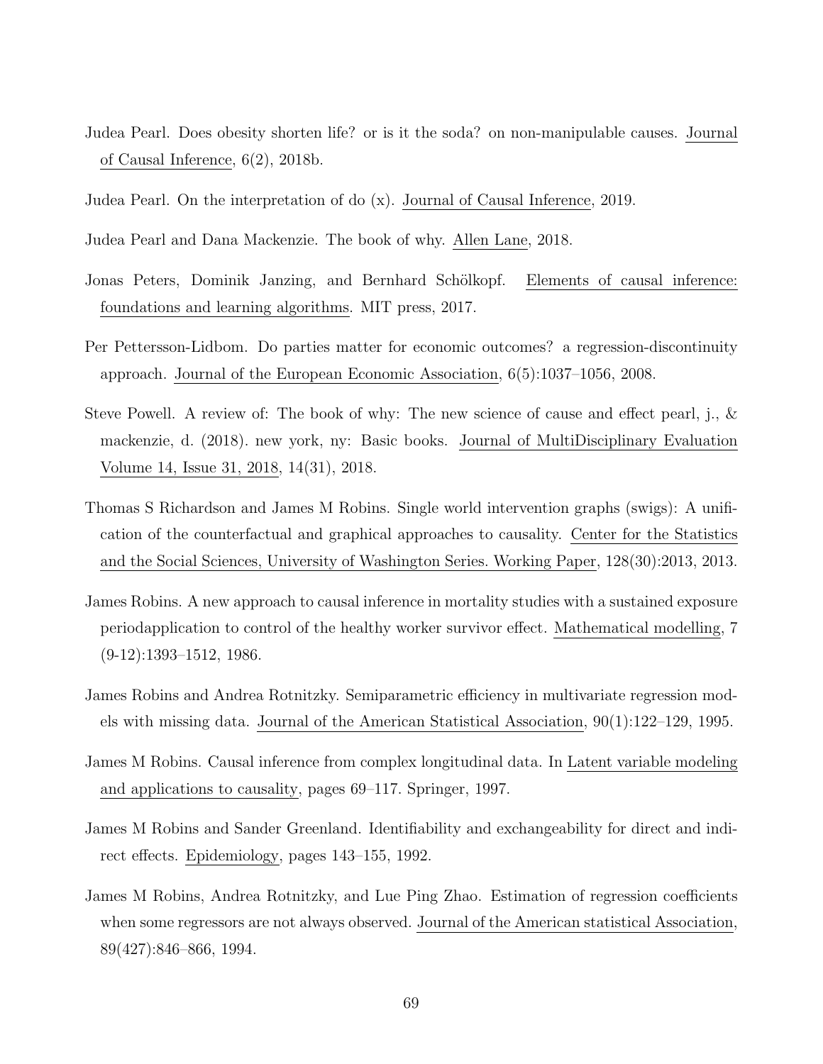Judea Pearl. Does obesity shorten life? or is it the soda? on non-manipulable causes. Journal of Causal Inference, 6(2), 2018b.

Judea Pearl. On the interpretation of do (x). Journal of Causal Inference, 2019.

Judea Pearl and Dana Mackenzie. The book of why. Allen Lane, 2018.

Jonas Peters, Dominik Janzing, and Bernhard Schölkopf. Elements of causal inference: foundations and learning algorithms. MIT press, 2017.

Per Pettersson-Lidbom. Do parties matter for economic outcomes? a regression-discontinuity approach. Journal of the European Economic Association, 6(5):1037–1056, 2008.

Steve Powell. A review of: The book of why: The new science of cause and effect pearl, j., & mackenzie, d. (2018). new york, ny: Basic books. Journal of MultiDisciplinary Evaluation Volume 14, Issue 31, 2018, 14(31), 2018.

Thomas S Richardson and James M Robins. Single world intervention graphs (swigs): A unification of the counterfactual and graphical approaches to causality. Center for the Statistics and the Social Sciences, University of Washington Series. Working Paper, 128(30):2013, 2013.

James Robins. A new approach to causal inference in mortality studies with a sustained exposure periodapplication to control of the healthy worker survivor effect. Mathematical modelling, 7 (9-12):1393–1512, 1986.

James Robins and Andrea Rotnitzky. Semiparametric efficiency in multivariate regression models with missing data. Journal of the American Statistical Association, 90(1):122–129, 1995.

James M Robins. Causal inference from complex longitudinal data. In Latent variable modeling and applications to causality, pages 69–117. Springer, 1997.

James M Robins and Sander Greenland. Identifiability and exchangeability for direct and indirect effects. Epidemiology, pages 143–155, 1992.

James M Robins, Andrea Rotnitzky, and Lue Ping Zhao. Estimation of regression coefficients when some regressors are not always observed. Journal of the American statistical Association, 89(427):846–866, 1994.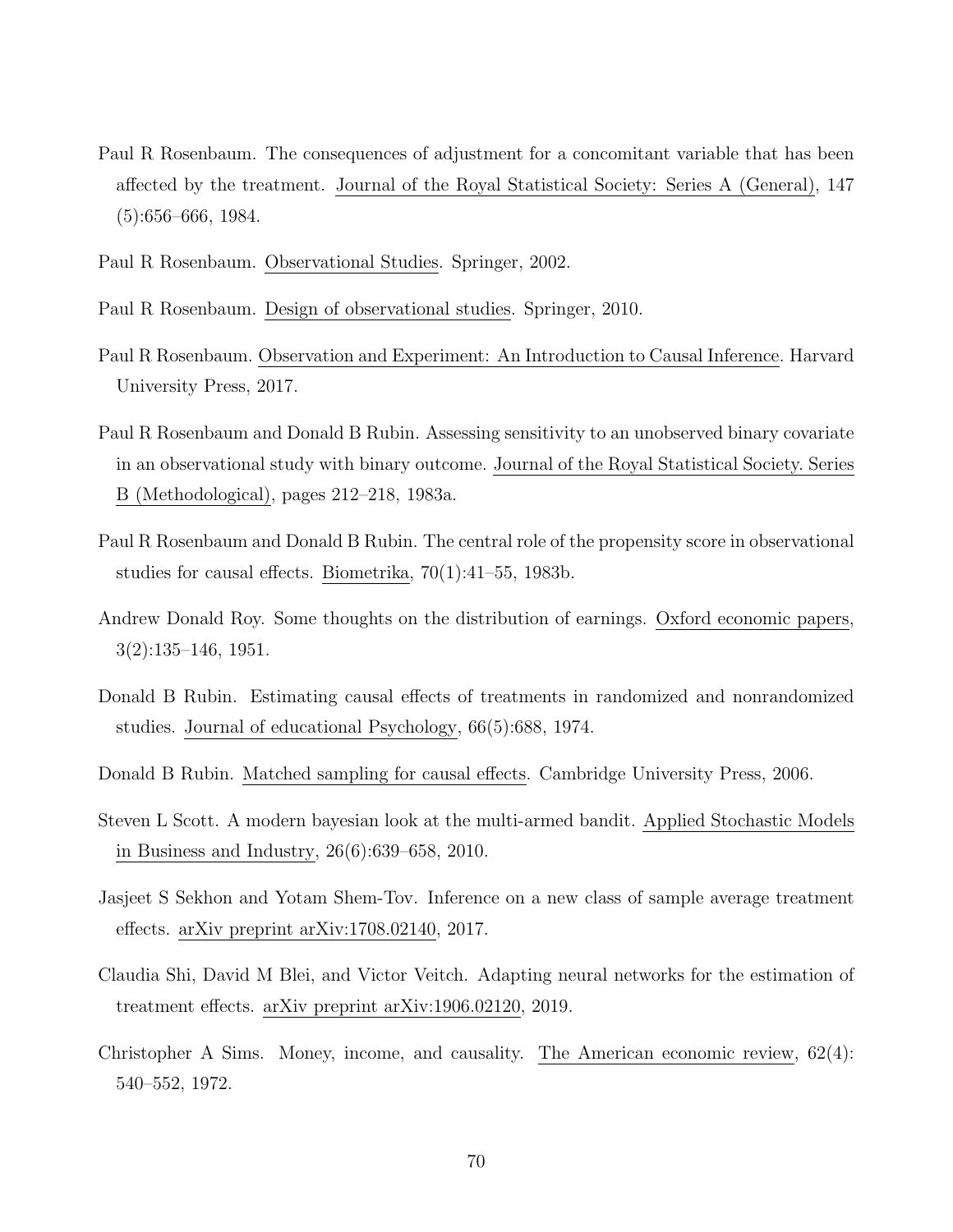Paul R Rosenbaum. The consequences of adjustment for a concomitant variable that has been affected by the treatment. Journal of the Royal Statistical Society: Series A (General), 147 (5):656–666, 1984.

Paul R Rosenbaum. Observational Studies. Springer, 2002.

Paul R Rosenbaum. Design of observational studies. Springer, 2010.

Paul R Rosenbaum. Observation and Experiment: An Introduction to Causal Inference. Harvard University Press, 2017.

Paul R Rosenbaum and Donald B Rubin. Assessing sensitivity to an unobserved binary covariate in an observational study with binary outcome. Journal of the Royal Statistical Society. Series B (Methodological), pages 212–218, 1983a.

Paul R Rosenbaum and Donald B Rubin. The central role of the propensity score in observational studies for causal effects. Biometrika, 70(1):41–55, 1983b.

Andrew Donald Roy. Some thoughts on the distribution of earnings. Oxford economic papers, 3(2):135–146, 1951.

Donald B Rubin. Estimating causal effects of treatments in randomized and nonrandomized studies. Journal of educational Psychology, 66(5):688, 1974.

Donald B Rubin. Matched sampling for causal effects. Cambridge University Press, 2006.

Steven L Scott. A modern bayesian look at the multi-armed bandit. Applied Stochastic Models in Business and Industry, 26(6):639–658, 2010.

Jasjeet S Sekhon and Yotam Shem-Tov. Inference on a new class of sample average treatment effects. arXiv preprint arXiv:1708.02140, 2017.

Claudia Shi, David M Blei, and Victor Veitch. Adapting neural networks for the estimation of treatment effects. arXiv preprint arXiv:1906.02120, 2019.

Christopher A Sims. Money, income, and causality. The American economic review, 62(4): 540–552, 1972.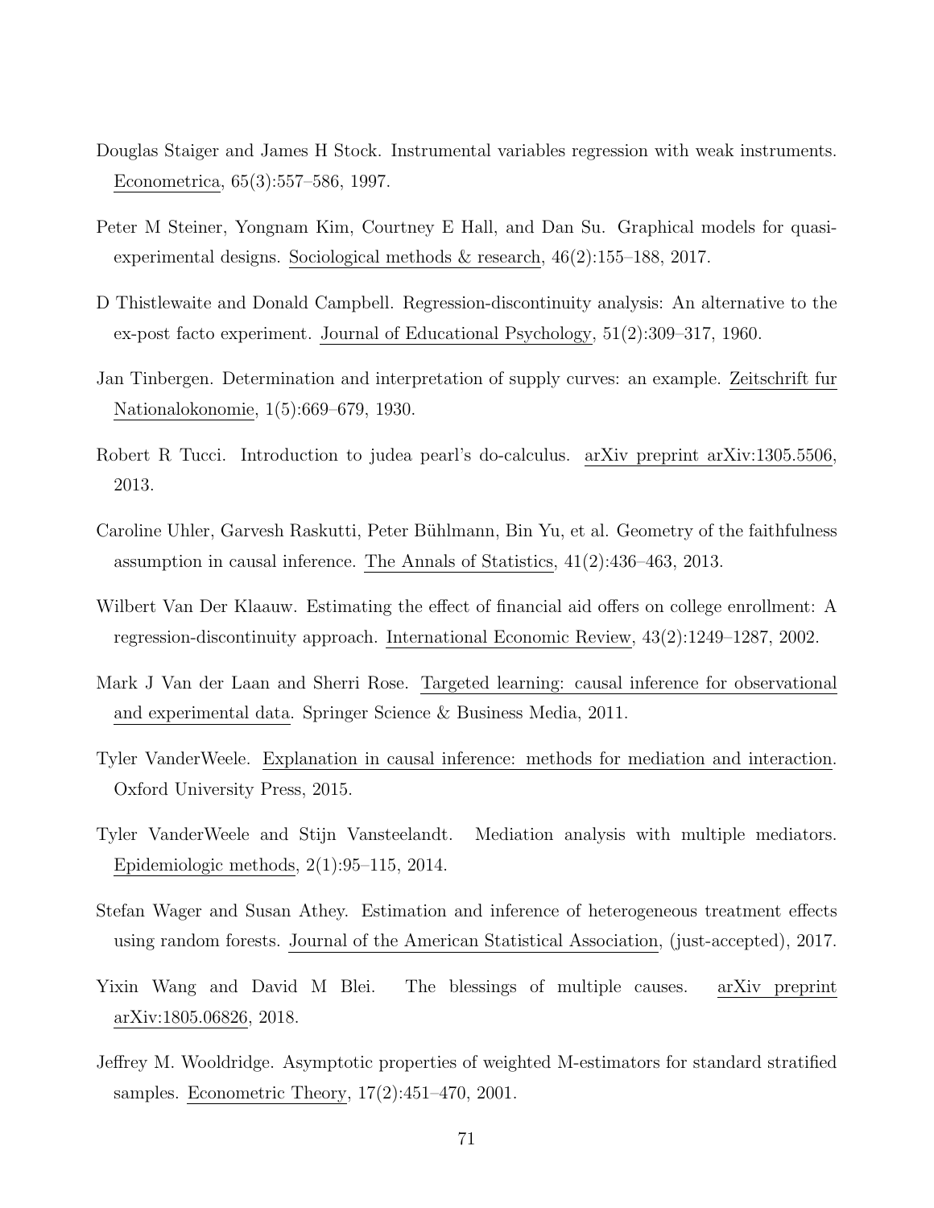Douglas Staiger and James H Stock. Instrumental variables regression with weak instruments. Econometrica, 65(3):557–586, 1997.

Peter M Steiner, Yongnam Kim, Courtney E Hall, and Dan Su. Graphical models for quasi-experimental designs. Sociological methods & research, 46(2):155–188, 2017.

D Thistlewaite and Donald Campbell. Regression-discontinuity analysis: An alternative to the ex-post facto experiment. Journal of Educational Psychology, 51(2):309–317, 1960.

Jan Tinbergen. Determination and interpretation of supply curves: an example. Zeitschrift fur Nationalokonomie, 1(5):669–679, 1930.

Robert R Tucci. Introduction to judea pearl's do-calculus. arXiv preprint arXiv:1305.5506, 2013.

Caroline Uhler, Garvesh Raskutti, Peter Bühlmann, Bin Yu, et al. Geometry of the faithfulness assumption in causal inference. The Annals of Statistics, 41(2):436–463, 2013.

Wilbert Van Der Klaauw. Estimating the effect of financial aid offers on college enrollment: A regression-discontinuity approach. International Economic Review, 43(2):1249–1287, 2002.

Mark J Van der Laan and Sherri Rose. Targeted learning: causal inference for observational and experimental data. Springer Science & Business Media, 2011.

Tyler VanderWeele. Explanation in causal inference: methods for mediation and interaction. Oxford University Press, 2015.

Tyler VanderWeele and Stijn Vansteelandt. Mediation analysis with multiple mediators. Epidemiologic methods, 2(1):95–115, 2014.

Stefan Wager and Susan Athey. Estimation and inference of heterogeneous treatment effects using random forests. Journal of the American Statistical Association, (just-accepted), 2017.

Yixin Wang and David M Blei. The blessings of multiple causes. arXiv preprint arXiv:1805.06826, 2018.

Jeffrey M. Wooldridge. Asymptotic properties of weighted M-estimators for standard stratified samples. Econometric Theory, 17(2):451–470, 2001.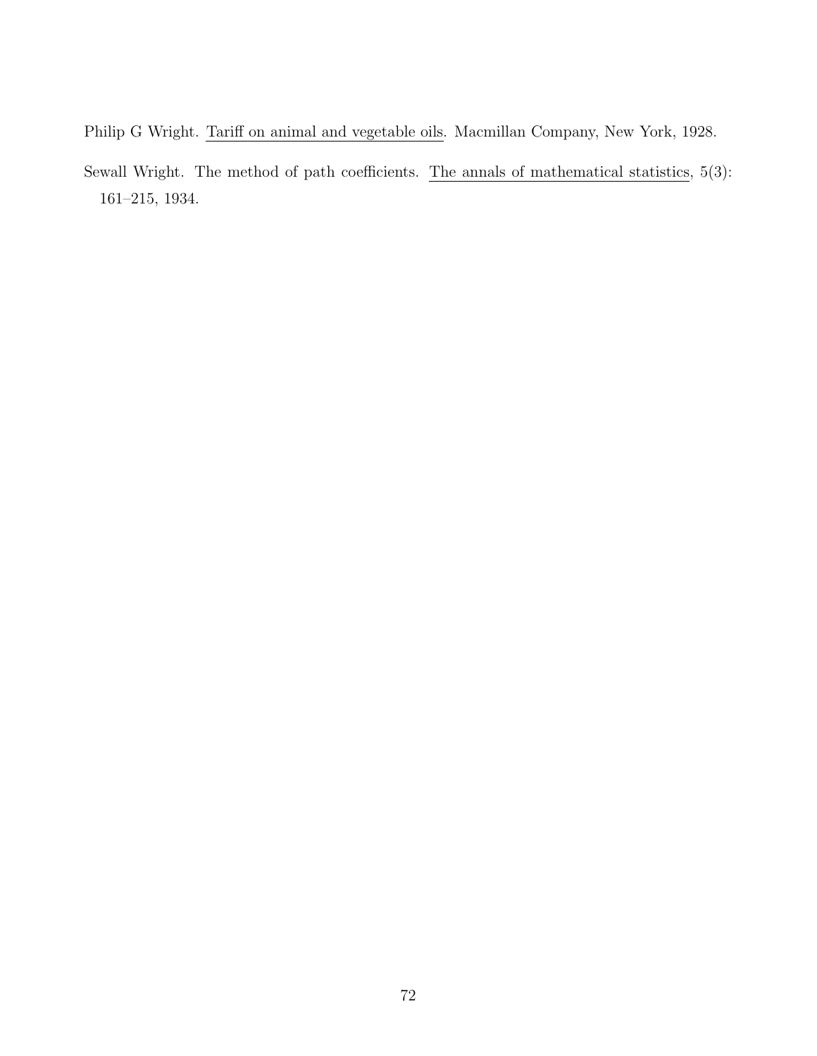Philip G Wright. Tariff on animal and vegetable oils. Macmillan Company, New York, 1928.

Sewall Wright. The method of path coefficients. The annals of mathematical statistics, 5(3): 161–215, 1934.